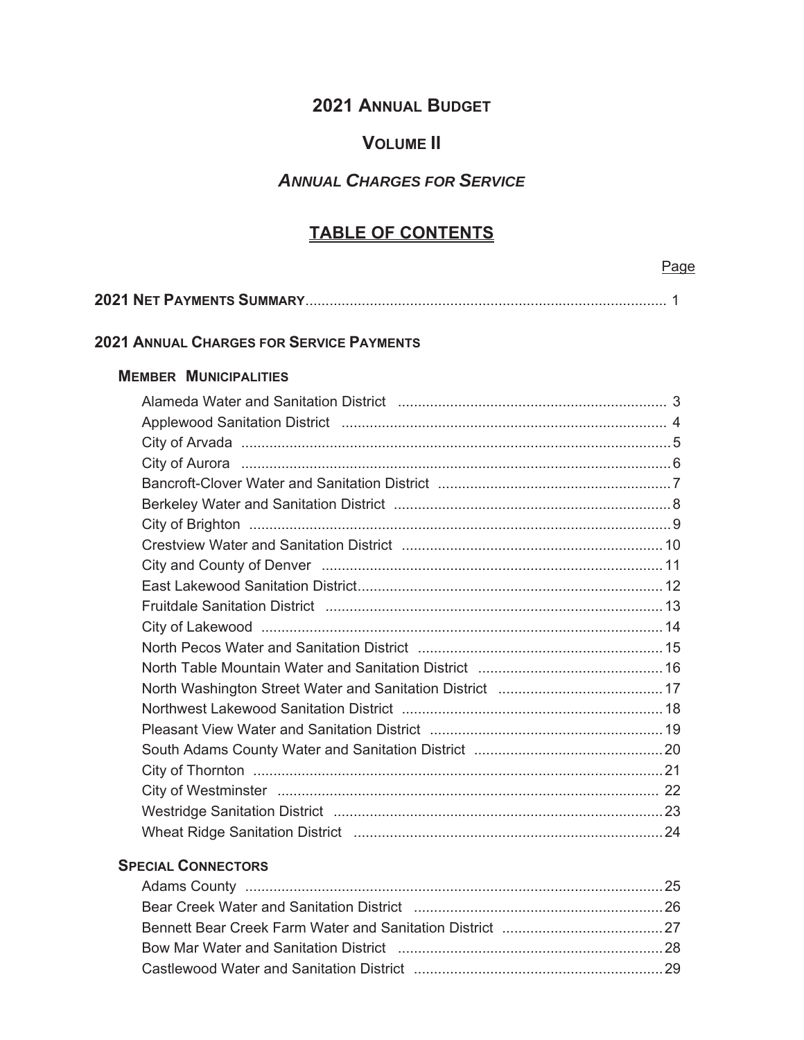# 2021 Annual Budget

## Volume II

## *Annual Charges for Service*

## TABLE OF CONTENTS

| | Page |
|---|---|
| **2021 Net Payments Summary** | 1 |
| **2021 Annual Charges for Service Payments** | |
| **Member Municipalities** | |
| Alameda Water and Sanitation District | 3 |
| Applewood Sanitation District | 4 |
| City of Arvada | 5 |
| City of Aurora | 6 |
| Bancroft-Clover Water and Sanitation District | 7 |
| Berkeley Water and Sanitation District | 8 |
| City of Brighton | 9 |
| Crestview Water and Sanitation District | 10 |
| City and County of Denver | 11 |
| East Lakewood Sanitation District | 12 |
| Fruitdale Sanitation District | 13 |
| City of Lakewood | 14 |
| North Pecos Water and Sanitation District | 15 |
| North Table Mountain Water and Sanitation District | 16 |
| North Washington Street Water and Sanitation District | 17 |
| Northwest Lakewood Sanitation District | 18 |
| Pleasant View Water and Sanitation District | 19 |
| South Adams County Water and Sanitation District | 20 |
| City of Thornton | 21 |
| City of Westminster | 22 |
| Westridge Sanitation District | 23 |
| Wheat Ridge Sanitation District | 24 |
| **Special Connectors** | |
| Adams County | 25 |
| Bear Creek Water and Sanitation District | 26 |
| Bennett Bear Creek Farm Water and Sanitation District | 27 |
| Bow Mar Water and Sanitation District | 28 |
| Castlewood Water and Sanitation District | 29 |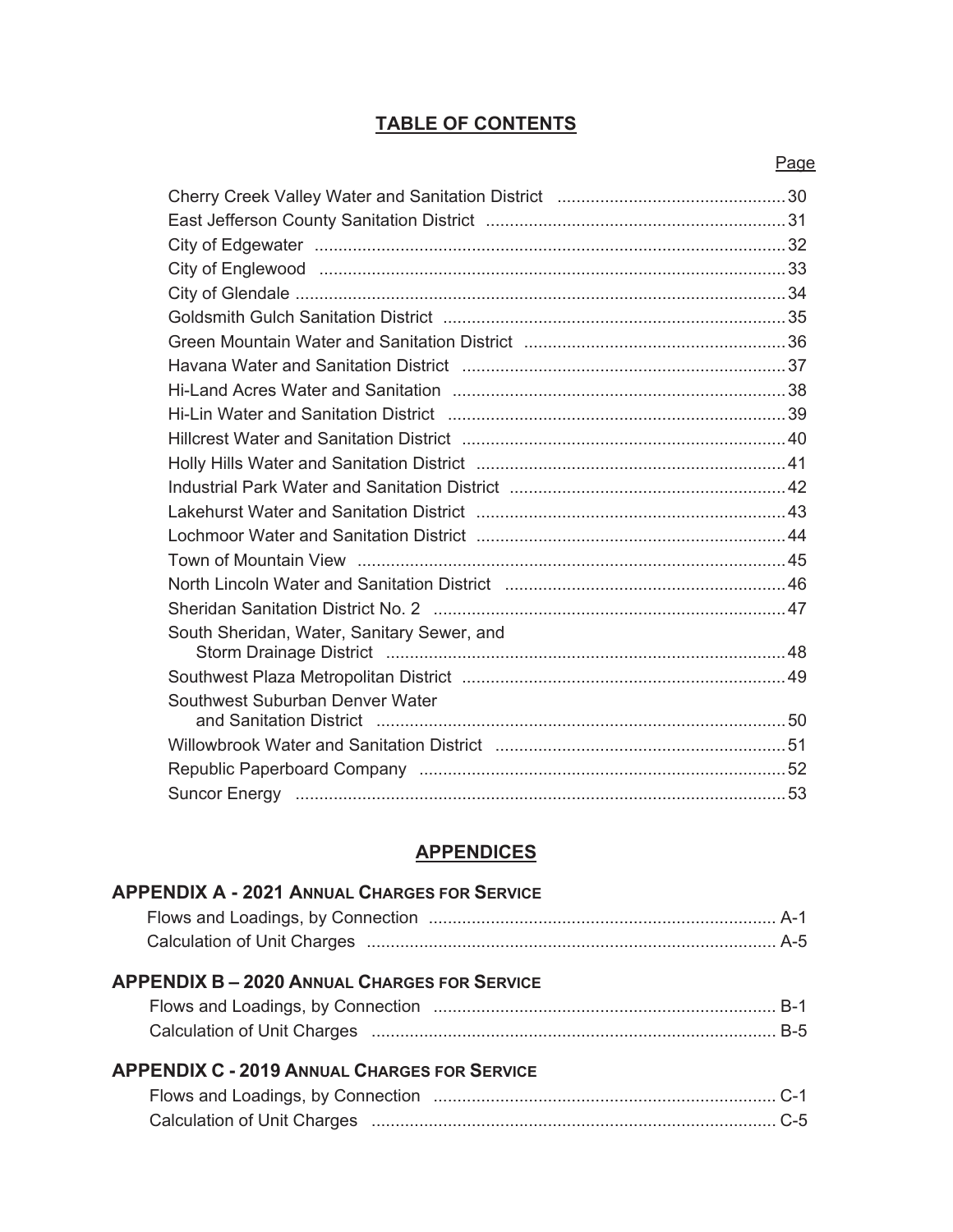## TABLE OF CONTENTS

| | Page |
|---|---|
| Cherry Creek Valley Water and Sanitation District | 30 |
| East Jefferson County Sanitation District | 31 |
| City of Edgewater | 32 |
| City of Englewood | 33 |
| City of Glendale | 34 |
| Goldsmith Gulch Sanitation District | 35 |
| Green Mountain Water and Sanitation District | 36 |
| Havana Water and Sanitation District | 37 |
| Hi-Land Acres Water and Sanitation | 38 |
| Hi-Lin Water and Sanitation District | 39 |
| Hillcrest Water and Sanitation District | 40 |
| Holly Hills Water and Sanitation District | 41 |
| Industrial Park Water and Sanitation District | 42 |
| Lakehurst Water and Sanitation District | 43 |
| Lochmoor Water and Sanitation District | 44 |
| Town of Mountain View | 45 |
| North Lincoln Water and Sanitation District | 46 |
| Sheridan Sanitation District No. 2 | 47 |
| South Sheridan, Water, Sanitary Sewer, and Storm Drainage District | 48 |
| Southwest Plaza Metropolitan District | 49 |
| Southwest Suburban Denver Water and Sanitation District | 50 |
| Willowbrook Water and Sanitation District | 51 |
| Republic Paperboard Company | 52 |
| Suncor Energy | 53 |

## APPENDICES

### APPENDIX A - 2021 ANNUAL CHARGES FOR SERVICE

| | |
|---|---|
| Flows and Loadings, by Connection | A-1 |
| Calculation of Unit Charges | A-5 |

### APPENDIX B – 2020 ANNUAL CHARGES FOR SERVICE

| | |
|---|---|
| Flows and Loadings, by Connection | B-1 |
| Calculation of Unit Charges | B-5 |

### APPENDIX C - 2019 ANNUAL CHARGES FOR SERVICE

| | |
|---|---|
| Flows and Loadings, by Connection | C-1 |
| Calculation of Unit Charges | C-5 |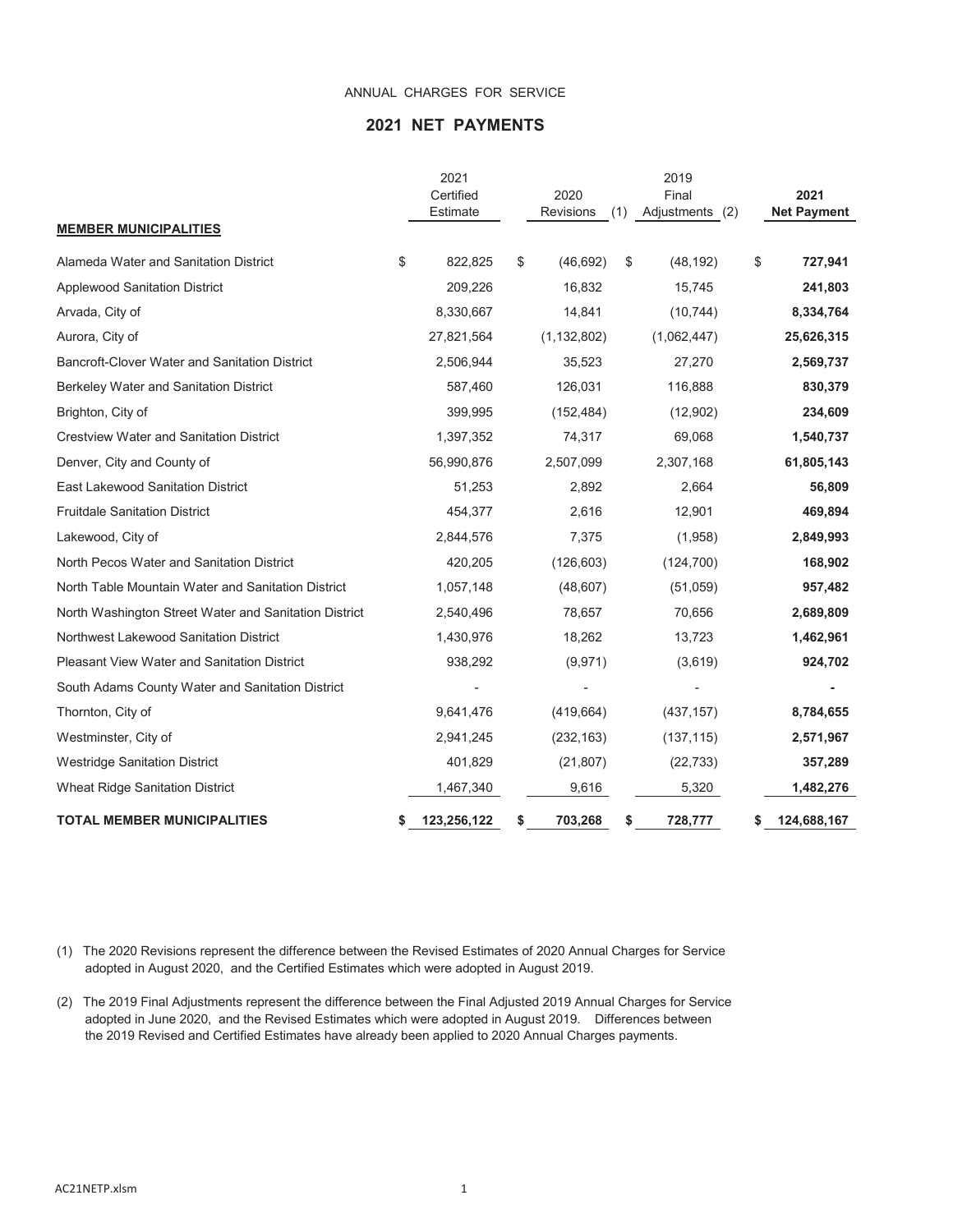ANNUAL CHARGES FOR SERVICE

## 2021 NET PAYMENTS

| MEMBER MUNICIPALITIES | 2021 Certified Estimate | 2020 Revisions (1) | 2019 Final Adjustments (2) | **2021 Net Payment** |
|---|---|---|---|---|
| Alameda Water and Sanitation District | $ 822,825 | $ (46,692) | $ (48,192) | $ **727,941** |
| Applewood Sanitation District | 209,226 | 16,832 | 15,745 | **241,803** |
| Arvada, City of | 8,330,667 | 14,841 | (10,744) | **8,334,764** |
| Aurora, City of | 27,821,564 | (1,132,802) | (1,062,447) | **25,626,315** |
| Bancroft-Clover Water and Sanitation District | 2,506,944 | 35,523 | 27,270 | **2,569,737** |
| Berkeley Water and Sanitation District | 587,460 | 126,031 | 116,888 | **830,379** |
| Brighton, City of | 399,995 | (152,484) | (12,902) | **234,609** |
| Crestview Water and Sanitation District | 1,397,352 | 74,317 | 69,068 | **1,540,737** |
| Denver, City and County of | 56,990,876 | 2,507,099 | 2,307,168 | **61,805,143** |
| East Lakewood Sanitation District | 51,253 | 2,892 | 2,664 | **56,809** |
| Fruitdale Sanitation District | 454,377 | 2,616 | 12,901 | **469,894** |
| Lakewood, City of | 2,844,576 | 7,375 | (1,958) | **2,849,993** |
| North Pecos Water and Sanitation District | 420,205 | (126,603) | (124,700) | **168,902** |
| North Table Mountain Water and Sanitation District | 1,057,148 | (48,607) | (51,059) | **957,482** |
| North Washington Street Water and Sanitation District | 2,540,496 | 78,657 | 70,656 | **2,689,809** |
| Northwest Lakewood Sanitation District | 1,430,976 | 18,262 | 13,723 | **1,462,961** |
| Pleasant View Water and Sanitation District | 938,292 | (9,971) | (3,619) | **924,702** |
| South Adams County Water and Sanitation District | - | - | - | **-** |
| Thornton, City of | 9,641,476 | (419,664) | (437,157) | **8,784,655** |
| Westminster, City of | 2,941,245 | (232,163) | (137,115) | **2,571,967** |
| Westridge Sanitation District | 401,829 | (21,807) | (22,733) | **357,289** |
| Wheat Ridge Sanitation District | 1,467,340 | 9,616 | 5,320 | **1,482,276** |
| **TOTAL MEMBER MUNICIPALITIES** | **$ 123,256,122** | **$ 703,268** | **$ 728,777** | **$ 124,688,167** |

(1) The 2020 Revisions represent the difference between the Revised Estimates of 2020 Annual Charges for Service adopted in August 2020, and the Certified Estimates which were adopted in August 2019.

(2) The 2019 Final Adjustments represent the difference between the Final Adjusted 2019 Annual Charges for Service adopted in June 2020, and the Revised Estimates which were adopted in August 2019. Differences between the 2019 Revised and Certified Estimates have already been applied to 2020 Annual Charges payments.

AC21NETP.xlsm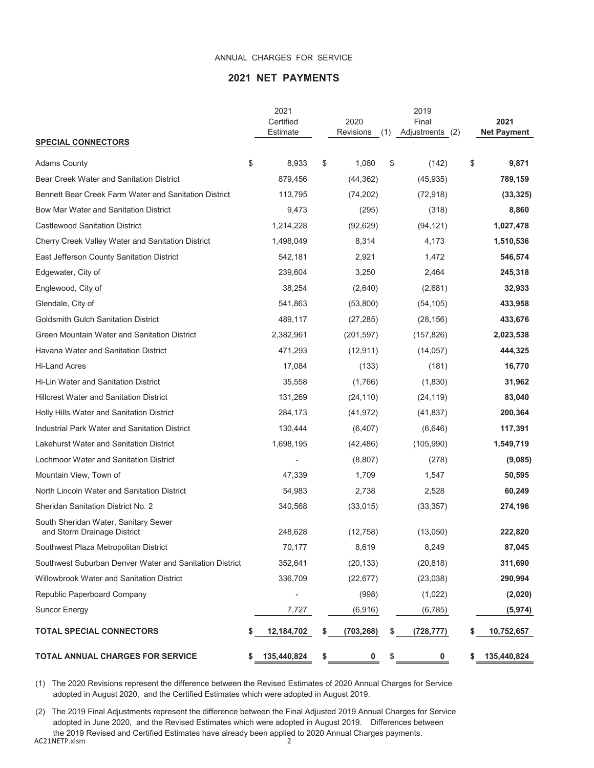ANNUAL CHARGES FOR SERVICE

## 2021 NET PAYMENTS

| SPECIAL CONNECTORS | 2021 Certified Estimate | 2020 Revisions (1) | 2019 Final Adjustments (2) | 2021 Net Payment |
|---|---|---|---|---|
| Adams County | $ 8,933 | $ 1,080 | $ (142) | $ **9,871** |
| Bear Creek Water and Sanitation District | 879,456 | (44,362) | (45,935) | **789,159** |
| Bennett Bear Creek Farm Water and Sanitation District | 113,795 | (74,202) | (72,918) | **(33,325)** |
| Bow Mar Water and Sanitation District | 9,473 | (295) | (318) | **8,860** |
| Castlewood Sanitation District | 1,214,228 | (92,629) | (94,121) | **1,027,478** |
| Cherry Creek Valley Water and Sanitation District | 1,498,049 | 8,314 | 4,173 | **1,510,536** |
| East Jefferson County Sanitation District | 542,181 | 2,921 | 1,472 | **546,574** |
| Edgewater, City of | 239,604 | 3,250 | 2,464 | **245,318** |
| Englewood, City of | 38,254 | (2,640) | (2,681) | **32,933** |
| Glendale, City of | 541,863 | (53,800) | (54,105) | **433,958** |
| Goldsmith Gulch Sanitation District | 489,117 | (27,285) | (28,156) | **433,676** |
| Green Mountain Water and Sanitation District | 2,382,961 | (201,597) | (157,826) | **2,023,538** |
| Havana Water and Sanitation District | 471,293 | (12,911) | (14,057) | **444,325** |
| Hi-Land Acres | 17,084 | (133) | (181) | **16,770** |
| Hi-Lin Water and Sanitation District | 35,558 | (1,766) | (1,830) | **31,962** |
| Hillcrest Water and Sanitation District | 131,269 | (24,110) | (24,119) | **83,040** |
| Holly Hills Water and Sanitation District | 284,173 | (41,972) | (41,837) | **200,364** |
| Industrial Park Water and Sanitation District | 130,444 | (6,407) | (6,646) | **117,391** |
| Lakehurst Water and Sanitation District | 1,698,195 | (42,486) | (105,990) | **1,549,719** |
| Lochmoor Water and Sanitation District | - | (8,807) | (278) | **(9,085)** |
| Mountain View, Town of | 47,339 | 1,709 | 1,547 | **50,595** |
| North Lincoln Water and Sanitation District | 54,983 | 2,738 | 2,528 | **60,249** |
| Sheridan Sanitation District No. 2 | 340,568 | (33,015) | (33,357) | **274,196** |
| South Sheridan Water, Sanitary Sewer and Storm Drainage District | 248,628 | (12,758) | (13,050) | **222,820** |
| Southwest Plaza Metropolitan District | 70,177 | 8,619 | 8,249 | **87,045** |
| Southwest Suburban Denver Water and Sanitation District | 352,641 | (20,133) | (20,818) | **311,690** |
| Willowbrook Water and Sanitation District | 336,709 | (22,677) | (23,038) | **290,994** |
| Republic Paperboard Company | - | (998) | (1,022) | **(2,020)** |
| Suncor Energy | 7,727 | (6,916) | (6,785) | **(5,974)** |
| **TOTAL SPECIAL CONNECTORS** | **$ 12,184,702** | **$ (703,268)** | **$ (728,777)** | **$ 10,752,657** |
| **TOTAL ANNUAL CHARGES FOR SERVICE** | **$ 135,440,824** | **$ 0** | **$ 0** | **$ 135,440,824** |

(1) The 2020 Revisions represent the difference between the Revised Estimates of 2020 Annual Charges for Service adopted in August 2020, and the Certified Estimates which were adopted in August 2019.

(2) The 2019 Final Adjustments represent the difference between the Final Adjusted 2019 Annual Charges for Service adopted in June 2020, and the Revised Estimates which were adopted in August 2019. Differences between the 2019 Revised and Certified Estimates have already been applied to 2020 Annual Charges payments.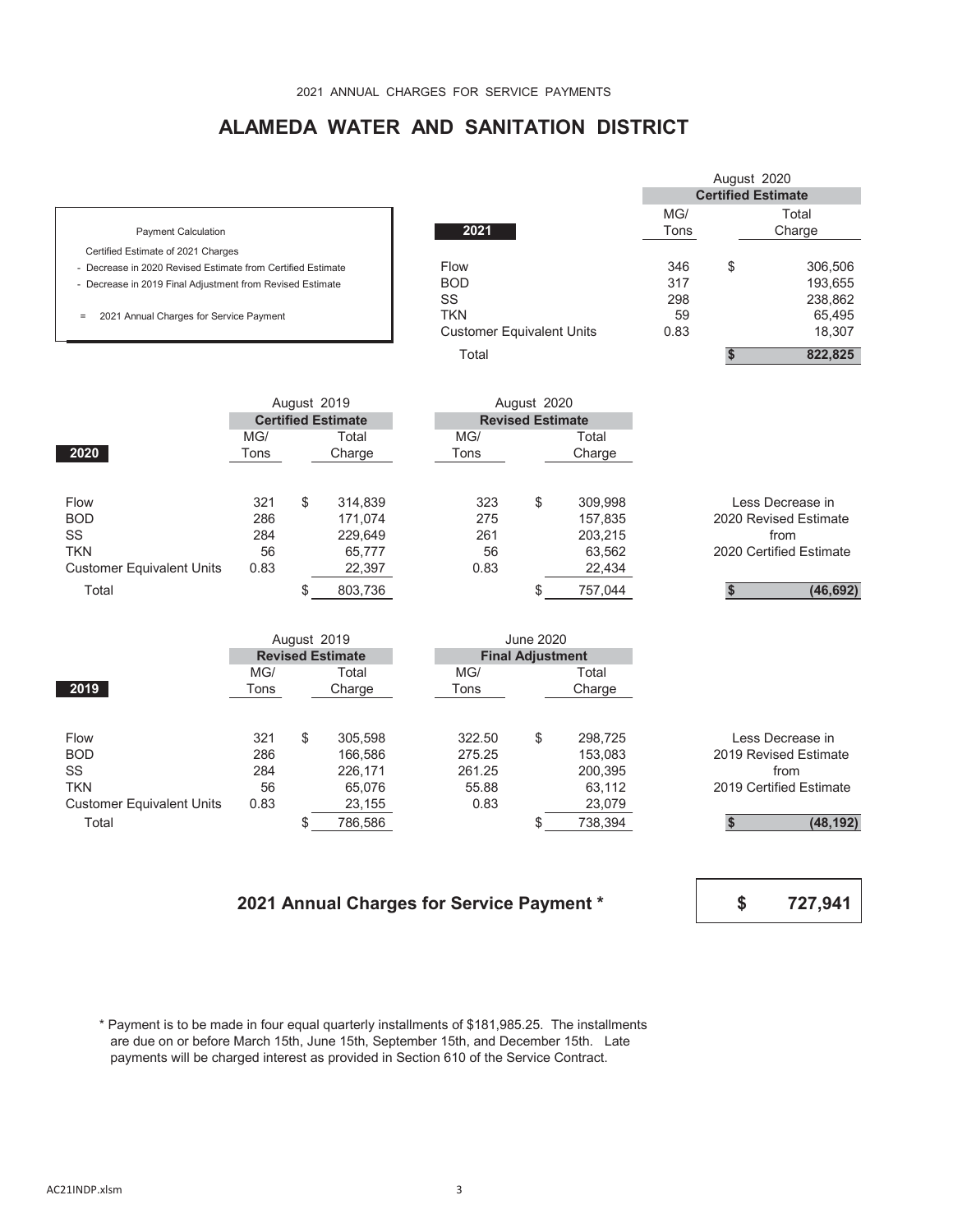2021 ANNUAL CHARGES FOR SERVICE PAYMENTS

# ALAMEDA WATER AND SANITATION DISTRICT

Payment Calculation

Certified Estimate of 2021 Charges
- Decrease in 2020 Revised Estimate from Certified Estimate
- Decrease in 2019 Final Adjustment from Revised Estimate

= 2021 Annual Charges for Service Payment

| | August 2020 Certified Estimate | |
|---|---|---|
| **2021** | MG/ Tons | Total Charge |
| Flow | 346 | $ 306,506 |
| BOD | 317 | 193,655 |
| SS | 298 | 238,862 |
| TKN | 59 | 65,495 |
| Customer Equivalent Units | 0.83 | 18,307 |
| Total | | **$ 822,825** |

| | August 2019 Certified Estimate | | August 2020 Revised Estimate | | |
|---|---|---|---|---|---|
| **2020** | MG/ Tons | Total Charge | MG/ Tons | Total Charge | Less Decrease in 2020 Revised Estimate from 2020 Certified Estimate |
| Flow | 321 | $ 314,839 | 323 | $ 309,998 | |
| BOD | 286 | 171,074 | 275 | 157,835 | |
| SS | 284 | 229,649 | 261 | 203,215 | |
| TKN | 56 | 65,777 | 56 | 63,562 | |
| Customer Equivalent Units | 0.83 | 22,397 | 0.83 | 22,434 | |
| Total | | $ 803,736 | | $ 757,044 | **$ (46,692)** |

| | August 2019 Revised Estimate | | June 2020 Final Adjustment | | |
|---|---|---|---|---|---|
| **2019** | MG/ Tons | Total Charge | MG/ Tons | Total Charge | Less Decrease in 2019 Revised Estimate from 2019 Certified Estimate |
| Flow | 321 | $ 305,598 | 322.50 | $ 298,725 | |
| BOD | 286 | 166,586 | 275.25 | 153,083 | |
| SS | 284 | 226,171 | 261.25 | 200,395 | |
| TKN | 56 | 65,076 | 55.88 | 63,112 | |
| Customer Equivalent Units | 0.83 | 23,155 | 0.83 | 23,079 | |
| Total | | $ 786,586 | | $ 738,394 | **$ (48,192)** |

**2021 Annual Charges for Service Payment \*** **$ 727,941**

\* Payment is to be made in four equal quarterly installments of $181,985.25. The installments are due on or before March 15th, June 15th, September 15th, and December 15th. Late payments will be charged interest as provided in Section 610 of the Service Contract.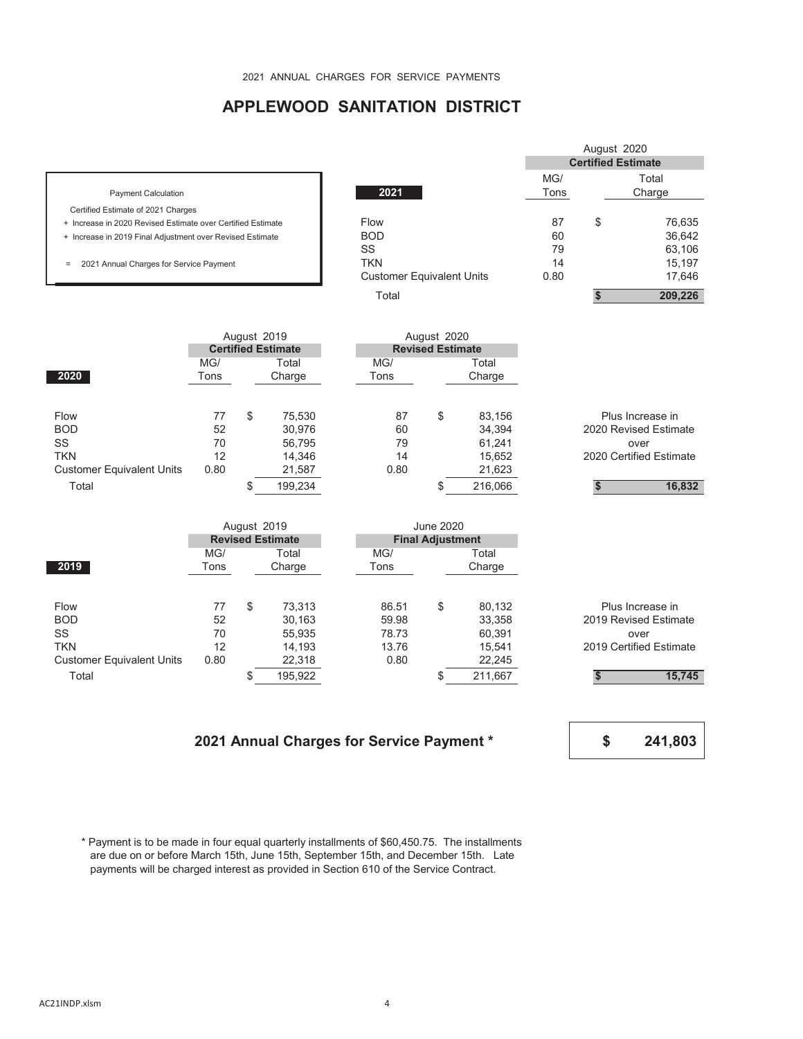2021 ANNUAL CHARGES FOR SERVICE PAYMENTS

# APPLEWOOD SANITATION DISTRICT

**Payment Calculation**

Certified Estimate of 2021 Charges
+ Increase in 2020 Revised Estimate over Certified Estimate
+ Increase in 2019 Final Adjustment over Revised Estimate

= 2021 Annual Charges for Service Payment

| 2021 | August 2020 Certified Estimate MG/ Tons | Total Charge |
|---|---|---|
| Flow | 87 | $ 76,635 |
| BOD | 60 | 36,642 |
| SS | 79 | 63,106 |
| TKN | 14 | 15,197 |
| Customer Equivalent Units | 0.80 | 17,646 |
| Total | | **$ 209,226** |

| 2020 | August 2019 Certified Estimate MG/ Tons | Total Charge | August 2020 Revised Estimate MG/ Tons | Total Charge | Plus Increase in 2020 Revised Estimate over 2020 Certified Estimate |
|---|---|---|---|---|---|
| Flow | 77 | $ 75,530 | 87 | $ 83,156 | |
| BOD | 52 | 30,976 | 60 | 34,394 | |
| SS | 70 | 56,795 | 79 | 61,241 | |
| TKN | 12 | 14,346 | 14 | 15,652 | |
| Customer Equivalent Units | 0.80 | 21,587 | 0.80 | 21,623 | |
| Total | | $ 199,234 | | $ 216,066 | **$ 16,832** |

| 2019 | August 2019 Revised Estimate MG/ Tons | Total Charge | June 2020 Final Adjustment MG/ Tons | Total Charge | Plus Increase in 2019 Revised Estimate over 2019 Certified Estimate |
|---|---|---|---|---|---|
| Flow | 77 | $ 73,313 | 86.51 | $ 80,132 | |
| BOD | 52 | 30,163 | 59.98 | 33,358 | |
| SS | 70 | 55,935 | 78.73 | 60,391 | |
| TKN | 12 | 14,193 | 13.76 | 15,541 | |
| Customer Equivalent Units | 0.80 | 22,318 | 0.80 | 22,245 | |
| Total | | $ 195,922 | | $ 211,667 | **$ 15,745** |

## 2021 Annual Charges for Service Payment * — $ 241,803

* Payment is to be made in four equal quarterly installments of $60,450.75. The installments are due on or before March 15th, June 15th, September 15th, and December 15th. Late payments will be charged interest as provided in Section 610 of the Service Contract.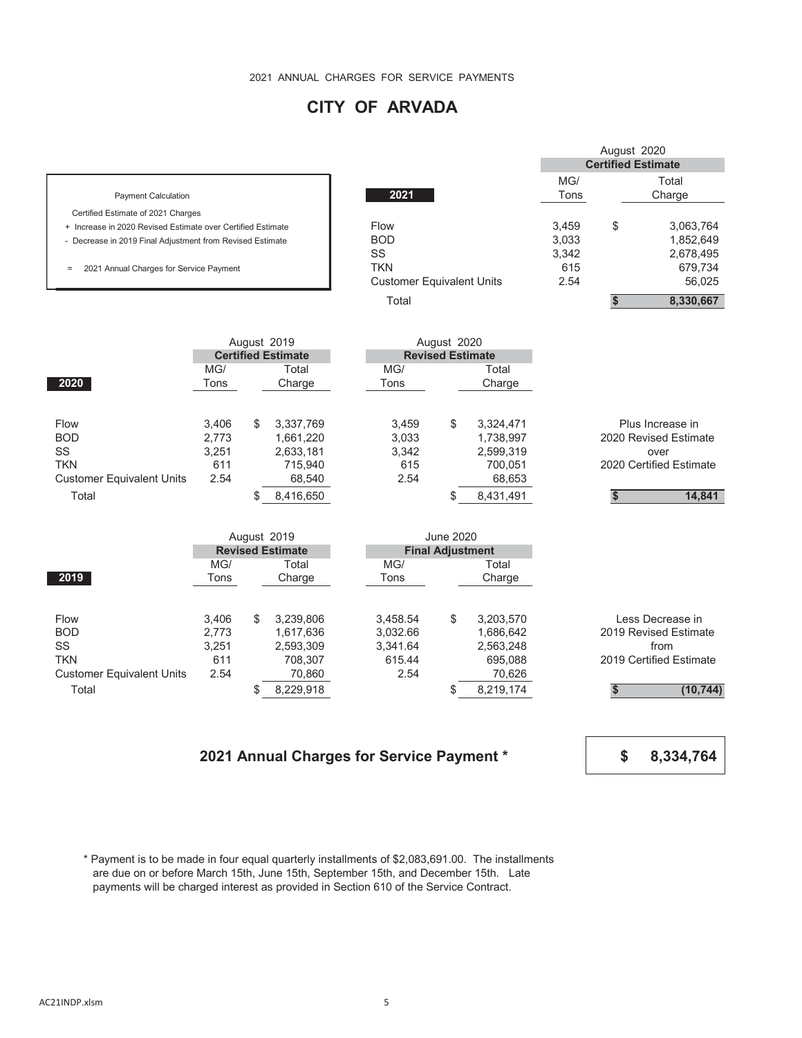2021 ANNUAL CHARGES FOR SERVICE PAYMENTS

# CITY OF ARVADA

**Payment Calculation**

Certified Estimate of 2021 Charges
+ Increase in 2020 Revised Estimate over Certified Estimate
- Decrease in 2019 Final Adjustment from Revised Estimate

= 2021 Annual Charges for Service Payment

| | August 2020 Certified Estimate | |
|---|---|---|
| **2021** | MG/ Tons | Total Charge |
| Flow | 3,459 | $ 3,063,764 |
| BOD | 3,033 | 1,852,649 |
| SS | 3,342 | 2,678,495 |
| TKN | 615 | 679,734 |
| Customer Equivalent Units | 2.54 | 56,025 |
| Total | | **$ 8,330,667** |

| | August 2019 Certified Estimate | | August 2020 Revised Estimate | | |
|---|---|---|---|---|---|
| **2020** | MG/ Tons | Total Charge | MG/ Tons | Total Charge | |
| Flow | 3,406 | $ 3,337,769 | 3,459 | $ 3,324,471 | Plus Increase in |
| BOD | 2,773 | 1,661,220 | 3,033 | 1,738,997 | 2020 Revised Estimate |
| SS | 3,251 | 2,633,181 | 3,342 | 2,599,319 | over |
| TKN | 611 | 715,940 | 615 | 700,051 | 2020 Certified Estimate |
| Customer Equivalent Units | 2.54 | 68,540 | 2.54 | 68,653 | |
| Total | | $ 8,416,650 | | $ 8,431,491 | **$ 14,841** |

| | August 2019 Revised Estimate | | June 2020 Final Adjustment | | |
|---|---|---|---|---|---|
| **2019** | MG/ Tons | Total Charge | MG/ Tons | Total Charge | |
| Flow | 3,406 | $ 3,239,806 | 3,458.54 | $ 3,203,570 | Less Decrease in |
| BOD | 2,773 | 1,617,636 | 3,032.66 | 1,686,642 | 2019 Revised Estimate |
| SS | 3,251 | 2,593,309 | 3,341.64 | 2,563,248 | from |
| TKN | 611 | 708,307 | 615.44 | 695,088 | 2019 Certified Estimate |
| Customer Equivalent Units | 2.54 | 70,860 | 2.54 | 70,626 | |
| Total | | $ 8,229,918 | | $ 8,219,174 | **$ (10,744)** |

**2021 Annual Charges for Service Payment *** **$ 8,334,764**

* Payment is to be made in four equal quarterly installments of $2,083,691.00. The installments are due on or before March 15th, June 15th, September 15th, and December 15th. Late payments will be charged interest as provided in Section 610 of the Service Contract.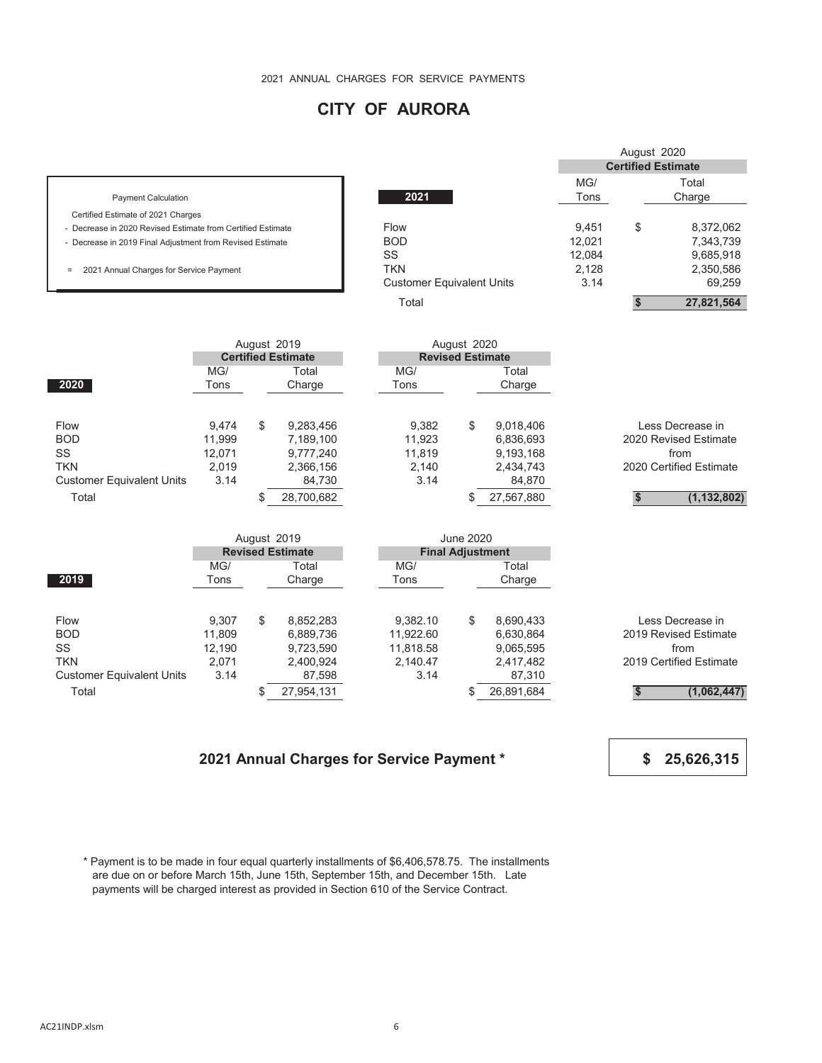2021 ANNUAL CHARGES FOR SERVICE PAYMENTS

# CITY OF AURORA

**Payment Calculation**

Certified Estimate of 2021 Charges
- Decrease in 2020 Revised Estimate from Certified Estimate
- Decrease in 2019 Final Adjustment from Revised Estimate

= 2021 Annual Charges for Service Payment

| | August 2020 | |
|---|---|---|
| | **Certified Estimate** | |
| **2021** | MG/ Tons | Total Charge |
| Flow | 9,451 | $ 8,372,062 |
| BOD | 12,021 | 7,343,739 |
| SS | 12,084 | 9,685,918 |
| TKN | 2,128 | 2,350,586 |
| Customer Equivalent Units | 3.14 | 69,259 |
| Total | | **$ 27,821,564** |

| | August 2019 | | August 2020 | | |
|---|---|---|---|---|---|
| | **Certified Estimate** | | **Revised Estimate** | | |
| **2020** | MG/ Tons | Total Charge | MG/ Tons | Total Charge | Less Decrease in 2020 Revised Estimate from 2020 Certified Estimate |
| Flow | 9,474 | $ 9,283,456 | 9,382 | $ 9,018,406 | |
| BOD | 11,999 | 7,189,100 | 11,923 | 6,836,693 | |
| SS | 12,071 | 9,777,240 | 11,819 | 9,193,168 | |
| TKN | 2,019 | 2,366,156 | 2,140 | 2,434,743 | |
| Customer Equivalent Units | 3.14 | 84,730 | 3.14 | 84,870 | |
| Total | | $ 28,700,682 | | $ 27,567,880 | **$ (1,132,802)** |

| | August 2019 | | June 2020 | | |
|---|---|---|---|---|---|
| | **Revised Estimate** | | **Final Adjustment** | | |
| **2019** | MG/ Tons | Total Charge | MG/ Tons | Total Charge | Less Decrease in 2019 Revised Estimate from 2019 Certified Estimate |
| Flow | 9,307 | $ 8,852,283 | 9,382.10 | $ 8,690,433 | |
| BOD | 11,809 | 6,889,736 | 11,922.60 | 6,630,864 | |
| SS | 12,190 | 9,723,590 | 11,818.58 | 9,065,595 | |
| TKN | 2,071 | 2,400,924 | 2,140.47 | 2,417,482 | |
| Customer Equivalent Units | 3.14 | 87,598 | 3.14 | 87,310 | |
| Total | | $ 27,954,131 | | $ 26,891,684 | **$ (1,062,447)** |

**2021 Annual Charges for Service Payment \*** **$ 25,626,315**

\* Payment is to be made in four equal quarterly installments of $6,406,578.75. The installments are due on or before March 15th, June 15th, September 15th, and December 15th. Late payments will be charged interest as provided in Section 610 of the Service Contract.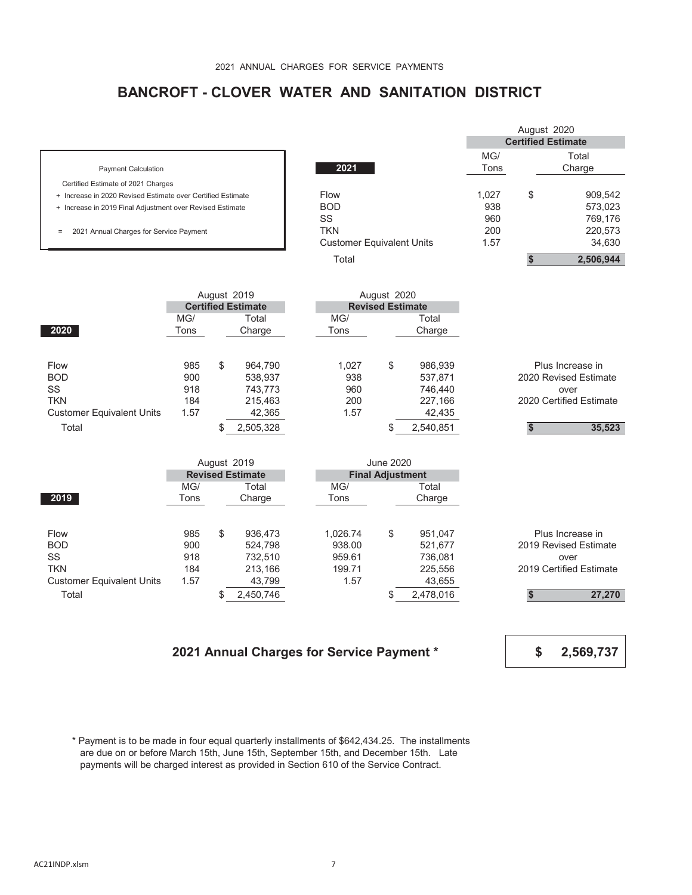2021 ANNUAL CHARGES FOR SERVICE PAYMENTS

# BANCROFT - CLOVER WATER AND SANITATION DISTRICT

Payment Calculation

Certified Estimate of 2021 Charges
+ Increase in 2020 Revised Estimate over Certified Estimate
+ Increase in 2019 Final Adjustment over Revised Estimate

= 2021 Annual Charges for Service Payment

| 2021 | August 2020 Certified Estimate | |
|---|---|---|
| | MG/ Tons | Total Charge |
| Flow | 1,027 | $ 909,542 |
| BOD | 938 | 573,023 |
| SS | 960 | 769,176 |
| TKN | 200 | 220,573 |
| Customer Equivalent Units | 1.57 | 34,630 |
| Total | | $ 2,506,944 |

| 2020 | August 2019 Certified Estimate | | August 2020 Revised Estimate | | Plus Increase in 2020 Revised Estimate over 2020 Certified Estimate |
|---|---|---|---|---|---|
| | MG/ Tons | Total Charge | MG/ Tons | Total Charge | |
| Flow | 985 | $ 964,790 | 1,027 | $ 986,939 | |
| BOD | 900 | 538,937 | 938 | 537,871 | |
| SS | 918 | 743,773 | 960 | 746,440 | |
| TKN | 184 | 215,463 | 200 | 227,166 | |
| Customer Equivalent Units | 1.57 | 42,365 | 1.57 | 42,435 | |
| Total | | $ 2,505,328 | | $ 2,540,851 | $ 35,523 |

| 2019 | August 2019 Revised Estimate | | June 2020 Final Adjustment | | Plus Increase in 2019 Revised Estimate over 2019 Certified Estimate |
|---|---|---|---|---|---|
| | MG/ Tons | Total Charge | MG/ Tons | Total Charge | |
| Flow | 985 | $ 936,473 | 1,026.74 | $ 951,047 | |
| BOD | 900 | 524,798 | 938.00 | 521,677 | |
| SS | 918 | 732,510 | 959.61 | 736,081 | |
| TKN | 184 | 213,166 | 199.71 | 225,556 | |
| Customer Equivalent Units | 1.57 | 43,799 | 1.57 | 43,655 | |
| Total | | $ 2,450,746 | | $ 2,478,016 | $ 27,270 |

**2021 Annual Charges for Service Payment \*** **$ 2,569,737**

\* Payment is to be made in four equal quarterly installments of $642,434.25. The installments are due on or before March 15th, June 15th, September 15th, and December 15th. Late payments will be charged interest as provided in Section 610 of the Service Contract.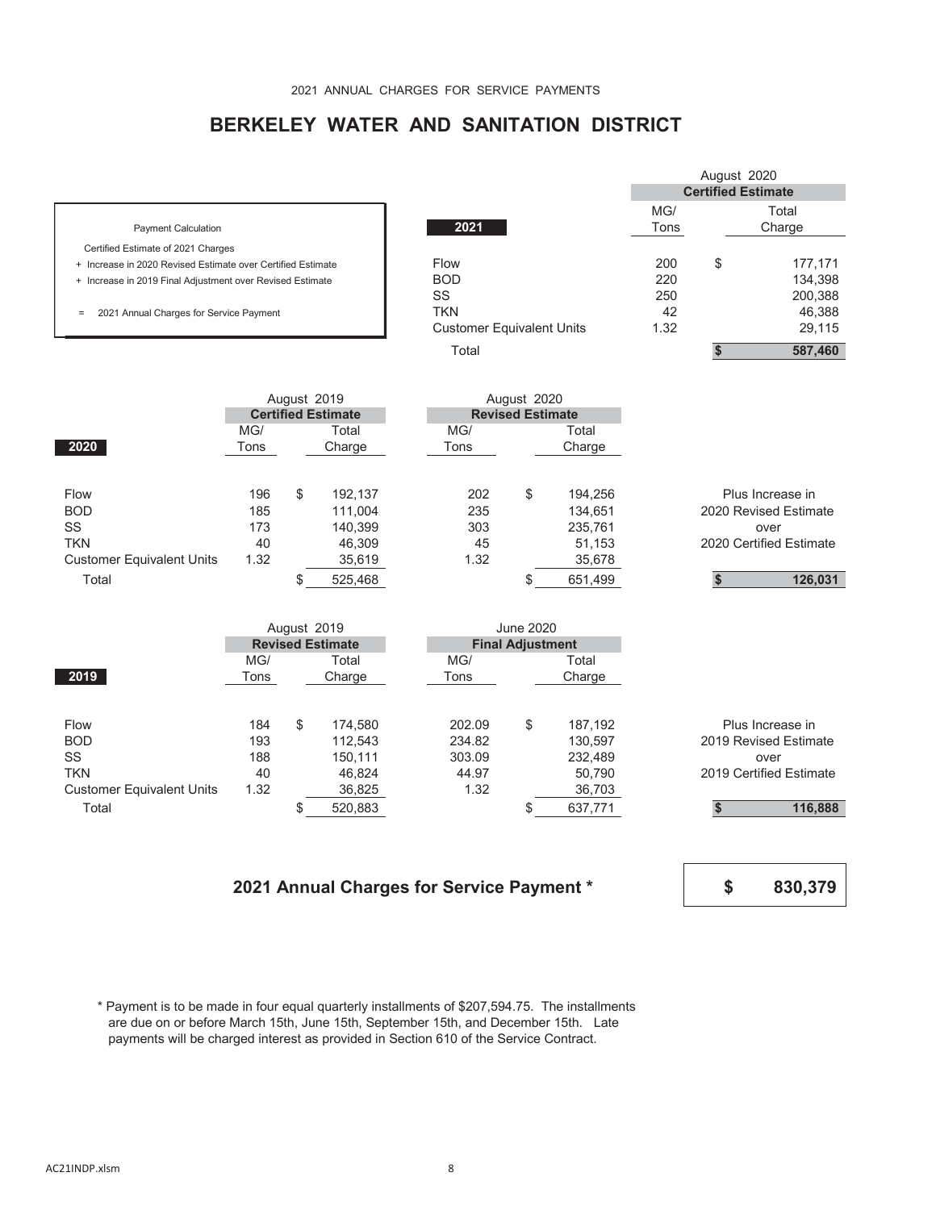2021 ANNUAL CHARGES FOR SERVICE PAYMENTS

# BERKELEY WATER AND SANITATION DISTRICT

Payment Calculation

Certified Estimate of 2021 Charges
+ Increase in 2020 Revised Estimate over Certified Estimate
+ Increase in 2019 Final Adjustment over Revised Estimate

= 2021 Annual Charges for Service Payment

| 2021 | August 2020 Certified Estimate MG/ Tons | August 2020 Certified Estimate Total Charge |
|---|---|---|
| Flow | 200 | $ 177,171 |
| BOD | 220 | 134,398 |
| SS | 250 | 200,388 |
| TKN | 42 | 46,388 |
| Customer Equivalent Units | 1.32 | 29,115 |
| Total | | $ 587,460 |

| 2020 | August 2019 Certified Estimate MG/ Tons | August 2019 Certified Estimate Total Charge | August 2020 Revised Estimate MG/ Tons | August 2020 Revised Estimate Total Charge | Plus Increase in 2020 Revised Estimate over 2020 Certified Estimate |
|---|---|---|---|---|---|
| Flow | 196 | $ 192,137 | 202 | $ 194,256 | |
| BOD | 185 | 111,004 | 235 | 134,651 | |
| SS | 173 | 140,399 | 303 | 235,761 | |
| TKN | 40 | 46,309 | 45 | 51,153 | |
| Customer Equivalent Units | 1.32 | 35,619 | 1.32 | 35,678 | |
| Total | | $ 525,468 | | $ 651,499 | $ 126,031 |

| 2019 | August 2019 Revised Estimate MG/ Tons | August 2019 Revised Estimate Total Charge | June 2020 Final Adjustment MG/ Tons | June 2020 Final Adjustment Total Charge | Plus Increase in 2019 Revised Estimate over 2019 Certified Estimate |
|---|---|---|---|---|---|
| Flow | 184 | $ 174,580 | 202.09 | $ 187,192 | |
| BOD | 193 | 112,543 | 234.82 | 130,597 | |
| SS | 188 | 150,111 | 303.09 | 232,489 | |
| TKN | 40 | 46,824 | 44.97 | 50,790 | |
| Customer Equivalent Units | 1.32 | 36,825 | 1.32 | 36,703 | |
| Total | | $ 520,883 | | $ 637,771 | $ 116,888 |

**2021 Annual Charges for Service Payment \*** **$ 830,379**

\* Payment is to be made in four equal quarterly installments of $207,594.75. The installments are due on or before March 15th, June 15th, September 15th, and December 15th. Late payments will be charged interest as provided in Section 610 of the Service Contract.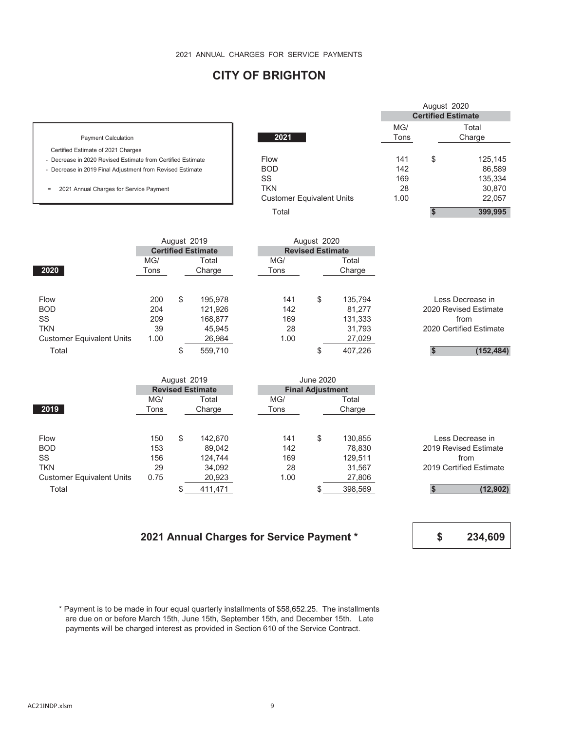2021 ANNUAL CHARGES FOR SERVICE PAYMENTS

# CITY OF BRIGHTON

**Payment Calculation**

Certified Estimate of 2021 Charges
- Decrease in 2020 Revised Estimate from Certified Estimate
- Decrease in 2019 Final Adjustment from Revised Estimate

= 2021 Annual Charges for Service Payment

| 2021 | August 2020 Certified Estimate | |
|---|---|---|
| | MG/ Tons | Total Charge |
| Flow | 141 | $ 125,145 |
| BOD | 142 | 86,589 |
| SS | 169 | 135,334 |
| TKN | 28 | 30,870 |
| Customer Equivalent Units | 1.00 | 22,057 |
| Total | | $ 399,995 |

| 2020 | August 2019 Certified Estimate | | August 2020 Revised Estimate | | Less Decrease in 2020 Revised Estimate from 2020 Certified Estimate |
|---|---|---|---|---|---|
| | MG/ Tons | Total Charge | MG/ Tons | Total Charge | |
| Flow | 200 | $ 195,978 | 141 | $ 135,794 | |
| BOD | 204 | 121,926 | 142 | 81,277 | |
| SS | 209 | 168,877 | 169 | 131,333 | |
| TKN | 39 | 45,945 | 28 | 31,793 | |
| Customer Equivalent Units | 1.00 | 26,984 | 1.00 | 27,029 | |
| Total | | $ 559,710 | | $ 407,226 | $ (152,484) |

| 2019 | August 2019 Revised Estimate | | June 2020 Final Adjustment | | Less Decrease in 2019 Revised Estimate from 2019 Certified Estimate |
|---|---|---|---|---|---|
| | MG/ Tons | Total Charge | MG/ Tons | Total Charge | |
| Flow | 150 | $ 142,670 | 141 | $ 130,855 | |
| BOD | 153 | 89,042 | 142 | 78,830 | |
| SS | 156 | 124,744 | 169 | 129,511 | |
| TKN | 29 | 34,092 | 28 | 31,567 | |
| Customer Equivalent Units | 0.75 | 20,923 | 1.00 | 27,806 | |
| Total | | $ 411,471 | | $ 398,569 | $ (12,902) |

**2021 Annual Charges for Service Payment \*** **$ 234,609**

\* Payment is to be made in four equal quarterly installments of $58,652.25. The installments are due on or before March 15th, June 15th, September 15th, and December 15th. Late payments will be charged interest as provided in Section 610 of the Service Contract.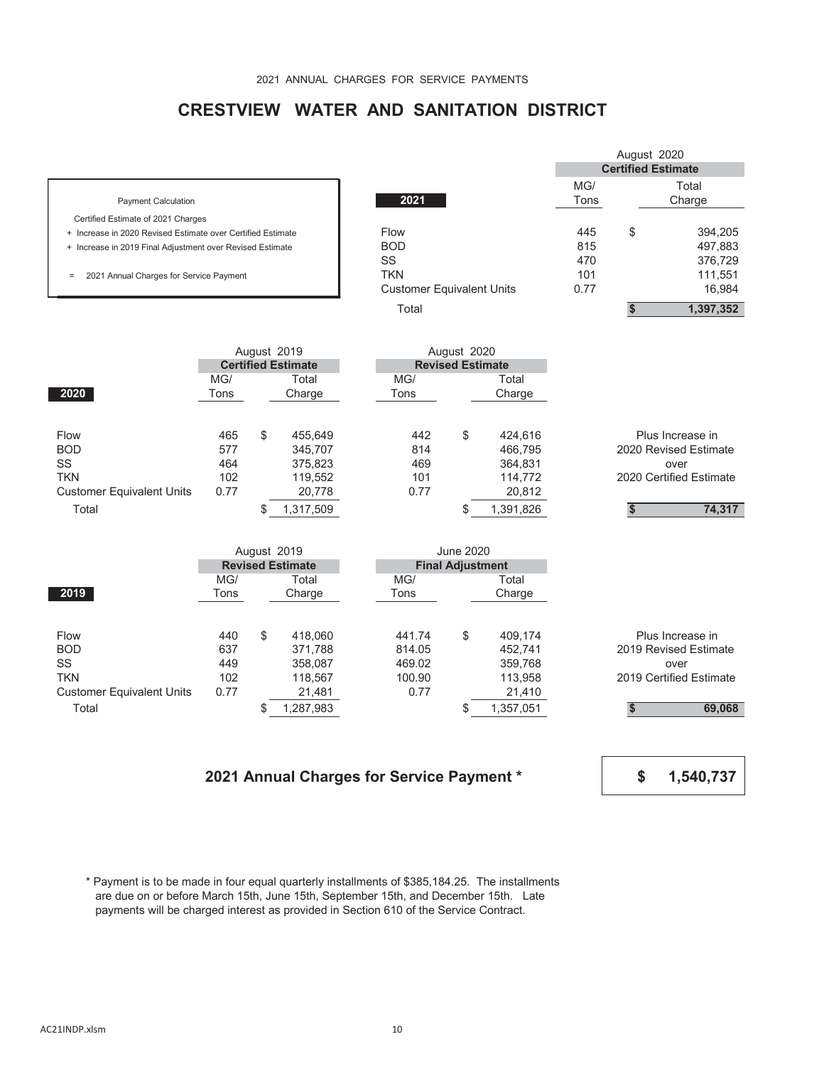2021 ANNUAL CHARGES FOR SERVICE PAYMENTS

# CRESTVIEW WATER AND SANITATION DISTRICT

**Payment Calculation**

Certified Estimate of 2021 Charges
+ Increase in 2020 Revised Estimate over Certified Estimate
+ Increase in 2019 Final Adjustment over Revised Estimate

= 2021 Annual Charges for Service Payment

| 2021 | August 2020 Certified Estimate | |
|---|---|---|
| | MG/ Tons | Total Charge |
| Flow | 445 | $ 394,205 |
| BOD | 815 | 497,883 |
| SS | 470 | 376,729 |
| TKN | 101 | 111,551 |
| Customer Equivalent Units | 0.77 | 16,984 |
| Total | | $ 1,397,352 |

| 2020 | August 2019 Certified Estimate | | August 2020 Revised Estimate | | Plus Increase in 2020 Revised Estimate over 2020 Certified Estimate |
|---|---|---|---|---|---|
| | MG/ Tons | Total Charge | MG/ Tons | Total Charge | |
| Flow | 465 | $ 455,649 | 442 | $ 424,616 | |
| BOD | 577 | 345,707 | 814 | 466,795 | |
| SS | 464 | 375,823 | 469 | 364,831 | |
| TKN | 102 | 119,552 | 101 | 114,772 | |
| Customer Equivalent Units | 0.77 | 20,778 | 0.77 | 20,812 | |
| Total | | $ 1,317,509 | | $ 1,391,826 | $ 74,317 |

| 2019 | August 2019 Revised Estimate | | June 2020 Final Adjustment | | Plus Increase in 2019 Revised Estimate over 2019 Certified Estimate |
|---|---|---|---|---|---|
| | MG/ Tons | Total Charge | MG/ Tons | Total Charge | |
| Flow | 440 | $ 418,060 | 441.74 | $ 409,174 | |
| BOD | 637 | 371,788 | 814.05 | 452,741 | |
| SS | 449 | 358,087 | 469.02 | 359,768 | |
| TKN | 102 | 118,567 | 100.90 | 113,958 | |
| Customer Equivalent Units | 0.77 | 21,481 | 0.77 | 21,410 | |
| Total | | $ 1,287,983 | | $ 1,357,051 | $ 69,068 |

## 2021 Annual Charges for Service Payment * — $ 1,540,737

\* Payment is to be made in four equal quarterly installments of $385,184.25. The installments are due on or before March 15th, June 15th, September 15th, and December 15th. Late payments will be charged interest as provided in Section 610 of the Service Contract.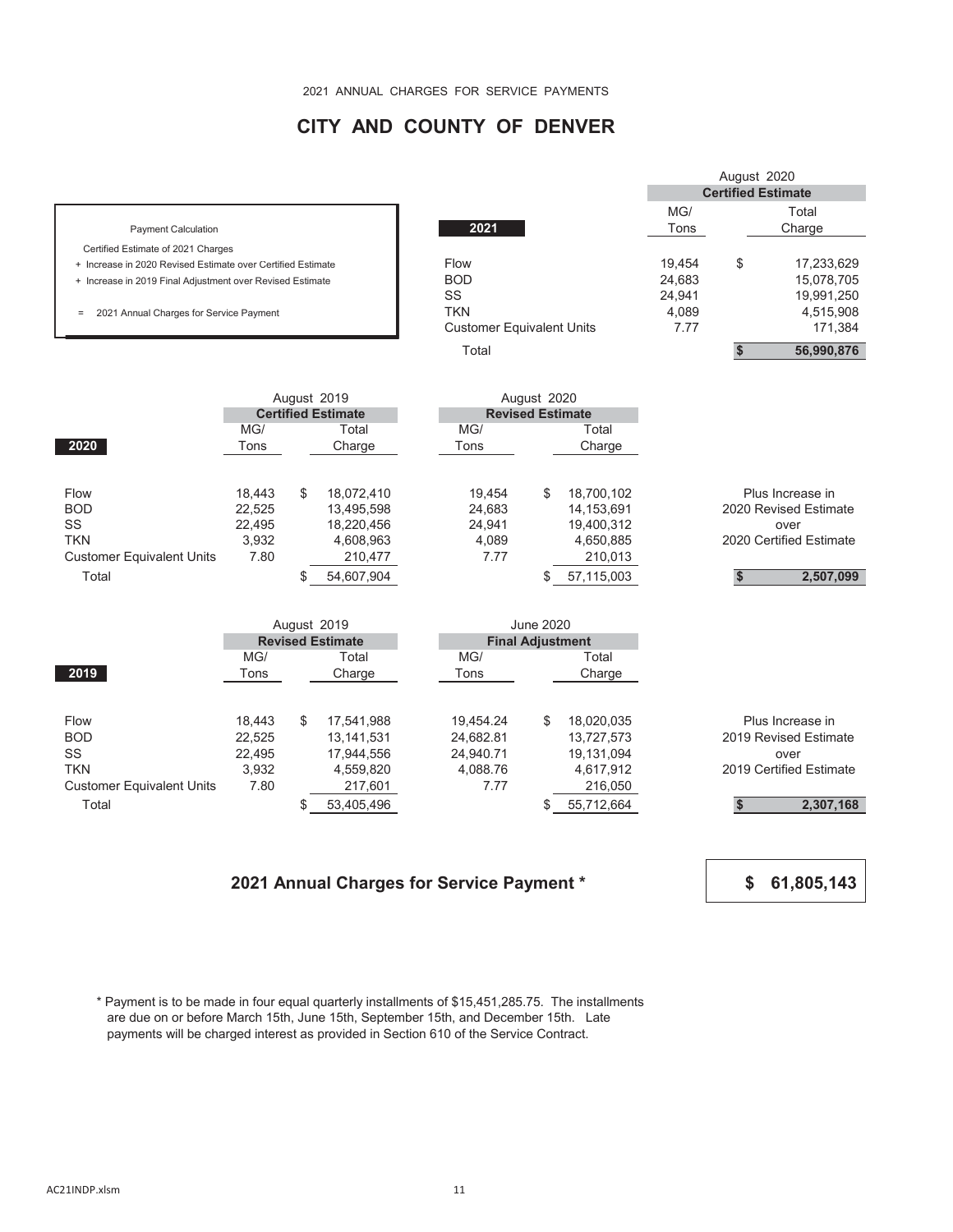2021 ANNUAL CHARGES FOR SERVICE PAYMENTS

# CITY AND COUNTY OF DENVER

**Payment Calculation**

- Certified Estimate of 2021 Charges
- \+ Increase in 2020 Revised Estimate over Certified Estimate
- \+ Increase in 2019 Final Adjustment over Revised Estimate
- = 2021 Annual Charges for Service Payment

| | August 2020 Certified Estimate | |
|---|---|---|
| **2021** | MG/ Tons | Total Charge |
| Flow | 19,454 | $ 17,233,629 |
| BOD | 24,683 | 15,078,705 |
| SS | 24,941 | 19,991,250 |
| TKN | 4,089 | 4,515,908 |
| Customer Equivalent Units | 7.77 | 171,384 |
| Total | | **$ 56,990,876** |

| | August 2019 Certified Estimate | | August 2020 Revised Estimate | | Plus Increase in 2020 Revised Estimate over 2020 Certified Estimate |
|---|---|---|---|---|---|
| **2020** | MG/ Tons | Total Charge | MG/ Tons | Total Charge | |
| Flow | 18,443 | $ 18,072,410 | 19,454 | $ 18,700,102 | |
| BOD | 22,525 | 13,495,598 | 24,683 | 14,153,691 | |
| SS | 22,495 | 18,220,456 | 24,941 | 19,400,312 | |
| TKN | 3,932 | 4,608,963 | 4,089 | 4,650,885 | |
| Customer Equivalent Units | 7.80 | 210,477 | 7.77 | 210,013 | |
| Total | | $ 54,607,904 | | $ 57,115,003 | **$ 2,507,099** |

| | August 2019 Revised Estimate | | June 2020 Final Adjustment | | Plus Increase in 2019 Revised Estimate over 2019 Certified Estimate |
|---|---|---|---|---|---|
| **2019** | MG/ Tons | Total Charge | MG/ Tons | Total Charge | |
| Flow | 18,443 | $ 17,541,988 | 19,454.24 | $ 18,020,035 | |
| BOD | 22,525 | 13,141,531 | 24,682.81 | 13,727,573 | |
| SS | 22,495 | 17,944,556 | 24,940.71 | 19,131,094 | |
| TKN | 3,932 | 4,559,820 | 4,088.76 | 4,617,912 | |
| Customer Equivalent Units | 7.80 | 217,601 | 7.77 | 216,050 | |
| Total | | $ 53,405,496 | | $ 55,712,664 | **$ 2,307,168** |

**2021 Annual Charges for Service Payment \*** **$ 61,805,143**

\* Payment is to be made in four equal quarterly installments of $15,451,285.75. The installments are due on or before March 15th, June 15th, September 15th, and December 15th. Late payments will be charged interest as provided in Section 610 of the Service Contract.

AC21INDP.xlsm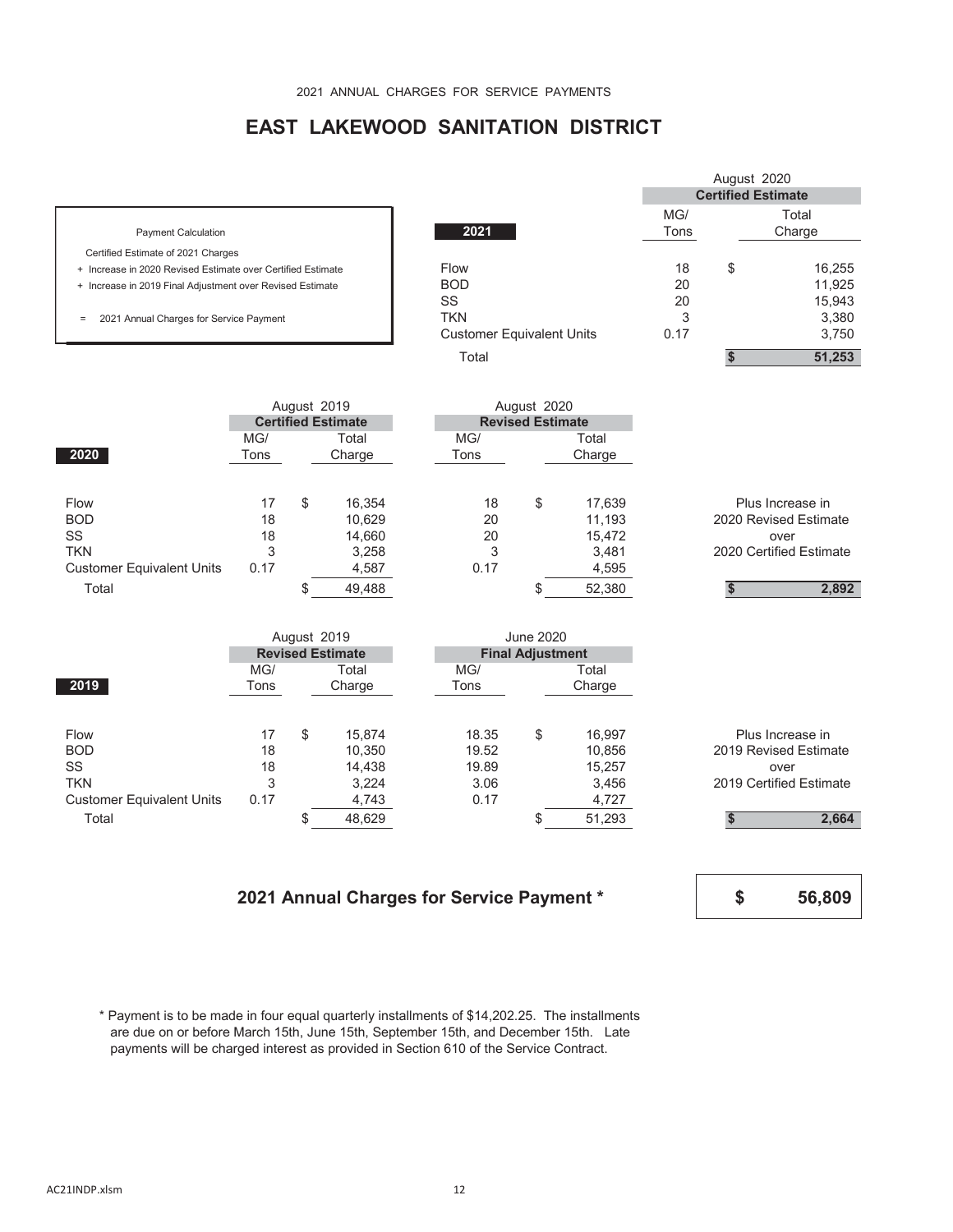2021 ANNUAL CHARGES FOR SERVICE PAYMENTS

# EAST LAKEWOOD SANITATION DISTRICT

**Payment Calculation**

Certified Estimate of 2021 Charges
+ Increase in 2020 Revised Estimate over Certified Estimate
+ Increase in 2019 Final Adjustment over Revised Estimate

= 2021 Annual Charges for Service Payment

| **2021** | August 2020 Certified Estimate | |
|---|---|---|
| | MG/ Tons | Total Charge |
| Flow | 18 | $ 16,255 |
| BOD | 20 | 11,925 |
| SS | 20 | 15,943 |
| TKN | 3 | 3,380 |
| Customer Equivalent Units | 0.17 | 3,750 |
| Total | | **$ 51,253** |

| **2020** | August 2019 Certified Estimate | | August 2020 Revised Estimate | | |
|---|---|---|---|---|---|
| | MG/ Tons | Total Charge | MG/ Tons | Total Charge | Plus Increase in 2020 Revised Estimate over 2020 Certified Estimate |
| Flow | 17 | $ 16,354 | 18 | $ 17,639 | |
| BOD | 18 | 10,629 | 20 | 11,193 | |
| SS | 18 | 14,660 | 20 | 15,472 | |
| TKN | 3 | 3,258 | 3 | 3,481 | |
| Customer Equivalent Units | 0.17 | 4,587 | 0.17 | 4,595 | |
| Total | | $ 49,488 | | $ 52,380 | **$ 2,892** |

| **2019** | August 2019 Revised Estimate | | June 2020 Final Adjustment | | |
|---|---|---|---|---|---|
| | MG/ Tons | Total Charge | MG/ Tons | Total Charge | Plus Increase in 2019 Revised Estimate over 2019 Certified Estimate |
| Flow | 17 | $ 15,874 | 18.35 | $ 16,997 | |
| BOD | 18 | 10,350 | 19.52 | 10,856 | |
| SS | 18 | 14,438 | 19.89 | 15,257 | |
| TKN | 3 | 3,224 | 3.06 | 3,456 | |
| Customer Equivalent Units | 0.17 | 4,743 | 0.17 | 4,727 | |
| Total | | $ 48,629 | | $ 51,293 | **$ 2,664** |

## 2021 Annual Charges for Service Payment * **$ 56,809**

* Payment is to be made in four equal quarterly installments of $14,202.25. The installments are due on or before March 15th, June 15th, September 15th, and December 15th. Late payments will be charged interest as provided in Section 610 of the Service Contract.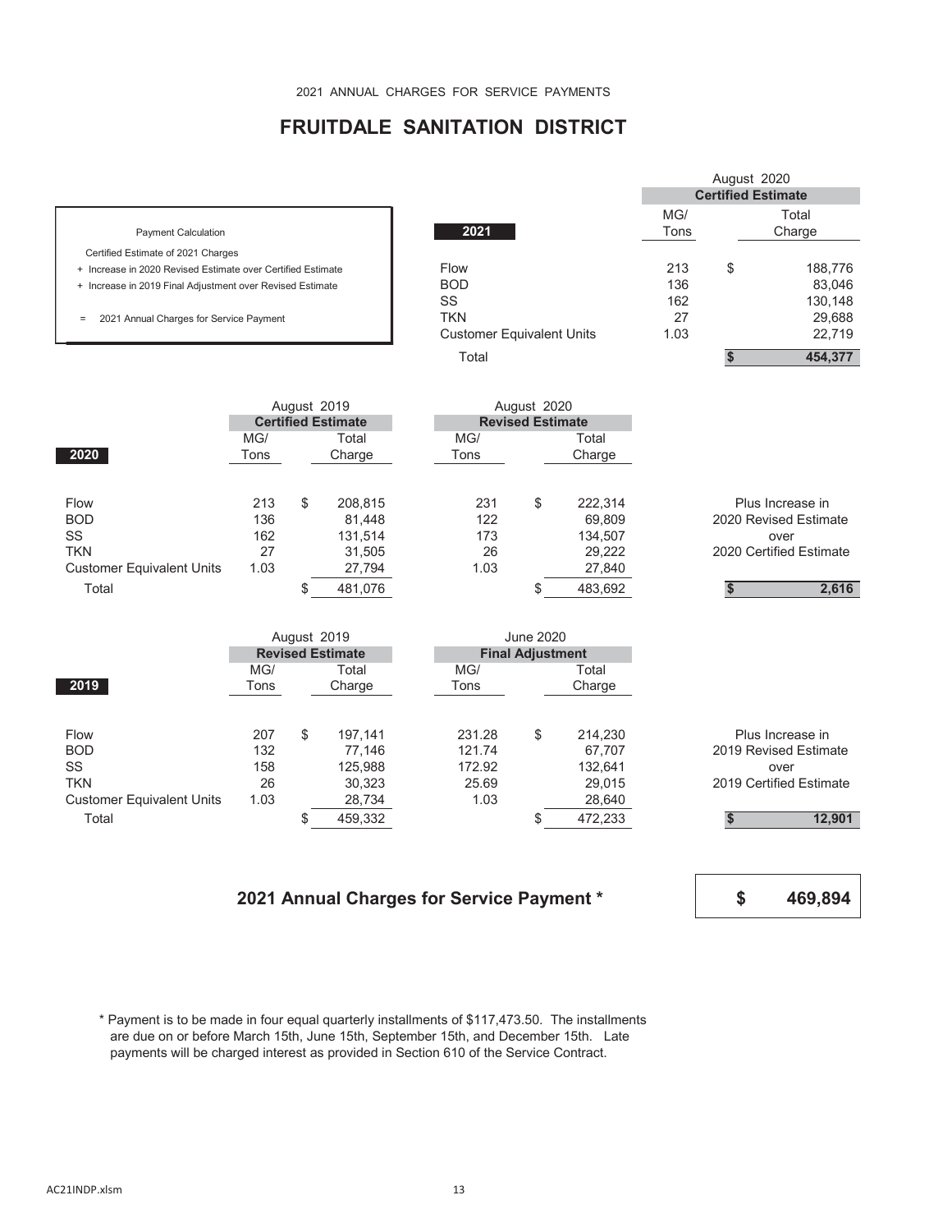2021 ANNUAL CHARGES FOR SERVICE PAYMENTS

# FRUITDALE SANITATION DISTRICT

Payment Calculation

Certified Estimate of 2021 Charges
+ Increase in 2020 Revised Estimate over Certified Estimate
+ Increase in 2019 Final Adjustment over Revised Estimate

= 2021 Annual Charges for Service Payment

| 2021 | August 2020 Certified Estimate | |
|---|---|---|
| | MG/ Tons | Total Charge |
| Flow | 213 | $ 188,776 |
| BOD | 136 | 83,046 |
| SS | 162 | 130,148 |
| TKN | 27 | 29,688 |
| Customer Equivalent Units | 1.03 | 22,719 |
| Total | | $ 454,377 |

| 2020 | August 2019 Certified Estimate | | August 2020 Revised Estimate | | |
|---|---|---|---|---|---|
| | MG/ Tons | Total Charge | MG/ Tons | Total Charge | |
| Flow | 213 | $ 208,815 | 231 | $ 222,314 | Plus Increase in |
| BOD | 136 | 81,448 | 122 | 69,809 | 2020 Revised Estimate |
| SS | 162 | 131,514 | 173 | 134,507 | over |
| TKN | 27 | 31,505 | 26 | 29,222 | 2020 Certified Estimate |
| Customer Equivalent Units | 1.03 | 27,794 | 1.03 | 27,840 | |
| Total | | $ 481,076 | | $ 483,692 | $ 2,616 |

| 2019 | August 2019 Revised Estimate | | June 2020 Final Adjustment | | |
|---|---|---|---|---|---|
| | MG/ Tons | Total Charge | MG/ Tons | Total Charge | |
| Flow | 207 | $ 197,141 | 231.28 | $ 214,230 | Plus Increase in |
| BOD | 132 | 77,146 | 121.74 | 67,707 | 2019 Revised Estimate |
| SS | 158 | 125,988 | 172.92 | 132,641 | over |
| TKN | 26 | 30,323 | 25.69 | 29,015 | 2019 Certified Estimate |
| Customer Equivalent Units | 1.03 | 28,734 | 1.03 | 28,640 | |
| Total | | $ 459,332 | | $ 472,233 | $ 12,901 |

## 2021 Annual Charges for Service Payment * $ 469,894

* Payment is to be made in four equal quarterly installments of $117,473.50. The installments are due on or before March 15th, June 15th, September 15th, and December 15th. Late payments will be charged interest as provided in Section 610 of the Service Contract.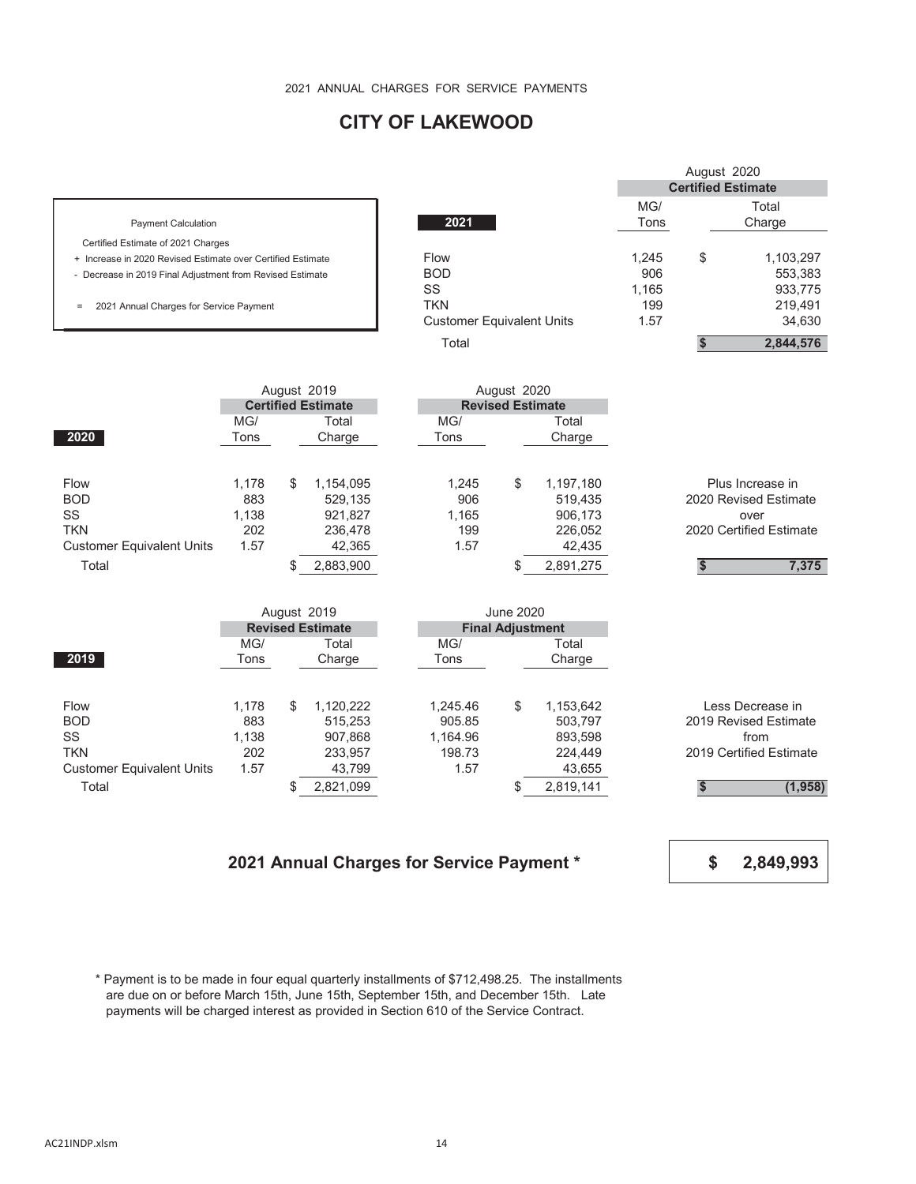2021 ANNUAL CHARGES FOR SERVICE PAYMENTS

# CITY OF LAKEWOOD

**Payment Calculation**

Certified Estimate of 2021 Charges
+ Increase in 2020 Revised Estimate over Certified Estimate
- Decrease in 2019 Final Adjustment from Revised Estimate

= 2021 Annual Charges for Service Payment

| 2021 | August 2020 Certified Estimate MG/ Tons | | Total Charge |
|---|---|---|---|
| Flow | 1,245 | $ | 1,103,297 |
| BOD | 906 | | 553,383 |
| SS | 1,165 | | 933,775 |
| TKN | 199 | | 219,491 |
| Customer Equivalent Units | 1.57 | | 34,630 |
| Total | | $ | 2,844,576 |

| 2020 | August 2019 Certified Estimate MG/ Tons | | Total Charge | August 2020 Revised Estimate MG/ Tons | | Total Charge | | |
|---|---|---|---|---|---|---|---|---|
| Flow | 1,178 | $ | 1,154,095 | 1,245 | $ | 1,197,180 | Plus Increase in 2020 Revised Estimate over 2020 Certified Estimate | |
| BOD | 883 | | 529,135 | 906 | | 519,435 | | |
| SS | 1,138 | | 921,827 | 1,165 | | 906,173 | | |
| TKN | 202 | | 236,478 | 199 | | 226,052 | | |
| Customer Equivalent Units | 1.57 | | 42,365 | 1.57 | | 42,435 | | |
| Total | | $ | 2,883,900 | | $ | 2,891,275 | $ | 7,375 |

| 2019 | August 2019 Revised Estimate MG/ Tons | | Total Charge | June 2020 Final Adjustment MG/ Tons | | Total Charge | | |
|---|---|---|---|---|---|---|---|---|
| Flow | 1,178 | $ | 1,120,222 | 1,245.46 | $ | 1,153,642 | Less Decrease in 2019 Revised Estimate from 2019 Certified Estimate | |
| BOD | 883 | | 515,253 | 905.85 | | 503,797 | | |
| SS | 1,138 | | 907,868 | 1,164.96 | | 893,598 | | |
| TKN | 202 | | 233,957 | 198.73 | | 224,449 | | |
| Customer Equivalent Units | 1.57 | | 43,799 | 1.57 | | 43,655 | | |
| Total | | $ | 2,821,099 | | $ | 2,819,141 | $ | (1,958) |

**2021 Annual Charges for Service Payment * $ 2,849,993**

* Payment is to be made in four equal quarterly installments of $712,498.25. The installments are due on or before March 15th, June 15th, September 15th, and December 15th. Late payments will be charged interest as provided in Section 610 of the Service Contract.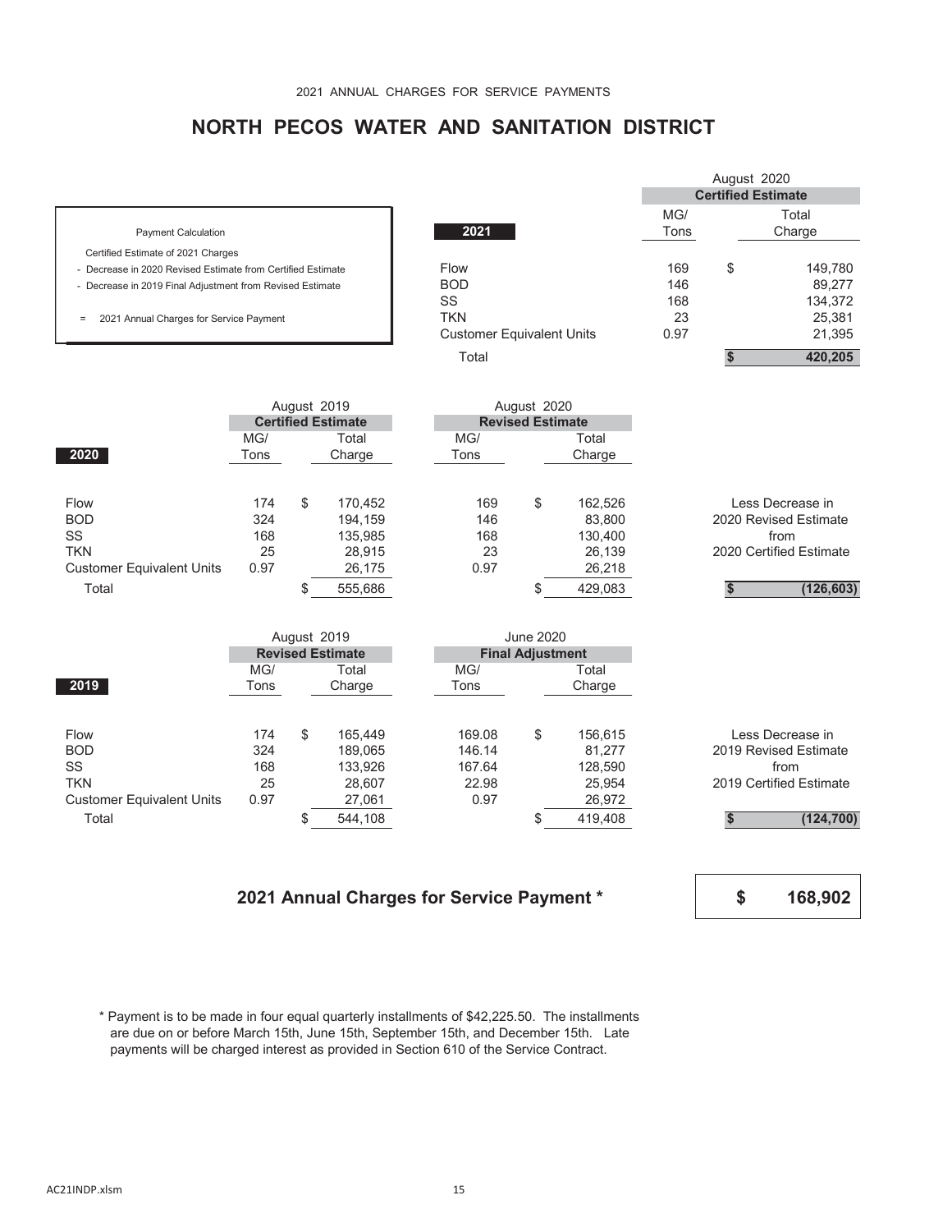2021 ANNUAL CHARGES FOR SERVICE PAYMENTS

# NORTH PECOS WATER AND SANITATION DISTRICT

**Payment Calculation**

Certified Estimate of 2021 Charges
- Decrease in 2020 Revised Estimate from Certified Estimate
- Decrease in 2019 Final Adjustment from Revised Estimate

= 2021 Annual Charges for Service Payment

| 2021 | August 2020 Certified Estimate | |
|---|---|---|
| | MG/ Tons | Total Charge |
| Flow | 169 | $ 149,780 |
| BOD | 146 | 89,277 |
| SS | 168 | 134,372 |
| TKN | 23 | 25,381 |
| Customer Equivalent Units | 0.97 | 21,395 |
| Total | | $ 420,205 |

| 2020 | August 2019 Certified Estimate | | August 2020 Revised Estimate | | Less Decrease in 2020 Revised Estimate from 2020 Certified Estimate |
|---|---|---|---|---|---|
| | MG/ Tons | Total Charge | MG/ Tons | Total Charge | |
| Flow | 174 | $ 170,452 | 169 | $ 162,526 | |
| BOD | 324 | 194,159 | 146 | 83,800 | |
| SS | 168 | 135,985 | 168 | 130,400 | |
| TKN | 25 | 28,915 | 23 | 26,139 | |
| Customer Equivalent Units | 0.97 | 26,175 | 0.97 | 26,218 | |
| Total | | $ 555,686 | | $ 429,083 | $ (126,603) |

| 2019 | August 2019 Revised Estimate | | June 2020 Final Adjustment | | Less Decrease in 2019 Revised Estimate from 2019 Certified Estimate |
|---|---|---|---|---|---|
| | MG/ Tons | Total Charge | MG/ Tons | Total Charge | |
| Flow | 174 | $ 165,449 | 169.08 | $ 156,615 | |
| BOD | 324 | 189,065 | 146.14 | 81,277 | |
| SS | 168 | 133,926 | 167.64 | 128,590 | |
| TKN | 25 | 28,607 | 22.98 | 25,954 | |
| Customer Equivalent Units | 0.97 | 27,061 | 0.97 | 26,972 | |
| Total | | $ 544,108 | | $ 419,408 | $ (124,700) |

**2021 Annual Charges for Service Payment \*** **$ 168,902**

\* Payment is to be made in four equal quarterly installments of $42,225.50. The installments are due on or before March 15th, June 15th, September 15th, and December 15th. Late payments will be charged interest as provided in Section 610 of the Service Contract.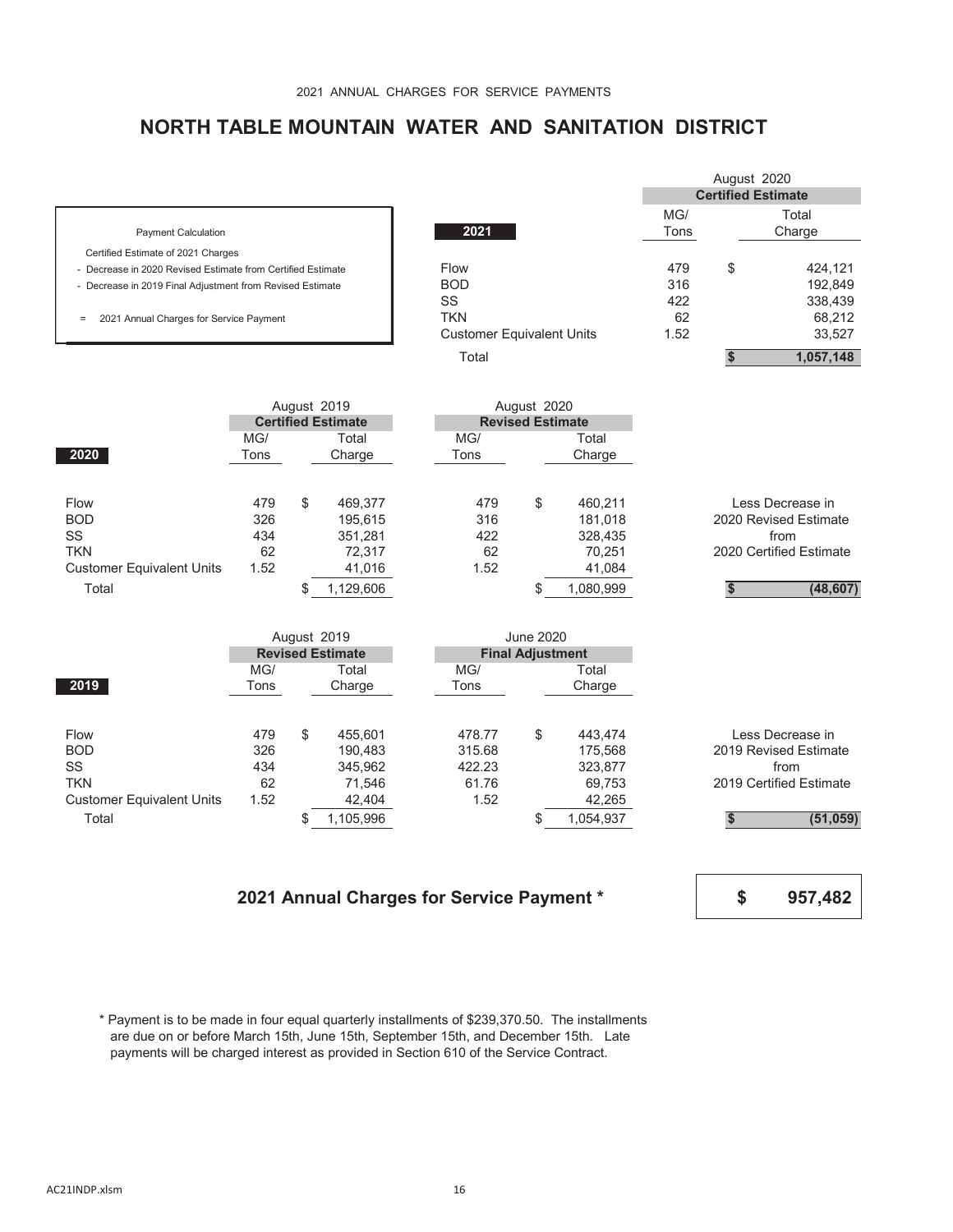2021 ANNUAL CHARGES FOR SERVICE PAYMENTS

# NORTH TABLE MOUNTAIN WATER AND SANITATION DISTRICT

Payment Calculation

Certified Estimate of 2021 Charges
- Decrease in 2020 Revised Estimate from Certified Estimate
- Decrease in 2019 Final Adjustment from Revised Estimate

= 2021 Annual Charges for Service Payment

| 2021 | August 2020 Certified Estimate | |
|---|---|---|
| | MG/ Tons | Total Charge |
| Flow | 479 | $ 424,121 |
| BOD | 316 | 192,849 |
| SS | 422 | 338,439 |
| TKN | 62 | 68,212 |
| Customer Equivalent Units | 1.52 | 33,527 |
| Total | | $ 1,057,148 |

| 2020 | August 2019 Certified Estimate | | August 2020 Revised Estimate | | Less Decrease in 2020 Revised Estimate from 2020 Certified Estimate |
|---|---|---|---|---|---|
| | MG/ Tons | Total Charge | MG/ Tons | Total Charge | |
| Flow | 479 | $ 469,377 | 479 | $ 460,211 | |
| BOD | 326 | 195,615 | 316 | 181,018 | |
| SS | 434 | 351,281 | 422 | 328,435 | |
| TKN | 62 | 72,317 | 62 | 70,251 | |
| Customer Equivalent Units | 1.52 | 41,016 | 1.52 | 41,084 | |
| Total | | $ 1,129,606 | | $ 1,080,999 | $ (48,607) |

| 2019 | August 2019 Revised Estimate | | June 2020 Final Adjustment | | Less Decrease in 2019 Revised Estimate from 2019 Certified Estimate |
|---|---|---|---|---|---|
| | MG/ Tons | Total Charge | MG/ Tons | Total Charge | |
| Flow | 479 | $ 455,601 | 478.77 | $ 443,474 | |
| BOD | 326 | 190,483 | 315.68 | 175,568 | |
| SS | 434 | 345,962 | 422.23 | 323,877 | |
| TKN | 62 | 71,546 | 61.76 | 69,753 | |
| Customer Equivalent Units | 1.52 | 42,404 | 1.52 | 42,265 | |
| Total | | $ 1,105,996 | | $ 1,054,937 | $ (51,059) |

**2021 Annual Charges for Service Payment *** **$ 957,482**

* Payment is to be made in four equal quarterly installments of $239,370.50. The installments are due on or before March 15th, June 15th, September 15th, and December 15th. Late payments will be charged interest as provided in Section 610 of the Service Contract.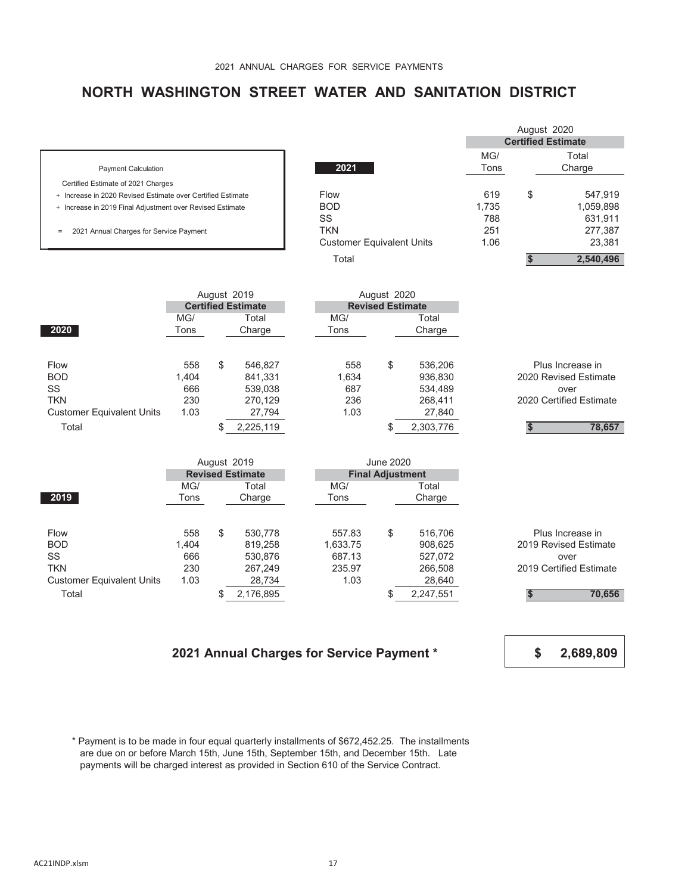2021 ANNUAL CHARGES FOR SERVICE PAYMENTS

# NORTH WASHINGTON STREET WATER AND SANITATION DISTRICT

**Payment Calculation**

Certified Estimate of 2021 Charges
+ Increase in 2020 Revised Estimate over Certified Estimate
+ Increase in 2019 Final Adjustment over Revised Estimate

= 2021 Annual Charges for Service Payment

| 2021 | August 2020 Certified Estimate | |
|---|---|---|
| | MG/ Tons | Total Charge |
| Flow | 619 | $ 547,919 |
| BOD | 1,735 | 1,059,898 |
| SS | 788 | 631,911 |
| TKN | 251 | 277,387 |
| Customer Equivalent Units | 1.06 | 23,381 |
| Total | | $ 2,540,496 |

| 2020 | August 2019 Certified Estimate | | August 2020 Revised Estimate | | |
|---|---|---|---|---|---|
| | MG/ Tons | Total Charge | MG/ Tons | Total Charge | |
| Flow | 558 | $ 546,827 | 558 | $ 536,206 | Plus Increase in |
| BOD | 1,404 | 841,331 | 1,634 | 936,830 | 2020 Revised Estimate |
| SS | 666 | 539,038 | 687 | 534,489 | over |
| TKN | 230 | 270,129 | 236 | 268,411 | 2020 Certified Estimate |
| Customer Equivalent Units | 1.03 | 27,794 | 1.03 | 27,840 | |
| Total | | $ 2,225,119 | | $ 2,303,776 | $ 78,657 |

| 2019 | August 2019 Revised Estimate | | June 2020 Final Adjustment | | |
|---|---|---|---|---|---|
| | MG/ Tons | Total Charge | MG/ Tons | Total Charge | |
| Flow | 558 | $ 530,778 | 557.83 | $ 516,706 | Plus Increase in |
| BOD | 1,404 | 819,258 | 1,633.75 | 908,625 | 2019 Revised Estimate |
| SS | 666 | 530,876 | 687.13 | 527,072 | over |
| TKN | 230 | 267,249 | 235.97 | 266,508 | 2019 Certified Estimate |
| Customer Equivalent Units | 1.03 | 28,734 | 1.03 | 28,640 | |
| Total | | $ 2,176,895 | | $ 2,247,551 | $ 70,656 |

**2021 Annual Charges for Service Payment \*** **$ 2,689,809**

\* Payment is to be made in four equal quarterly installments of $672,452.25. The installments are due on or before March 15th, June 15th, September 15th, and December 15th. Late payments will be charged interest as provided in Section 610 of the Service Contract.

AC21INDP.xlsm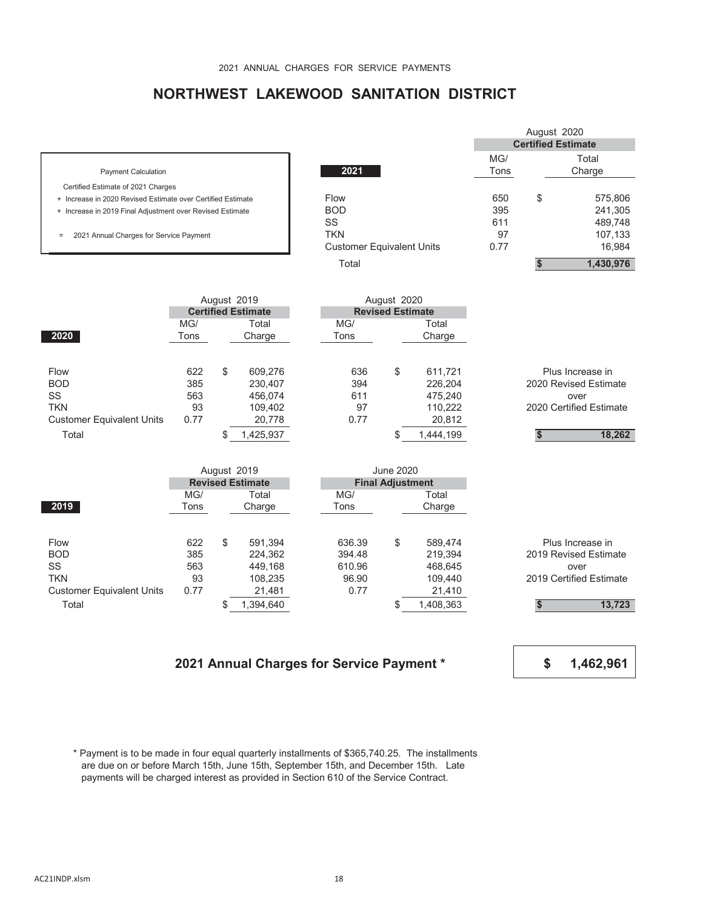2021 ANNUAL CHARGES FOR SERVICE PAYMENTS

# NORTHWEST LAKEWOOD SANITATION DISTRICT

**Payment Calculation**

Certified Estimate of 2021 Charges
+ Increase in 2020 Revised Estimate over Certified Estimate
+ Increase in 2019 Final Adjustment over Revised Estimate

= 2021 Annual Charges for Service Payment

| 2021 | August 2020 Certified Estimate MG/ Tons | Total Charge |
|---|---|---|
| Flow | 650 | $ 575,806 |
| BOD | 395 | 241,305 |
| SS | 611 | 489,748 |
| TKN | 97 | 107,133 |
| Customer Equivalent Units | 0.77 | 16,984 |
| Total | | $ 1,430,976 |

| 2020 | August 2019 Certified Estimate MG/ Tons | Total Charge | August 2020 Revised Estimate MG/ Tons | Total Charge | |
|---|---|---|---|---|---|
| Flow | 622 | $ 609,276 | 636 | $ 611,721 | Plus Increase in 2020 Revised Estimate over 2020 Certified Estimate |
| BOD | 385 | 230,407 | 394 | 226,204 | |
| SS | 563 | 456,074 | 611 | 475,240 | |
| TKN | 93 | 109,402 | 97 | 110,222 | |
| Customer Equivalent Units | 0.77 | 20,778 | 0.77 | 20,812 | |
| Total | | $ 1,425,937 | | $ 1,444,199 | $ 18,262 |

| 2019 | August 2019 Revised Estimate MG/ Tons | Total Charge | June 2020 Final Adjustment MG/ Tons | Total Charge | |
|---|---|---|---|---|---|
| Flow | 622 | $ 591,394 | 636.39 | $ 589,474 | Plus Increase in 2019 Revised Estimate over 2019 Certified Estimate |
| BOD | 385 | 224,362 | 394.48 | 219,394 | |
| SS | 563 | 449,168 | 610.96 | 468,645 | |
| TKN | 93 | 108,235 | 96.90 | 109,440 | |
| Customer Equivalent Units | 0.77 | 21,481 | 0.77 | 21,410 | |
| Total | | $ 1,394,640 | | $ 1,408,363 | $ 13,723 |

**2021 Annual Charges for Service Payment \*** **$ 1,462,961**

\* Payment is to be made in four equal quarterly installments of $365,740.25. The installments are due on or before March 15th, June 15th, September 15th, and December 15th. Late payments will be charged interest as provided in Section 610 of the Service Contract.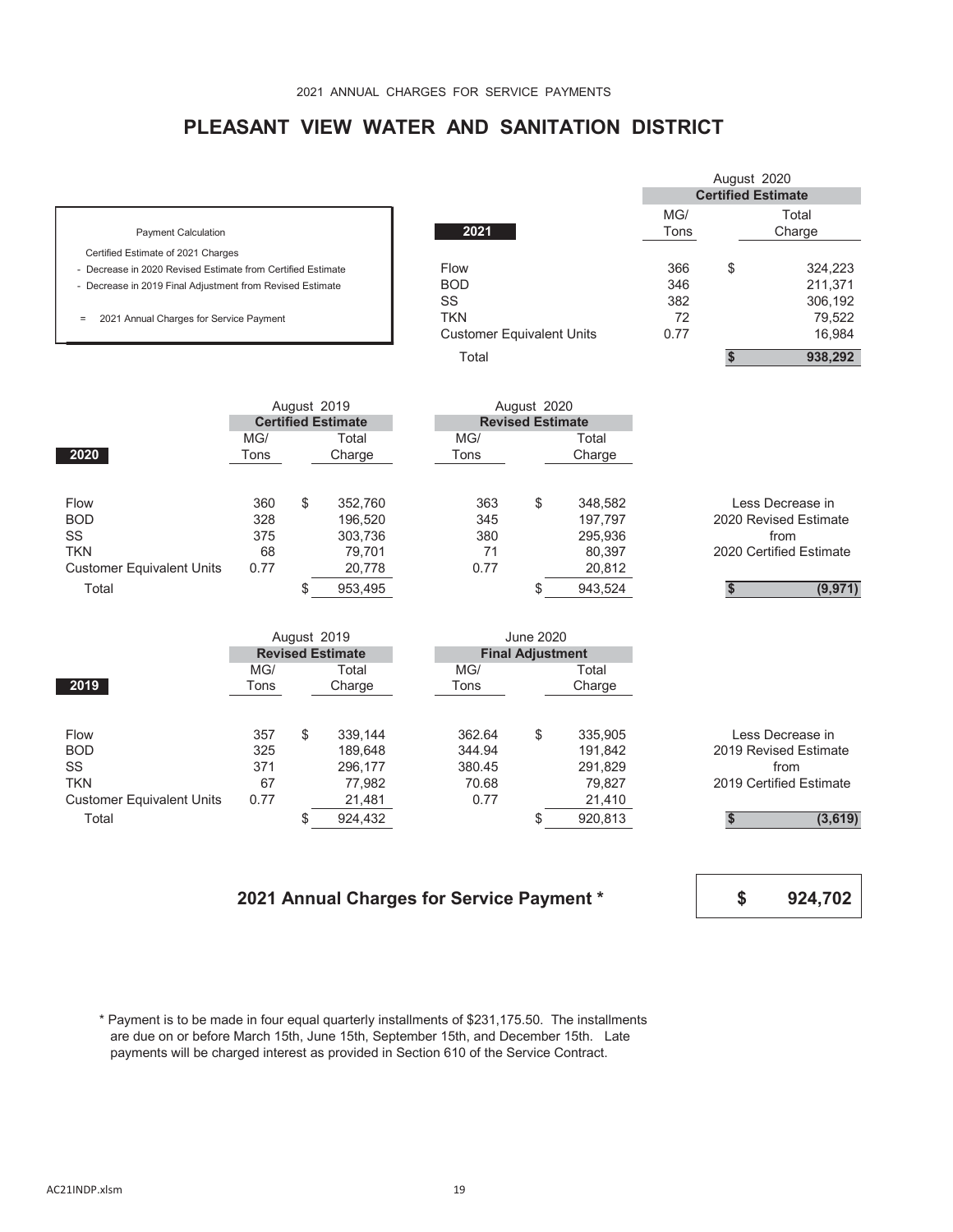2021 ANNUAL CHARGES FOR SERVICE PAYMENTS

# PLEASANT VIEW WATER AND SANITATION DISTRICT

| Payment Calculation |
|---|
| Certified Estimate of 2021 Charges |
| - Decrease in 2020 Revised Estimate from Certified Estimate |
| - Decrease in 2019 Final Adjustment from Revised Estimate |
| = 2021 Annual Charges for Service Payment |

| | August 2020 | |
|---|---|---|
| | Certified Estimate | |
| **2021** | MG/ Tons | Total Charge |
| Flow | 366 | $ 324,223 |
| BOD | 346 | 211,371 |
| SS | 382 | 306,192 |
| TKN | 72 | 79,522 |
| Customer Equivalent Units | 0.77 | 16,984 |
| Total | | $ 938,292 |

| | August 2019 | | August 2020 | | |
|---|---|---|---|---|---|
| | Certified Estimate | | Revised Estimate | | |
| **2020** | MG/ Tons | Total Charge | MG/ Tons | Total Charge | Less Decrease in 2020 Revised Estimate from 2020 Certified Estimate |
| Flow | 360 | $ 352,760 | 363 | $ 348,582 | |
| BOD | 328 | 196,520 | 345 | 197,797 | |
| SS | 375 | 303,736 | 380 | 295,936 | |
| TKN | 68 | 79,701 | 71 | 80,397 | |
| Customer Equivalent Units | 0.77 | 20,778 | 0.77 | 20,812 | |
| Total | | $ 953,495 | | $ 943,524 | $ (9,971) |

| | August 2019 | | June 2020 | | |
|---|---|---|---|---|---|
| | Revised Estimate | | Final Adjustment | | |
| **2019** | MG/ Tons | Total Charge | MG/ Tons | Total Charge | Less Decrease in 2019 Revised Estimate from 2019 Certified Estimate |
| Flow | 357 | $ 339,144 | 362.64 | $ 335,905 | |
| BOD | 325 | 189,648 | 344.94 | 191,842 | |
| SS | 371 | 296,177 | 380.45 | 291,829 | |
| TKN | 67 | 77,982 | 70.68 | 79,827 | |
| Customer Equivalent Units | 0.77 | 21,481 | 0.77 | 21,410 | |
| Total | | $ 924,432 | | $ 920,813 | $ (3,619) |

## 2021 Annual Charges for Service Payment * — $ 924,702

\* Payment is to be made in four equal quarterly installments of $231,175.50. The installments are due on or before March 15th, June 15th, September 15th, and December 15th. Late payments will be charged interest as provided in Section 610 of the Service Contract.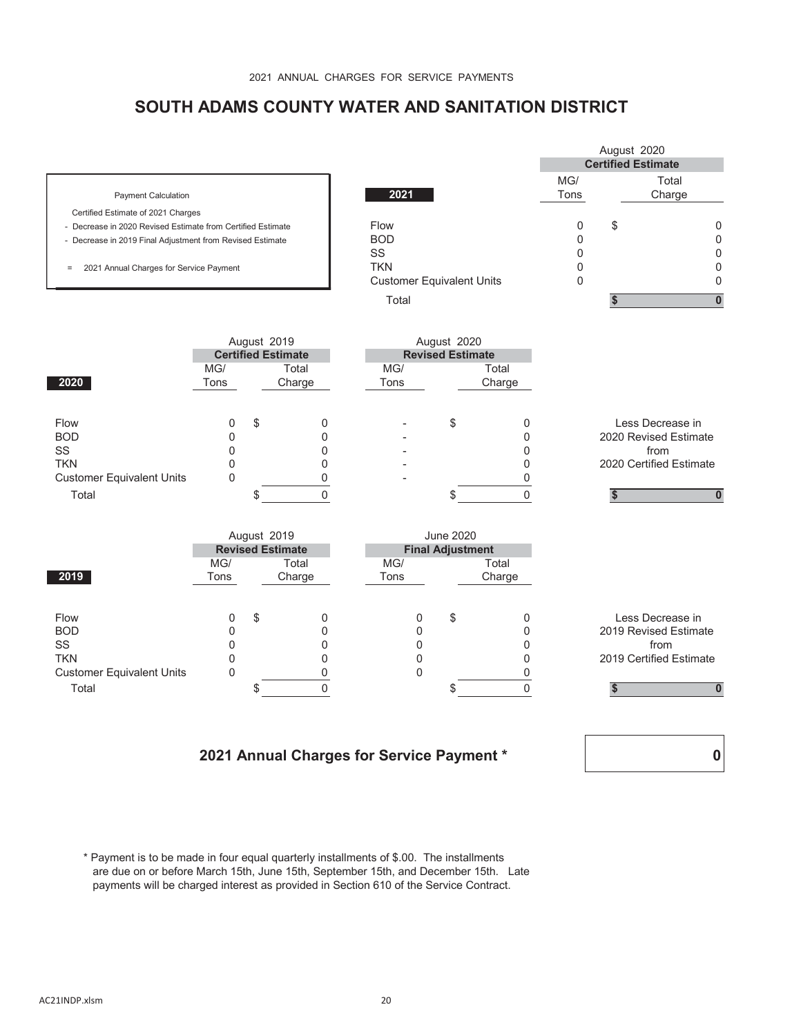2021 ANNUAL CHARGES FOR SERVICE PAYMENTS

# SOUTH ADAMS COUNTY WATER AND SANITATION DISTRICT

Payment Calculation

Certified Estimate of 2021 Charges
- Decrease in 2020 Revised Estimate from Certified Estimate
- Decrease in 2019 Final Adjustment from Revised Estimate

= 2021 Annual Charges for Service Payment

| 2021 | August 2020 Certified Estimate MG/ Tons | Total Charge |
|---|---|---|
| Flow | 0 | $ 0 |
| BOD | 0 | 0 |
| SS | 0 | 0 |
| TKN | 0 | 0 |
| Customer Equivalent Units | 0 | 0 |
| Total | | $ 0 |

| 2020 | August 2019 Certified Estimate MG/ Tons | Total Charge | August 2020 Revised Estimate MG/ Tons | Total Charge | Less Decrease in 2020 Revised Estimate from 2020 Certified Estimate |
|---|---|---|---|---|---|
| Flow | 0 | $ 0 | - | $ 0 | |
| BOD | 0 | 0 | - | 0 | |
| SS | 0 | 0 | - | 0 | |
| TKN | 0 | 0 | - | 0 | |
| Customer Equivalent Units | 0 | 0 | - | 0 | |
| Total | | $ 0 | | $ 0 | $ 0 |

| 2019 | August 2019 Revised Estimate MG/ Tons | Total Charge | June 2020 Final Adjustment MG/ Tons | Total Charge | Less Decrease in 2019 Revised Estimate from 2019 Certified Estimate |
|---|---|---|---|---|---|
| Flow | 0 | $ 0 | 0 | $ 0 | |
| BOD | 0 | 0 | 0 | 0 | |
| SS | 0 | 0 | 0 | 0 | |
| TKN | 0 | 0 | 0 | 0 | |
| Customer Equivalent Units | 0 | 0 | 0 | 0 | |
| Total | | $ 0 | | $ 0 | $ 0 |

**2021 Annual Charges for Service Payment *** **0**

* Payment is to be made in four equal quarterly installments of $.00. The installments are due on or before March 15th, June 15th, September 15th, and December 15th. Late payments will be charged interest as provided in Section 610 of the Service Contract.

AC21INDP.xlsm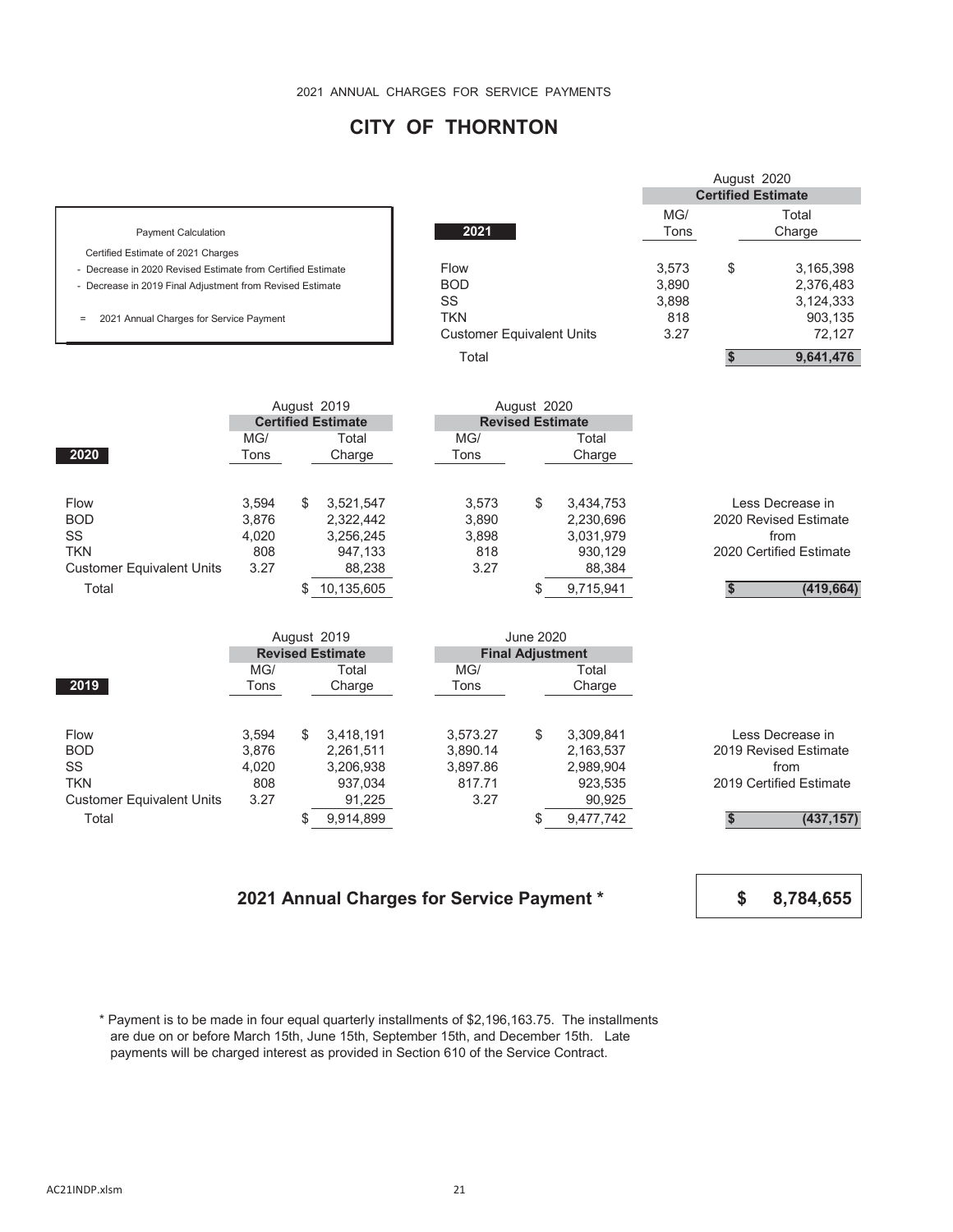2021 ANNUAL CHARGES FOR SERVICE PAYMENTS

# CITY OF THORNTON

**Payment Calculation**

Certified Estimate of 2021 Charges
- Decrease in 2020 Revised Estimate from Certified Estimate
- Decrease in 2019 Final Adjustment from Revised Estimate

= 2021 Annual Charges for Service Payment

| 2021 | August 2020 Certified Estimate MG/ Tons | August 2020 Certified Estimate Total Charge |
|---|---|---|
| Flow | 3,573 | $ 3,165,398 |
| BOD | 3,890 | 2,376,483 |
| SS | 3,898 | 3,124,333 |
| TKN | 818 | 903,135 |
| Customer Equivalent Units | 3.27 | 72,127 |
| Total | | $ 9,641,476 |

| 2020 | August 2019 Certified Estimate MG/ Tons | August 2019 Certified Estimate Total Charge | August 2020 Revised Estimate MG/ Tons | August 2020 Revised Estimate Total Charge | Less Decrease in 2020 Revised Estimate from 2020 Certified Estimate |
|---|---|---|---|---|---|
| Flow | 3,594 | $ 3,521,547 | 3,573 | $ 3,434,753 | |
| BOD | 3,876 | 2,322,442 | 3,890 | 2,230,696 | |
| SS | 4,020 | 3,256,245 | 3,898 | 3,031,979 | |
| TKN | 808 | 947,133 | 818 | 930,129 | |
| Customer Equivalent Units | 3.27 | 88,238 | 3.27 | 88,384 | |
| Total | | $ 10,135,605 | | $ 9,715,941 | $ (419,664) |

| 2019 | August 2019 Revised Estimate MG/ Tons | August 2019 Revised Estimate Total Charge | June 2020 Final Adjustment MG/ Tons | June 2020 Final Adjustment Total Charge | Less Decrease in 2019 Revised Estimate from 2019 Certified Estimate |
|---|---|---|---|---|---|
| Flow | 3,594 | $ 3,418,191 | 3,573.27 | $ 3,309,841 | |
| BOD | 3,876 | 2,261,511 | 3,890.14 | 2,163,537 | |
| SS | 4,020 | 3,206,938 | 3,897.86 | 2,989,904 | |
| TKN | 808 | 937,034 | 817.71 | 923,535 | |
| Customer Equivalent Units | 3.27 | 91,225 | 3.27 | 90,925 | |
| Total | | $ 9,914,899 | | $ 9,477,742 | $ (437,157) |

**2021 Annual Charges for Service Payment *** **$ 8,784,655**

* Payment is to be made in four equal quarterly installments of $2,196,163.75. The installments are due on or before March 15th, June 15th, September 15th, and December 15th. Late payments will be charged interest as provided in Section 610 of the Service Contract.

AC21INDP.xlsm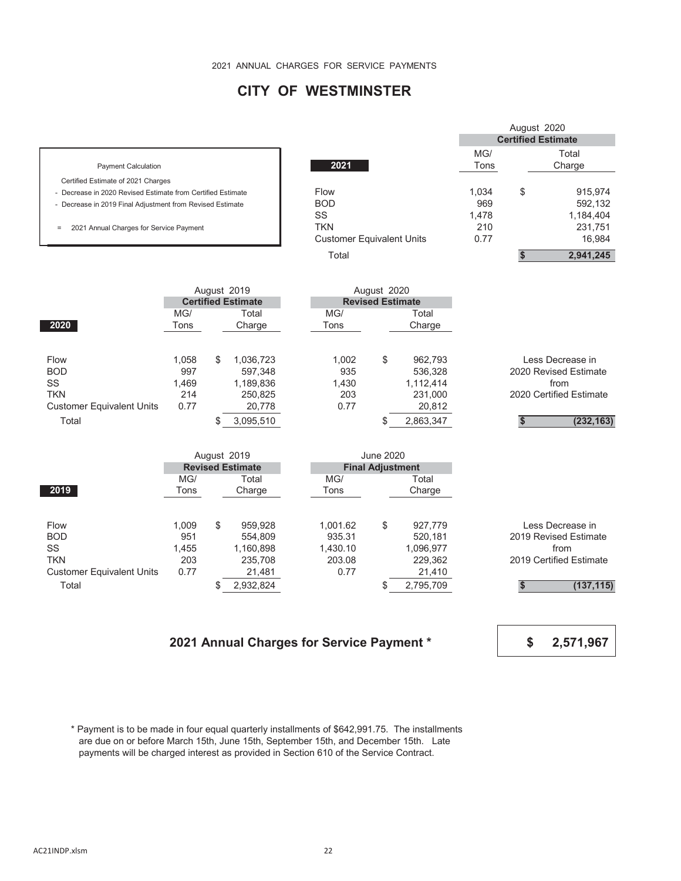2021 ANNUAL CHARGES FOR SERVICE PAYMENTS

# CITY OF WESTMINSTER

**Payment Calculation**

Certified Estimate of 2021 Charges
- Decrease in 2020 Revised Estimate from Certified Estimate
- Decrease in 2019 Final Adjustment from Revised Estimate

= 2021 Annual Charges for Service Payment

| 2021 | August 2020 Certified Estimate MG/ Tons | Total Charge |
|---|---|---|
| Flow | 1,034 | $ 915,974 |
| BOD | 969 | 592,132 |
| SS | 1,478 | 1,184,404 |
| TKN | 210 | 231,751 |
| Customer Equivalent Units | 0.77 | 16,984 |
| Total | | $ 2,941,245 |

| 2020 | August 2019 Certified Estimate MG/ Tons | Total Charge | August 2020 Revised Estimate MG/ Tons | Total Charge | Less Decrease in 2020 Revised Estimate from 2020 Certified Estimate |
|---|---|---|---|---|---|
| Flow | 1,058 | $ 1,036,723 | 1,002 | $ 962,793 | |
| BOD | 997 | 597,348 | 935 | 536,328 | |
| SS | 1,469 | 1,189,836 | 1,430 | 1,112,414 | |
| TKN | 214 | 250,825 | 203 | 231,000 | |
| Customer Equivalent Units | 0.77 | 20,778 | 0.77 | 20,812 | |
| Total | | $ 3,095,510 | | $ 2,863,347 | $ (232,163) |

| 2019 | August 2019 Revised Estimate MG/ Tons | Total Charge | June 2020 Final Adjustment MG/ Tons | Total Charge | Less Decrease in 2019 Revised Estimate from 2019 Certified Estimate |
|---|---|---|---|---|---|
| Flow | 1,009 | $ 959,928 | 1,001.62 | $ 927,779 | |
| BOD | 951 | 554,809 | 935.31 | 520,181 | |
| SS | 1,455 | 1,160,898 | 1,430.10 | 1,096,977 | |
| TKN | 203 | 235,708 | 203.08 | 229,362 | |
| Customer Equivalent Units | 0.77 | 21,481 | 0.77 | 21,410 | |
| Total | | $ 2,932,824 | | $ 2,795,709 | $ (137,115) |

## 2021 Annual Charges for Service Payment * $ 2,571,967

* Payment is to be made in four equal quarterly installments of $642,991.75. The installments are due on or before March 15th, June 15th, September 15th, and December 15th. Late payments will be charged interest as provided in Section 610 of the Service Contract.

AC21INDP.xlsm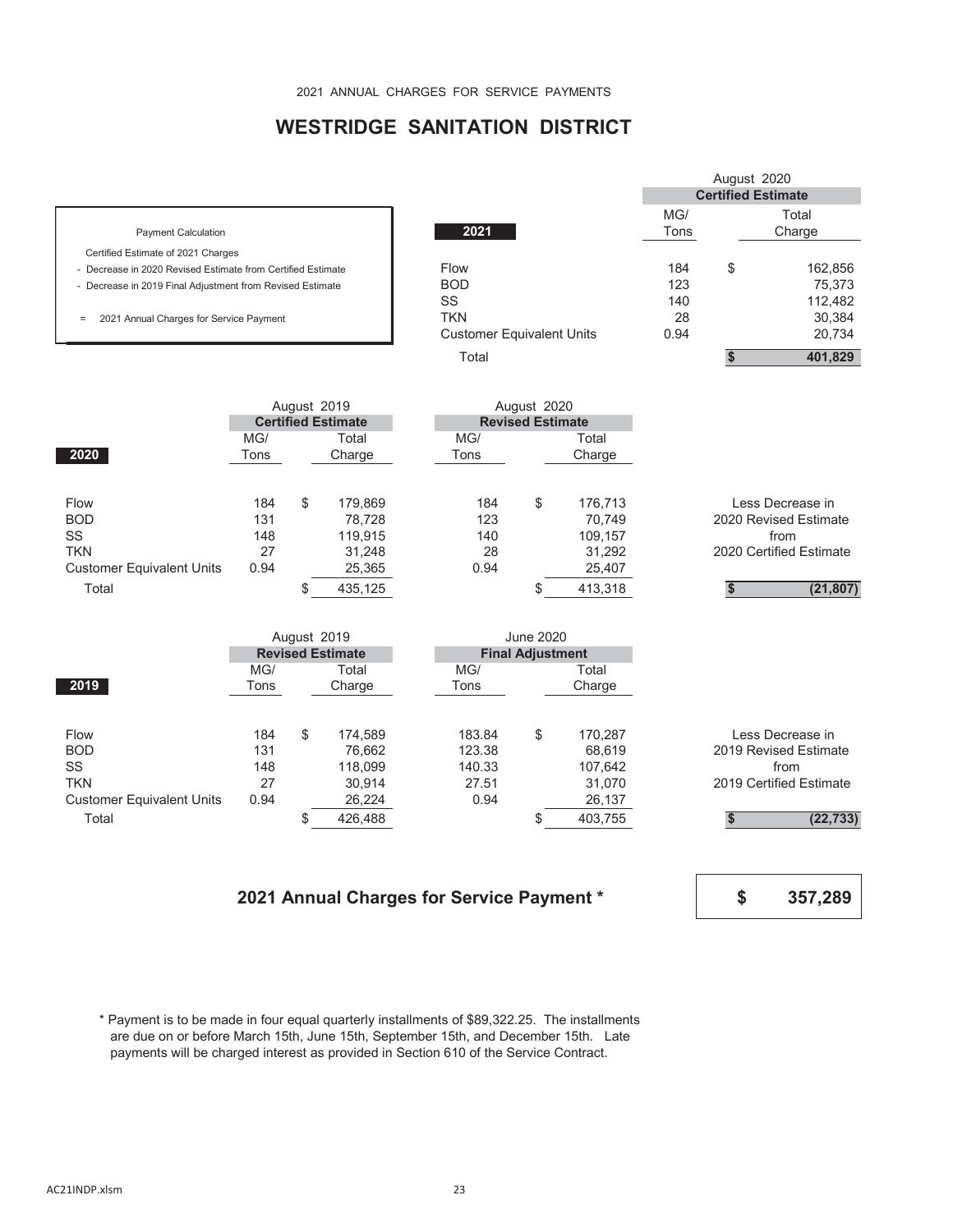2021 ANNUAL CHARGES FOR SERVICE PAYMENTS

# WESTRIDGE SANITATION DISTRICT

**Payment Calculation**

Certified Estimate of 2021 Charges
- Decrease in 2020 Revised Estimate from Certified Estimate
- Decrease in 2019 Final Adjustment from Revised Estimate

= 2021 Annual Charges for Service Payment

| 2021 | August 2020 Certified Estimate MG/ Tons | Total Charge |
|---|---|---|
| Flow | 184 | $ 162,856 |
| BOD | 123 | 75,373 |
| SS | 140 | 112,482 |
| TKN | 28 | 30,384 |
| Customer Equivalent Units | 0.94 | 20,734 |
| Total | | $ 401,829 |

| 2020 | August 2019 Certified Estimate MG/ Tons | Total Charge | August 2020 Revised Estimate MG/ Tons | Total Charge | Less Decrease in 2020 Revised Estimate from 2020 Certified Estimate |
|---|---|---|---|---|---|
| Flow | 184 | $ 179,869 | 184 | $ 176,713 | |
| BOD | 131 | 78,728 | 123 | 70,749 | |
| SS | 148 | 119,915 | 140 | 109,157 | |
| TKN | 27 | 31,248 | 28 | 31,292 | |
| Customer Equivalent Units | 0.94 | 25,365 | 0.94 | 25,407 | |
| Total | | $ 435,125 | | $ 413,318 | $ (21,807) |

| 2019 | August 2019 Revised Estimate MG/ Tons | Total Charge | June 2020 Final Adjustment MG/ Tons | Total Charge | Less Decrease in 2019 Revised Estimate from 2019 Certified Estimate |
|---|---|---|---|---|---|
| Flow | 184 | $ 174,589 | 183.84 | $ 170,287 | |
| BOD | 131 | 76,662 | 123.38 | 68,619 | |
| SS | 148 | 118,099 | 140.33 | 107,642 | |
| TKN | 27 | 30,914 | 27.51 | 31,070 | |
| Customer Equivalent Units | 0.94 | 26,224 | 0.94 | 26,137 | |
| Total | | $ 426,488 | | $ 403,755 | $ (22,733) |

## 2021 Annual Charges for Service Payment * $ 357,289

* Payment is to be made in four equal quarterly installments of $89,322.25. The installments are due on or before March 15th, June 15th, September 15th, and December 15th. Late payments will be charged interest as provided in Section 610 of the Service Contract.

AC21INDP.xlsm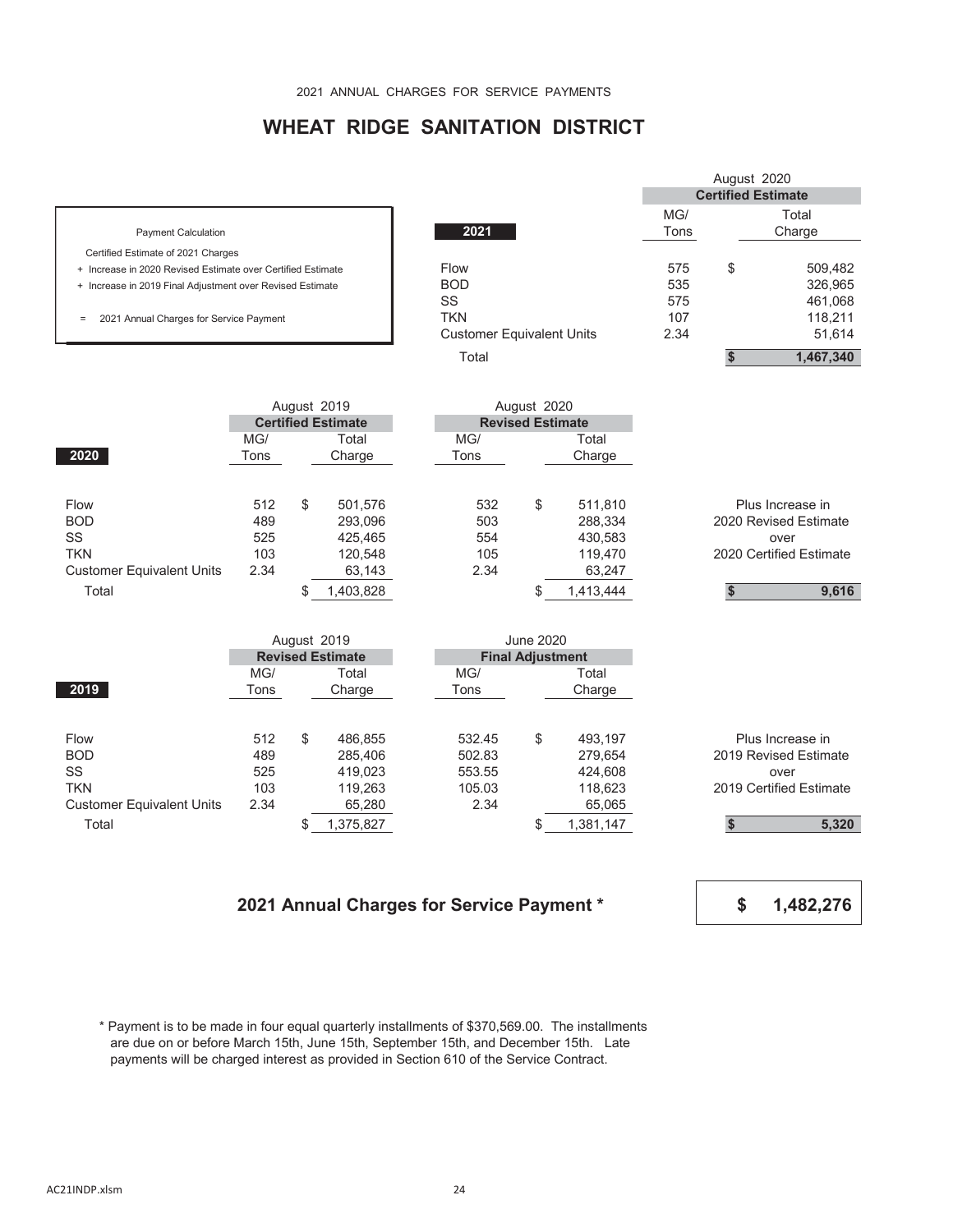2021 ANNUAL CHARGES FOR SERVICE PAYMENTS

# WHEAT RIDGE SANITATION DISTRICT

**Payment Calculation**

Certified Estimate of 2021 Charges
+ Increase in 2020 Revised Estimate over Certified Estimate
+ Increase in 2019 Final Adjustment over Revised Estimate

= 2021 Annual Charges for Service Payment

| 2021 | August 2020 Certified Estimate MG/ Tons | Total Charge |
|---|---|---|
| Flow | 575 | $ 509,482 |
| BOD | 535 | 326,965 |
| SS | 575 | 461,068 |
| TKN | 107 | 118,211 |
| Customer Equivalent Units | 2.34 | 51,614 |
| Total | | $ 1,467,340 |

| 2020 | August 2019 Certified Estimate MG/ Tons | Total Charge | August 2020 Revised Estimate MG/ Tons | Total Charge | Plus Increase in 2020 Revised Estimate over 2020 Certified Estimate |
|---|---|---|---|---|---|
| Flow | 512 | $ 501,576 | 532 | $ 511,810 | |
| BOD | 489 | 293,096 | 503 | 288,334 | |
| SS | 525 | 425,465 | 554 | 430,583 | |
| TKN | 103 | 120,548 | 105 | 119,470 | |
| Customer Equivalent Units | 2.34 | 63,143 | 2.34 | 63,247 | |
| Total | | $ 1,403,828 | | $ 1,413,444 | $ 9,616 |

| 2019 | August 2019 Revised Estimate MG/ Tons | Total Charge | June 2020 Final Adjustment MG/ Tons | Total Charge | Plus Increase in 2019 Revised Estimate over 2019 Certified Estimate |
|---|---|---|---|---|---|
| Flow | 512 | $ 486,855 | 532.45 | $ 493,197 | |
| BOD | 489 | 285,406 | 502.83 | 279,654 | |
| SS | 525 | 419,023 | 553.55 | 424,608 | |
| TKN | 103 | 119,263 | 105.03 | 118,623 | |
| Customer Equivalent Units | 2.34 | 65,280 | 2.34 | 65,065 | |
| Total | | $ 1,375,827 | | $ 1,381,147 | $ 5,320 |

**2021 Annual Charges for Service Payment \*** **$ 1,482,276**

\* Payment is to be made in four equal quarterly installments of $370,569.00. The installments are due on or before March 15th, June 15th, September 15th, and December 15th. Late payments will be charged interest as provided in Section 610 of the Service Contract.

AC21INDP.xlsm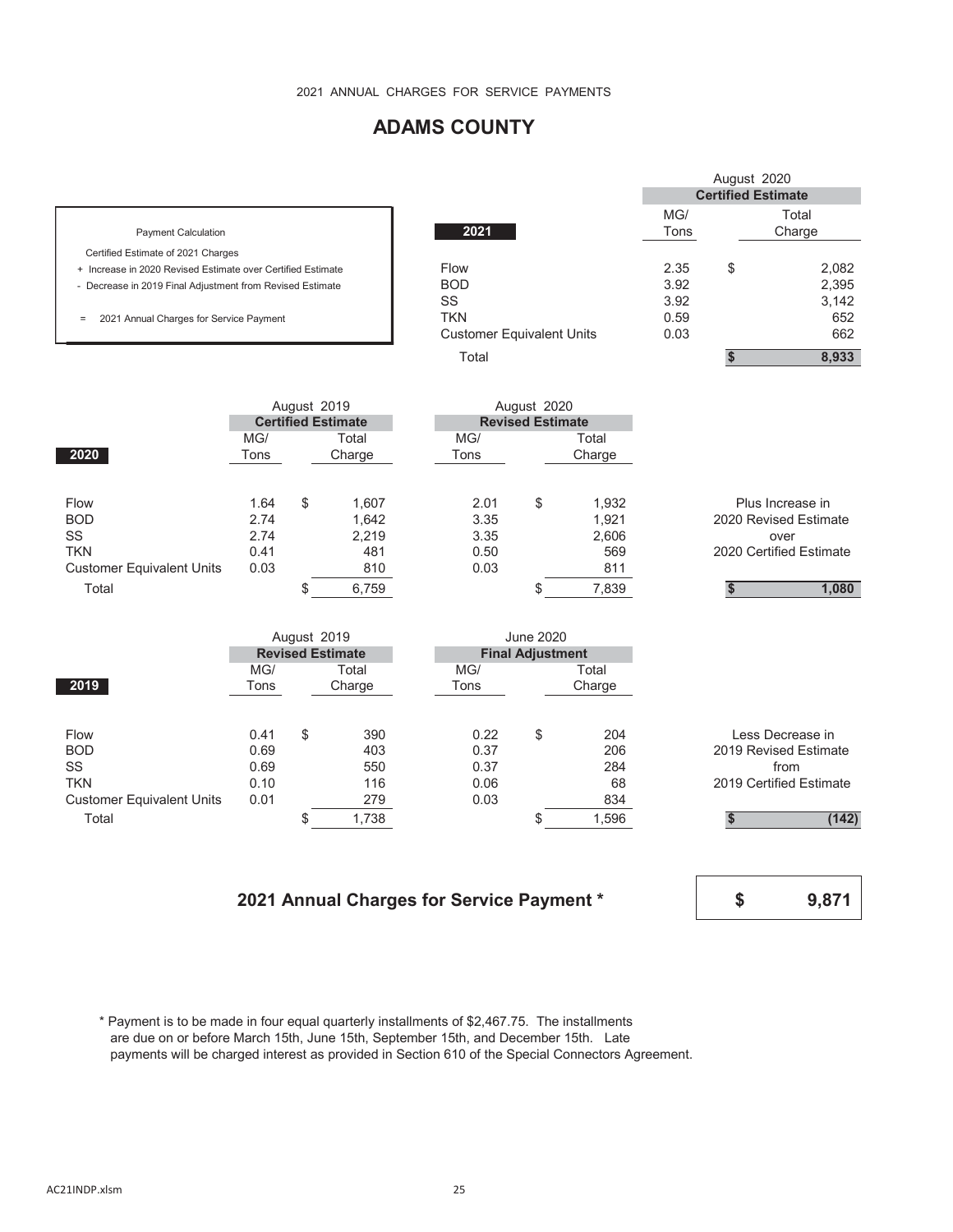2021 ANNUAL CHARGES FOR SERVICE PAYMENTS

# ADAMS COUNTY

**Payment Calculation**

Certified Estimate of 2021 Charges
+ Increase in 2020 Revised Estimate over Certified Estimate
- Decrease in 2019 Final Adjustment from Revised Estimate

= 2021 Annual Charges for Service Payment

| 2021 | August 2020 Certified Estimate | |
|---|---|---|
| | MG/ Tons | Total Charge |
| Flow | 2.35 | $ 2,082 |
| BOD | 3.92 | 2,395 |
| SS | 3.92 | 3,142 |
| TKN | 0.59 | 652 |
| Customer Equivalent Units | 0.03 | 662 |
| Total | | $ 8,933 |

| 2020 | August 2019 Certified Estimate | | August 2020 Revised Estimate | | Plus Increase in 2020 Revised Estimate over 2020 Certified Estimate |
|---|---|---|---|---|---|
| | MG/ Tons | Total Charge | MG/ Tons | Total Charge | |
| Flow | 1.64 | $ 1,607 | 2.01 | $ 1,932 | |
| BOD | 2.74 | 1,642 | 3.35 | 1,921 | |
| SS | 2.74 | 2,219 | 3.35 | 2,606 | |
| TKN | 0.41 | 481 | 0.50 | 569 | |
| Customer Equivalent Units | 0.03 | 810 | 0.03 | 811 | |
| Total | | $ 6,759 | | $ 7,839 | $ 1,080 |

| 2019 | August 2019 Revised Estimate | | June 2020 Final Adjustment | | Less Decrease in 2019 Revised Estimate from 2019 Certified Estimate |
|---|---|---|---|---|---|
| | MG/ Tons | Total Charge | MG/ Tons | Total Charge | |
| Flow | 0.41 | $ 390 | 0.22 | $ 204 | |
| BOD | 0.69 | 403 | 0.37 | 206 | |
| SS | 0.69 | 550 | 0.37 | 284 | |
| TKN | 0.10 | 116 | 0.06 | 68 | |
| Customer Equivalent Units | 0.01 | 279 | 0.03 | 834 | |
| Total | | $ 1,738 | | $ 1,596 | $ (142) |

**2021 Annual Charges for Service Payment *** **$ 9,871**

\* Payment is to be made in four equal quarterly installments of $2,467.75. The installments are due on or before March 15th, June 15th, September 15th, and December 15th. Late payments will be charged interest as provided in Section 610 of the Special Connectors Agreement.

AC21INDP.xlsm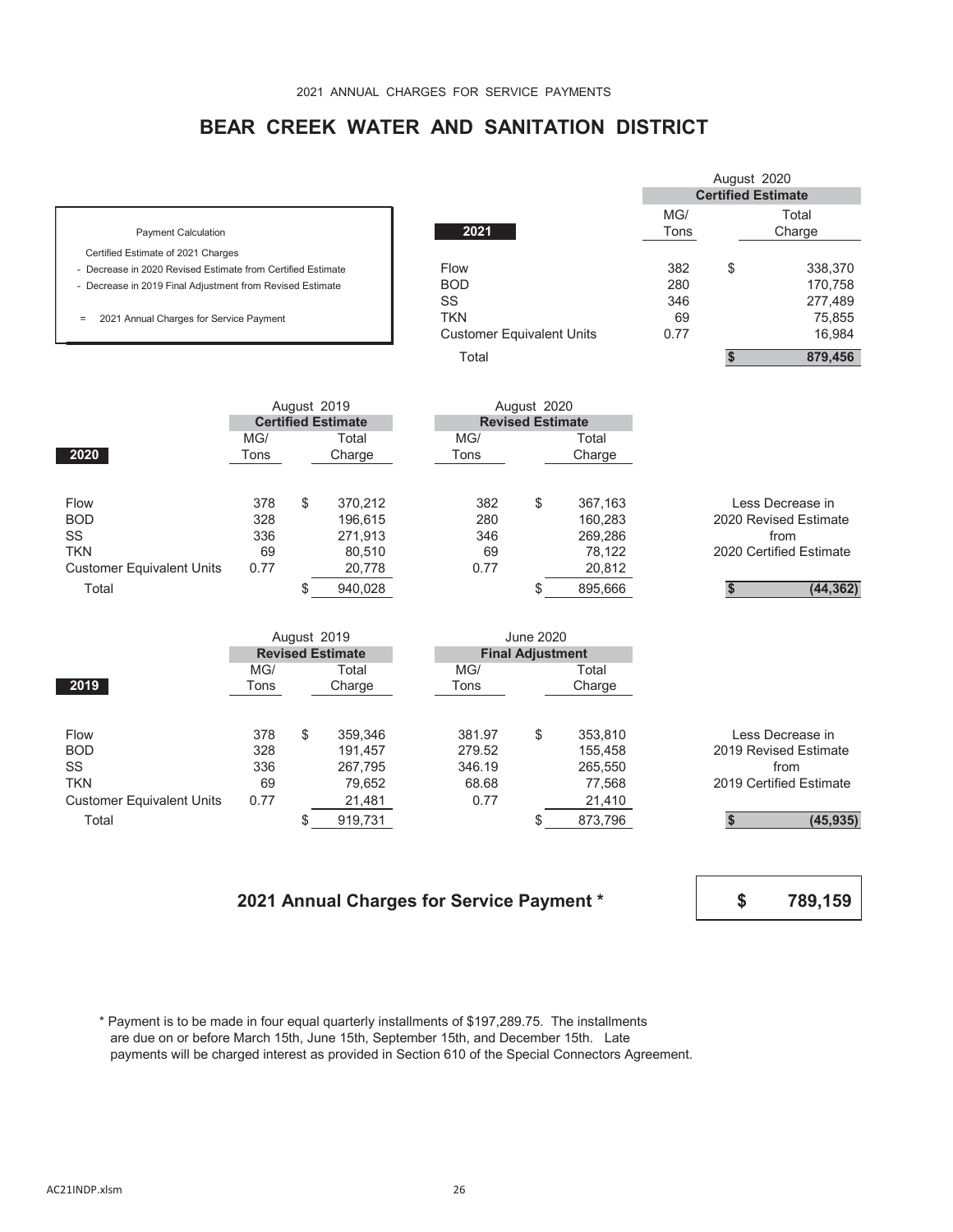2021 ANNUAL CHARGES FOR SERVICE PAYMENTS

# BEAR CREEK WATER AND SANITATION DISTRICT

**Payment Calculation**

Certified Estimate of 2021 Charges
- Decrease in 2020 Revised Estimate from Certified Estimate
- Decrease in 2019 Final Adjustment from Revised Estimate

= 2021 Annual Charges for Service Payment

| | August 2020 Certified Estimate | |
|---|---|---|
| **2021** | MG/ Tons | Total Charge |
| Flow | 382 | $ 338,370 |
| BOD | 280 | 170,758 |
| SS | 346 | 277,489 |
| TKN | 69 | 75,855 |
| Customer Equivalent Units | 0.77 | 16,984 |
| Total | | **$ 879,456** |

| | August 2019 Certified Estimate | | August 2020 Revised Estimate | | Less Decrease in 2020 Revised Estimate from 2020 Certified Estimate |
|---|---|---|---|---|---|
| **2020** | MG/ Tons | Total Charge | MG/ Tons | Total Charge | |
| Flow | 378 | $ 370,212 | 382 | $ 367,163 | |
| BOD | 328 | 196,615 | 280 | 160,283 | |
| SS | 336 | 271,913 | 346 | 269,286 | |
| TKN | 69 | 80,510 | 69 | 78,122 | |
| Customer Equivalent Units | 0.77 | 20,778 | 0.77 | 20,812 | |
| Total | | $ 940,028 | | $ 895,666 | **$ (44,362)** |

| | August 2019 Revised Estimate | | June 2020 Final Adjustment | | Less Decrease in 2019 Revised Estimate from 2019 Certified Estimate |
|---|---|---|---|---|---|
| **2019** | MG/ Tons | Total Charge | MG/ Tons | Total Charge | |
| Flow | 378 | $ 359,346 | 381.97 | $ 353,810 | |
| BOD | 328 | 191,457 | 279.52 | 155,458 | |
| SS | 336 | 267,795 | 346.19 | 265,550 | |
| TKN | 69 | 79,652 | 68.68 | 77,568 | |
| Customer Equivalent Units | 0.77 | 21,481 | 0.77 | 21,410 | |
| Total | | $ 919,731 | | $ 873,796 | **$ (45,935)** |

## 2021 Annual Charges for Service Payment * **$ 789,159**

\* Payment is to be made in four equal quarterly installments of $197,289.75. The installments are due on or before March 15th, June 15th, September 15th, and December 15th. Late payments will be charged interest as provided in Section 610 of the Special Connectors Agreement.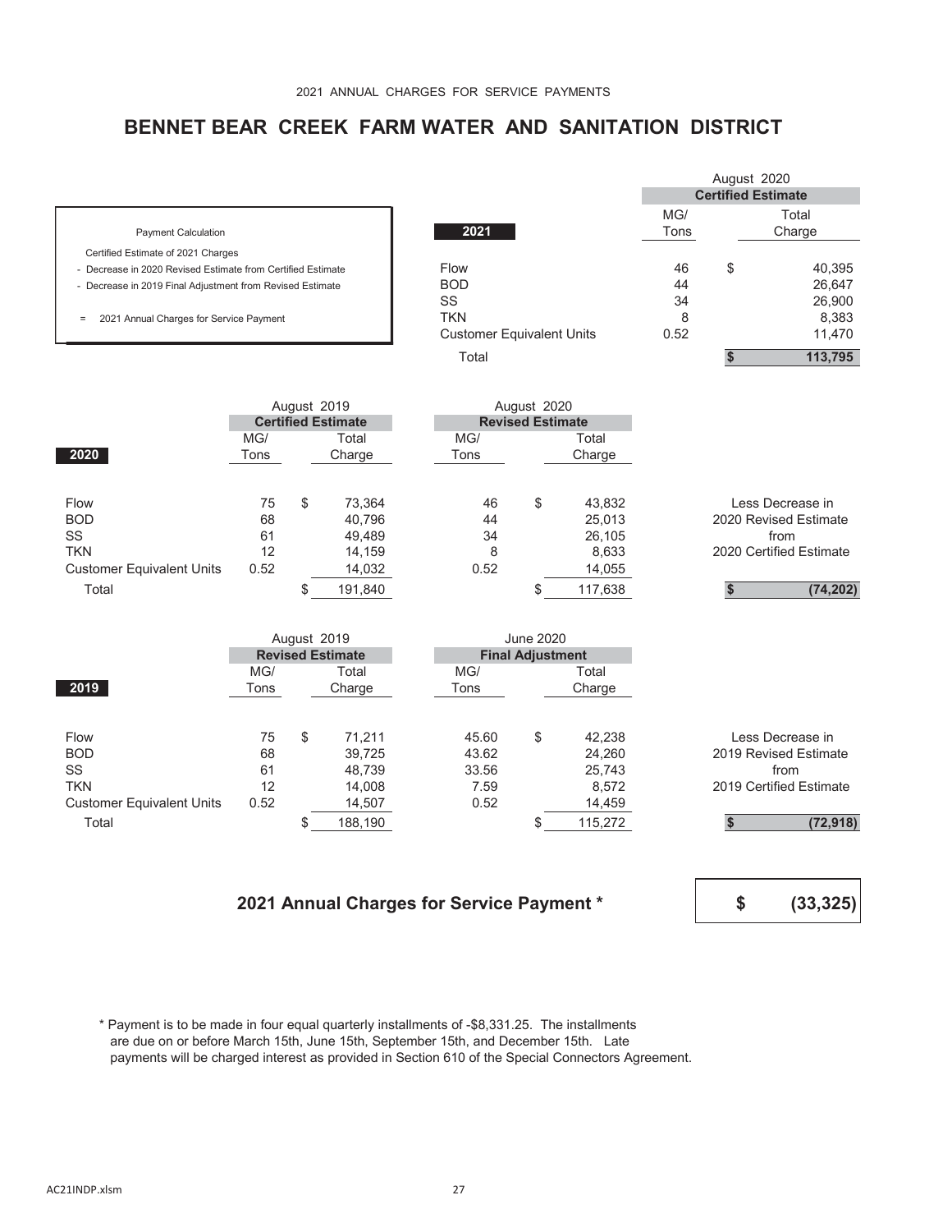2021 ANNUAL CHARGES FOR SERVICE PAYMENTS

# BENNET BEAR CREEK FARM WATER AND SANITATION DISTRICT

Payment Calculation

Certified Estimate of 2021 Charges
- Decrease in 2020 Revised Estimate from Certified Estimate
- Decrease in 2019 Final Adjustment from Revised Estimate

= 2021 Annual Charges for Service Payment

| 2021 | August 2020 Certified Estimate | |
|---|---|---|
| | MG/ Tons | Total Charge |
| Flow | 46 | $ 40,395 |
| BOD | 44 | 26,647 |
| SS | 34 | 26,900 |
| TKN | 8 | 8,383 |
| Customer Equivalent Units | 0.52 | 11,470 |
| Total | | $ 113,795 |

| 2020 | August 2019 Certified Estimate | | August 2020 Revised Estimate | | Less Decrease in 2020 Revised Estimate from 2020 Certified Estimate |
|---|---|---|---|---|---|
| | MG/ Tons | Total Charge | MG/ Tons | Total Charge | |
| Flow | 75 | $ 73,364 | 46 | $ 43,832 | |
| BOD | 68 | 40,796 | 44 | 25,013 | |
| SS | 61 | 49,489 | 34 | 26,105 | |
| TKN | 12 | 14,159 | 8 | 8,633 | |
| Customer Equivalent Units | 0.52 | 14,032 | 0.52 | 14,055 | |
| Total | | $ 191,840 | | $ 117,638 | $ (74,202) |

| 2019 | August 2019 Revised Estimate | | June 2020 Final Adjustment | | Less Decrease in 2019 Revised Estimate from 2019 Certified Estimate |
|---|---|---|---|---|---|
| | MG/ Tons | Total Charge | MG/ Tons | Total Charge | |
| Flow | 75 | $ 71,211 | 45.60 | $ 42,238 | |
| BOD | 68 | 39,725 | 43.62 | 24,260 | |
| SS | 61 | 48,739 | 33.56 | 25,743 | |
| TKN | 12 | 14,008 | 7.59 | 8,572 | |
| Customer Equivalent Units | 0.52 | 14,507 | 0.52 | 14,459 | |
| Total | | $ 188,190 | | $ 115,272 | $ (72,918) |

**2021 Annual Charges for Service Payment \*** **$ (33,325)**

\* Payment is to be made in four equal quarterly installments of -$8,331.25. The installments are due on or before March 15th, June 15th, September 15th, and December 15th. Late payments will be charged interest as provided in Section 610 of the Special Connectors Agreement.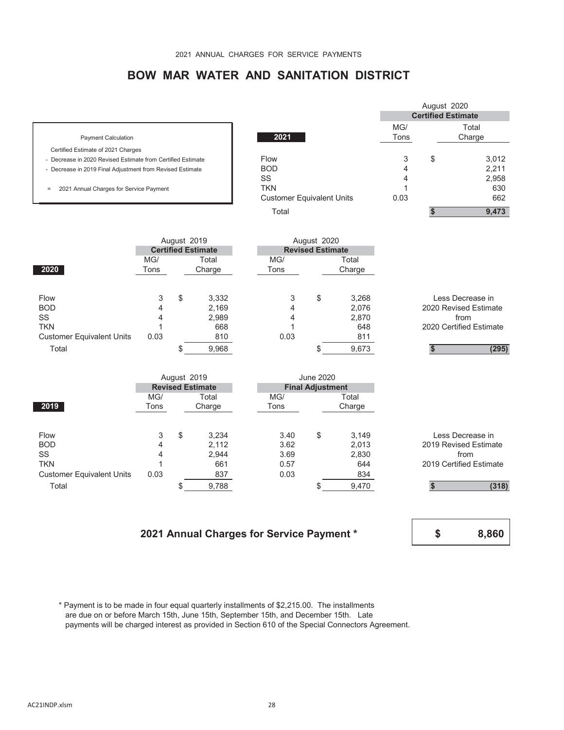2021 ANNUAL CHARGES FOR SERVICE PAYMENTS

# BOW MAR WATER AND SANITATION DISTRICT

Payment Calculation

Certified Estimate of 2021 Charges
- Decrease in 2020 Revised Estimate from Certified Estimate
- Decrease in 2019 Final Adjustment from Revised Estimate

= 2021 Annual Charges for Service Payment

| 2021 | August 2020 Certified Estimate | |
|---|---|---|
| | MG/ Tons | Total Charge |
| Flow | 3 | $ 3,012 |
| BOD | 4 | 2,211 |
| SS | 4 | 2,958 |
| TKN | 1 | 630 |
| Customer Equivalent Units | 0.03 | 662 |
| Total | | $ 9,473 |

| 2020 | August 2019 Certified Estimate | | August 2020 Revised Estimate | | Less Decrease in 2020 Revised Estimate from 2020 Certified Estimate |
|---|---|---|---|---|---|
| | MG/ Tons | Total Charge | MG/ Tons | Total Charge | |
| Flow | 3 | $ 3,332 | 3 | $ 3,268 | |
| BOD | 4 | 2,169 | 4 | 2,076 | |
| SS | 4 | 2,989 | 4 | 2,870 | |
| TKN | 1 | 668 | 1 | 648 | |
| Customer Equivalent Units | 0.03 | 810 | 0.03 | 811 | |
| Total | | $ 9,968 | | $ 9,673 | $ (295) |

| 2019 | August 2019 Revised Estimate | | June 2020 Final Adjustment | | Less Decrease in 2019 Revised Estimate from 2019 Certified Estimate |
|---|---|---|---|---|---|
| | MG/ Tons | Total Charge | MG/ Tons | Total Charge | |
| Flow | 3 | $ 3,234 | 3.40 | $ 3,149 | |
| BOD | 4 | 2,112 | 3.62 | 2,013 | |
| SS | 4 | 2,944 | 3.69 | 2,830 | |
| TKN | 1 | 661 | 0.57 | 644 | |
| Customer Equivalent Units | 0.03 | 837 | 0.03 | 834 | |
| Total | | $ 9,788 | | $ 9,470 | $ (318) |

**2021 Annual Charges for Service Payment \*** **$ 8,860**

\* Payment is to be made in four equal quarterly installments of $2,215.00. The installments are due on or before March 15th, June 15th, September 15th, and December 15th. Late payments will be charged interest as provided in Section 610 of the Special Connectors Agreement.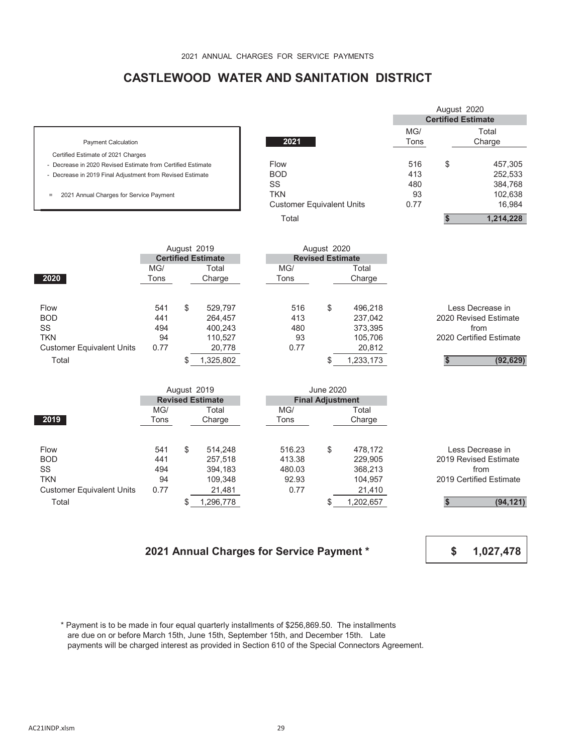2021 ANNUAL CHARGES FOR SERVICE PAYMENTS

# CASTLEWOOD WATER AND SANITATION DISTRICT

Payment Calculation

Certified Estimate of 2021 Charges
- Decrease in 2020 Revised Estimate from Certified Estimate
- Decrease in 2019 Final Adjustment from Revised Estimate

= 2021 Annual Charges for Service Payment

| 2021 | August 2020 Certified Estimate | |
|---|---|---|
| | MG/ Tons | Total Charge |
| Flow | 516 | $ 457,305 |
| BOD | 413 | 252,533 |
| SS | 480 | 384,768 |
| TKN | 93 | 102,638 |
| Customer Equivalent Units | 0.77 | 16,984 |
| Total | | $ 1,214,228 |

| 2020 | August 2019 Certified Estimate | | August 2020 Revised Estimate | | Less Decrease in 2020 Revised Estimate from 2020 Certified Estimate |
|---|---|---|---|---|---|
| | MG/ Tons | Total Charge | MG/ Tons | Total Charge | |
| Flow | 541 | $ 529,797 | 516 | $ 496,218 | |
| BOD | 441 | 264,457 | 413 | 237,042 | |
| SS | 494 | 400,243 | 480 | 373,395 | |
| TKN | 94 | 110,527 | 93 | 105,706 | |
| Customer Equivalent Units | 0.77 | 20,778 | 0.77 | 20,812 | |
| Total | | $ 1,325,802 | | $ 1,233,173 | $ (92,629) |

| 2019 | August 2019 Revised Estimate | | June 2020 Final Adjustment | | Less Decrease in 2019 Revised Estimate from 2019 Certified Estimate |
|---|---|---|---|---|---|
| | MG/ Tons | Total Charge | MG/ Tons | Total Charge | |
| Flow | 541 | $ 514,248 | 516.23 | $ 478,172 | |
| BOD | 441 | 257,518 | 413.38 | 229,905 | |
| SS | 494 | 394,183 | 480.03 | 368,213 | |
| TKN | 94 | 109,348 | 92.93 | 104,957 | |
| Customer Equivalent Units | 0.77 | 21,481 | 0.77 | 21,410 | |
| Total | | $ 1,296,778 | | $ 1,202,657 | $ (94,121) |

**2021 Annual Charges for Service Payment *** **$ 1,027,478**

* Payment is to be made in four equal quarterly installments of $256,869.50. The installments are due on or before March 15th, June 15th, September 15th, and December 15th. Late payments will be charged interest as provided in Section 610 of the Special Connectors Agreement.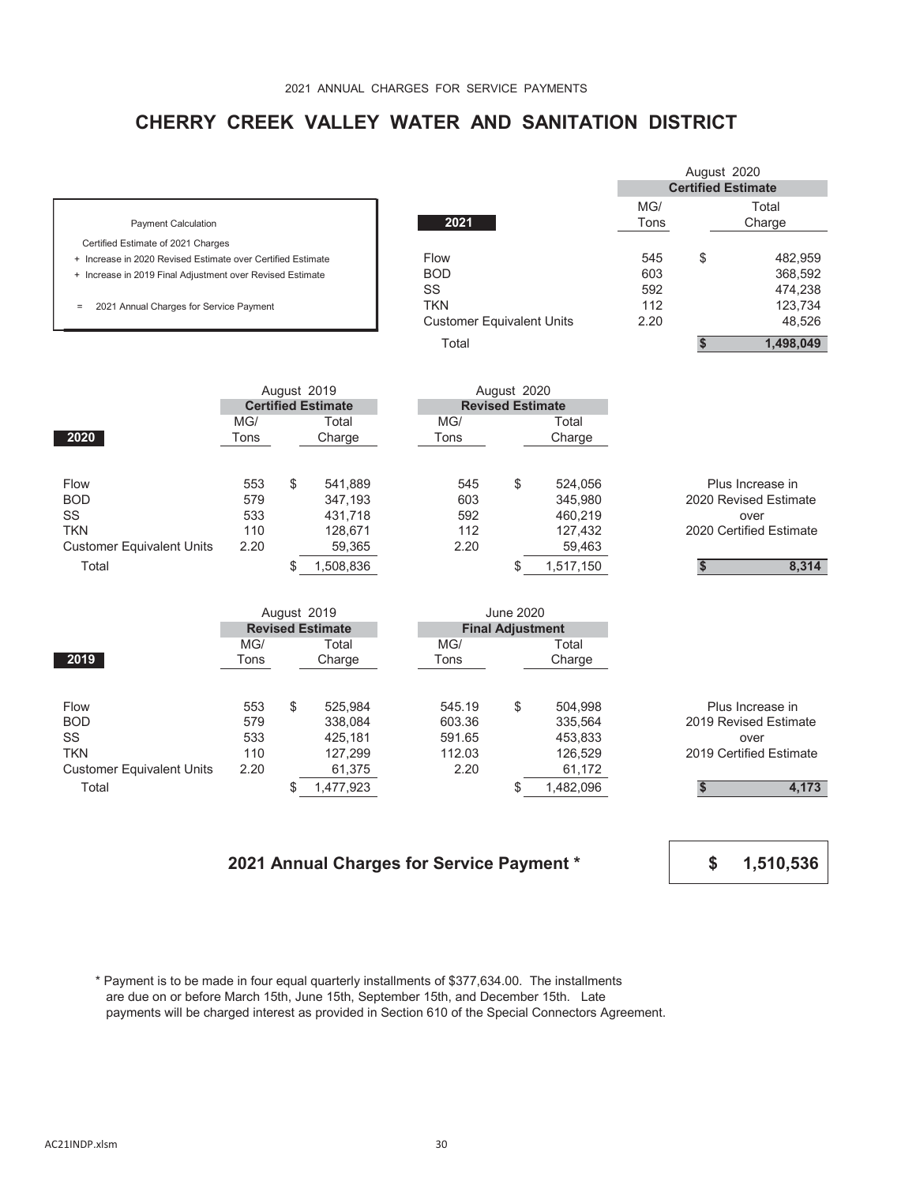2021 ANNUAL CHARGES FOR SERVICE PAYMENTS

# CHERRY CREEK VALLEY WATER AND SANITATION DISTRICT

Payment Calculation

Certified Estimate of 2021 Charges
+ Increase in 2020 Revised Estimate over Certified Estimate
+ Increase in 2019 Final Adjustment over Revised Estimate

= 2021 Annual Charges for Service Payment

| | August 2020 Certified Estimate | |
|---|---|---|
| **2021** | MG/ Tons | Total Charge |
| Flow | 545 | $ 482,959 |
| BOD | 603 | 368,592 |
| SS | 592 | 474,238 |
| TKN | 112 | 123,734 |
| Customer Equivalent Units | 2.20 | 48,526 |
| Total | | $ 1,498,049 |

| | August 2019 Certified Estimate | | August 2020 Revised Estimate | | |
|---|---|---|---|---|---|
| **2020** | MG/ Tons | Total Charge | MG/ Tons | Total Charge | Plus Increase in 2020 Revised Estimate over 2020 Certified Estimate |
| Flow | 553 | $ 541,889 | 545 | $ 524,056 | |
| BOD | 579 | 347,193 | 603 | 345,980 | |
| SS | 533 | 431,718 | 592 | 460,219 | |
| TKN | 110 | 128,671 | 112 | 127,432 | |
| Customer Equivalent Units | 2.20 | 59,365 | 2.20 | 59,463 | |
| Total | | $ 1,508,836 | | $ 1,517,150 | $ 8,314 |

| | August 2019 Revised Estimate | | June 2020 Final Adjustment | | |
|---|---|---|---|---|---|
| **2019** | MG/ Tons | Total Charge | MG/ Tons | Total Charge | Plus Increase in 2019 Revised Estimate over 2019 Certified Estimate |
| Flow | 553 | $ 525,984 | 545.19 | $ 504,998 | |
| BOD | 579 | 338,084 | 603.36 | 335,564 | |
| SS | 533 | 425,181 | 591.65 | 453,833 | |
| TKN | 110 | 127,299 | 112.03 | 126,529 | |
| Customer Equivalent Units | 2.20 | 61,375 | 2.20 | 61,172 | |
| Total | | $ 1,477,923 | | $ 1,482,096 | $ 4,173 |

**2021 Annual Charges for Service Payment \*** **$ 1,510,536**

\* Payment is to be made in four equal quarterly installments of $377,634.00. The installments are due on or before March 15th, June 15th, September 15th, and December 15th. Late payments will be charged interest as provided in Section 610 of the Special Connectors Agreement.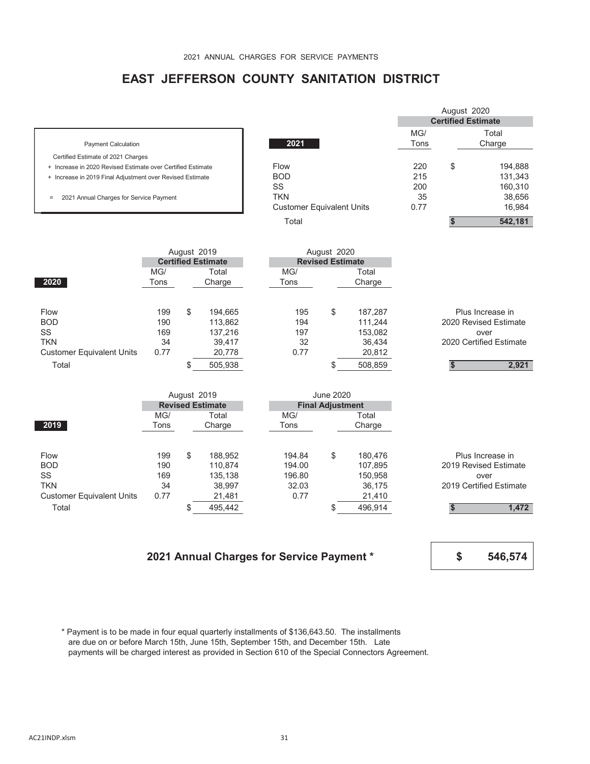2021 ANNUAL CHARGES FOR SERVICE PAYMENTS

# EAST JEFFERSON COUNTY SANITATION DISTRICT

**Payment Calculation**

Certified Estimate of 2021 Charges
+ Increase in 2020 Revised Estimate over Certified Estimate
+ Increase in 2019 Final Adjustment over Revised Estimate

= 2021 Annual Charges for Service Payment

| 2021 | August 2020 Certified Estimate | |
|---|---|---|
| | MG/ Tons | Total Charge |
| Flow | 220 | $ 194,888 |
| BOD | 215 | 131,343 |
| SS | 200 | 160,310 |
| TKN | 35 | 38,656 |
| Customer Equivalent Units | 0.77 | 16,984 |
| Total | | $ 542,181 |

| 2020 | August 2019 Certified Estimate | | August 2020 Revised Estimate | | |
|---|---|---|---|---|---|
| | MG/ Tons | Total Charge | MG/ Tons | Total Charge | Plus Increase in 2020 Revised Estimate over 2020 Certified Estimate |
| Flow | 199 | $ 194,665 | 195 | $ 187,287 | |
| BOD | 190 | 113,862 | 194 | 111,244 | |
| SS | 169 | 137,216 | 197 | 153,082 | |
| TKN | 34 | 39,417 | 32 | 36,434 | |
| Customer Equivalent Units | 0.77 | 20,778 | 0.77 | 20,812 | |
| Total | | $ 505,938 | | $ 508,859 | $ 2,921 |

| 2019 | August 2019 Revised Estimate | | June 2020 Final Adjustment | | |
|---|---|---|---|---|---|
| | MG/ Tons | Total Charge | MG/ Tons | Total Charge | Plus Increase in 2019 Revised Estimate over 2019 Certified Estimate |
| Flow | 199 | $ 188,952 | 194.84 | $ 180,476 | |
| BOD | 190 | 110,874 | 194.00 | 107,895 | |
| SS | 169 | 135,138 | 196.80 | 150,958 | |
| TKN | 34 | 38,997 | 32.03 | 36,175 | |
| Customer Equivalent Units | 0.77 | 21,481 | 0.77 | 21,410 | |
| Total | | $ 495,442 | | $ 496,914 | $ 1,472 |

**2021 Annual Charges for Service Payment \*** **$ 546,574**

\* Payment is to be made in four equal quarterly installments of $136,643.50. The installments are due on or before March 15th, June 15th, September 15th, and December 15th. Late payments will be charged interest as provided in Section 610 of the Special Connectors Agreement.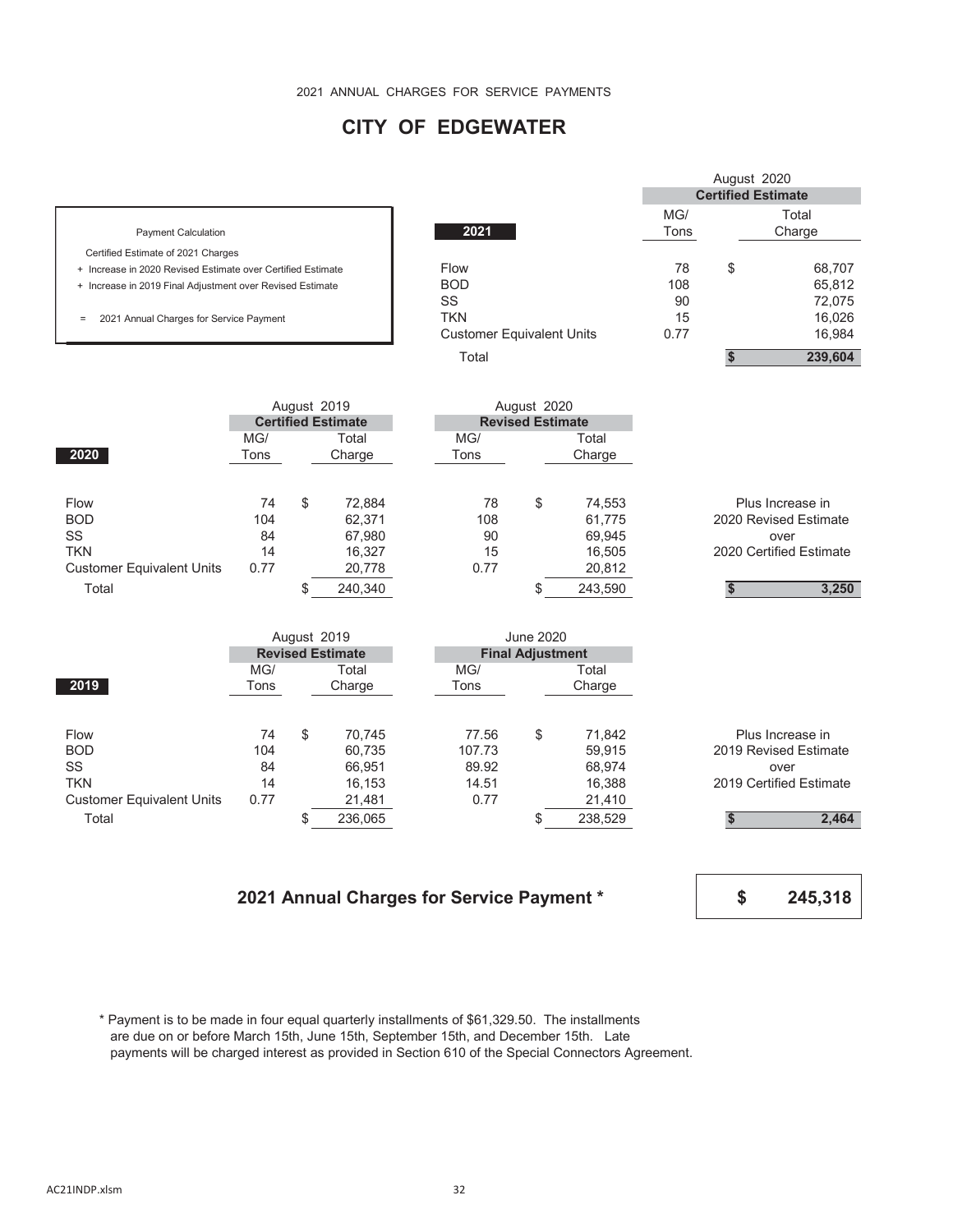2021 ANNUAL CHARGES FOR SERVICE PAYMENTS

# CITY OF EDGEWATER

**Payment Calculation**

Certified Estimate of 2021 Charges
+ Increase in 2020 Revised Estimate over Certified Estimate
+ Increase in 2019 Final Adjustment over Revised Estimate

= 2021 Annual Charges for Service Payment

| 2021 | August 2020 Certified Estimate | |
|---|---|---|
| | MG/ Tons | Total Charge |
| Flow | 78 | $ 68,707 |
| BOD | 108 | 65,812 |
| SS | 90 | 72,075 |
| TKN | 15 | 16,026 |
| Customer Equivalent Units | 0.77 | 16,984 |
| Total | | $ 239,604 |

| 2020 | August 2019 Certified Estimate | | August 2020 Revised Estimate | | Plus Increase in 2020 Revised Estimate over 2020 Certified Estimate |
|---|---|---|---|---|---|
| | MG/ Tons | Total Charge | MG/ Tons | Total Charge | |
| Flow | 74 | $ 72,884 | 78 | $ 74,553 | |
| BOD | 104 | 62,371 | 108 | 61,775 | |
| SS | 84 | 67,980 | 90 | 69,945 | |
| TKN | 14 | 16,327 | 15 | 16,505 | |
| Customer Equivalent Units | 0.77 | 20,778 | 0.77 | 20,812 | |
| Total | | $ 240,340 | | $ 243,590 | $ 3,250 |

| 2019 | August 2019 Revised Estimate | | June 2020 Final Adjustment | | Plus Increase in 2019 Revised Estimate over 2019 Certified Estimate |
|---|---|---|---|---|---|
| | MG/ Tons | Total Charge | MG/ Tons | Total Charge | |
| Flow | 74 | $ 70,745 | 77.56 | $ 71,842 | |
| BOD | 104 | 60,735 | 107.73 | 59,915 | |
| SS | 84 | 66,951 | 89.92 | 68,974 | |
| TKN | 14 | 16,153 | 14.51 | 16,388 | |
| Customer Equivalent Units | 0.77 | 21,481 | 0.77 | 21,410 | |
| Total | | $ 236,065 | | $ 238,529 | $ 2,464 |

## 2021 Annual Charges for Service Payment * — $ 245,318

\* Payment is to be made in four equal quarterly installments of $61,329.50. The installments are due on or before March 15th, June 15th, September 15th, and December 15th. Late payments will be charged interest as provided in Section 610 of the Special Connectors Agreement.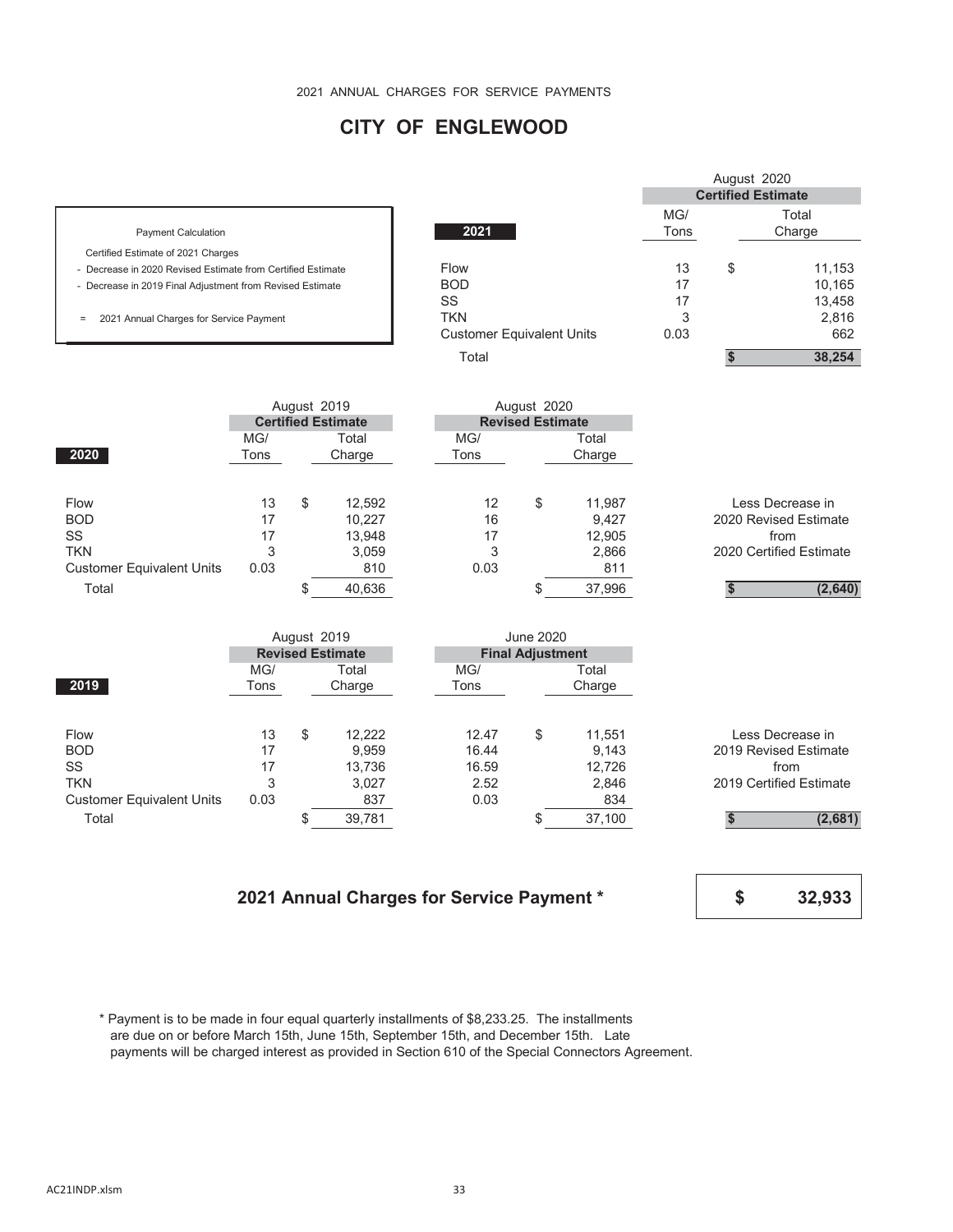2021 ANNUAL CHARGES FOR SERVICE PAYMENTS

# CITY OF ENGLEWOOD

**Payment Calculation**

Certified Estimate of 2021 Charges
- Decrease in 2020 Revised Estimate from Certified Estimate
- Decrease in 2019 Final Adjustment from Revised Estimate

= 2021 Annual Charges for Service Payment

| 2021 | August 2020 Certified Estimate | |
|---|---|---|
| | MG/ Tons | Total Charge |
| Flow | 13 | $ 11,153 |
| BOD | 17 | 10,165 |
| SS | 17 | 13,458 |
| TKN | 3 | 2,816 |
| Customer Equivalent Units | 0.03 | 662 |
| Total | | $ 38,254 |

| 2020 | August 2019 Certified Estimate | | August 2020 Revised Estimate | | |
|---|---|---|---|---|---|
| | MG/ Tons | Total Charge | MG/ Tons | Total Charge | |
| Flow | 13 | $ 12,592 | 12 | $ 11,987 | Less Decrease in 2020 Revised Estimate from 2020 Certified Estimate |
| BOD | 17 | 10,227 | 16 | 9,427 | |
| SS | 17 | 13,948 | 17 | 12,905 | |
| TKN | 3 | 3,059 | 3 | 2,866 | |
| Customer Equivalent Units | 0.03 | 810 | 0.03 | 811 | |
| Total | | $ 40,636 | | $ 37,996 | $ (2,640) |

| 2019 | August 2019 Revised Estimate | | June 2020 Final Adjustment | | |
|---|---|---|---|---|---|
| | MG/ Tons | Total Charge | MG/ Tons | Total Charge | |
| Flow | 13 | $ 12,222 | 12.47 | $ 11,551 | Less Decrease in 2019 Revised Estimate from 2019 Certified Estimate |
| BOD | 17 | 9,959 | 16.44 | 9,143 | |
| SS | 17 | 13,736 | 16.59 | 12,726 | |
| TKN | 3 | 3,027 | 2.52 | 2,846 | |
| Customer Equivalent Units | 0.03 | 837 | 0.03 | 834 | |
| Total | | $ 39,781 | | $ 37,100 | $ (2,681) |

**2021 Annual Charges for Service Payment \*** **$ 32,933**

\* Payment is to be made in four equal quarterly installments of $8,233.25. The installments are due on or before March 15th, June 15th, September 15th, and December 15th. Late payments will be charged interest as provided in Section 610 of the Special Connectors Agreement.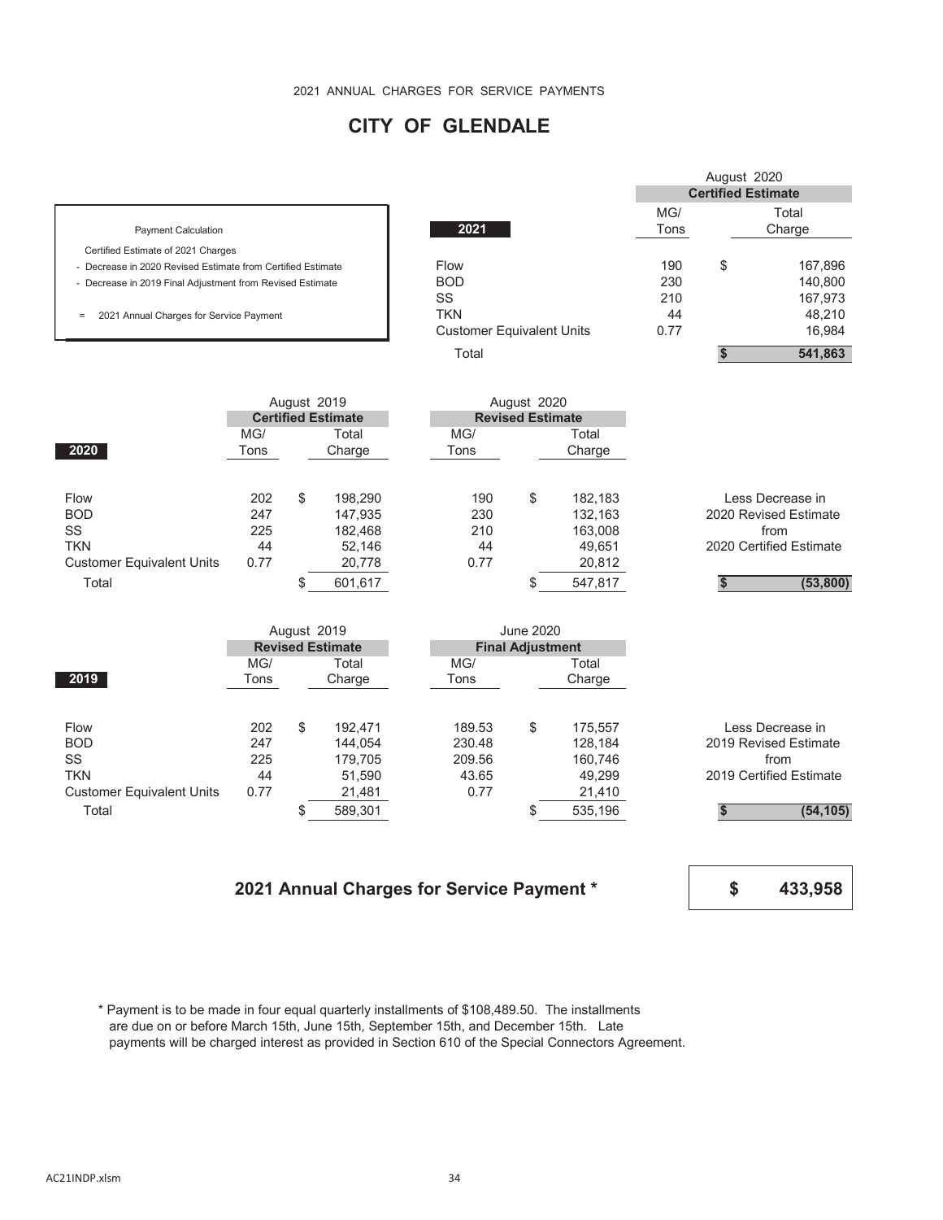2021 ANNUAL CHARGES FOR SERVICE PAYMENTS

# CITY OF GLENDALE

Payment Calculation

Certified Estimate of 2021 Charges
- Decrease in 2020 Revised Estimate from Certified Estimate
- Decrease in 2019 Final Adjustment from Revised Estimate

= 2021 Annual Charges for Service Payment

| 2021 | August 2020 Certified Estimate | |
|---|---|---|
| | MG/ Tons | Total Charge |
| Flow | 190 | $ 167,896 |
| BOD | 230 | 140,800 |
| SS | 210 | 167,973 |
| TKN | 44 | 48,210 |
| Customer Equivalent Units | 0.77 | 16,984 |
| Total | | $ 541,863 |

| 2020 | August 2019 Certified Estimate | | August 2020 Revised Estimate | | Less Decrease in 2020 Revised Estimate from 2020 Certified Estimate |
|---|---|---|---|---|---|
| | MG/ Tons | Total Charge | MG/ Tons | Total Charge | |
| Flow | 202 | $ 198,290 | 190 | $ 182,183 | |
| BOD | 247 | 147,935 | 230 | 132,163 | |
| SS | 225 | 182,468 | 210 | 163,008 | |
| TKN | 44 | 52,146 | 44 | 49,651 | |
| Customer Equivalent Units | 0.77 | 20,778 | 0.77 | 20,812 | |
| Total | | $ 601,617 | | $ 547,817 | $ (53,800) |

| 2019 | August 2019 Revised Estimate | | June 2020 Final Adjustment | | Less Decrease in 2019 Revised Estimate from 2019 Certified Estimate |
|---|---|---|---|---|---|
| | MG/ Tons | Total Charge | MG/ Tons | Total Charge | |
| Flow | 202 | $ 192,471 | 189.53 | $ 175,557 | |
| BOD | 247 | 144,054 | 230.48 | 128,184 | |
| SS | 225 | 179,705 | 209.56 | 160,746 | |
| TKN | 44 | 51,590 | 43.65 | 49,299 | |
| Customer Equivalent Units | 0.77 | 21,481 | 0.77 | 21,410 | |
| Total | | $ 589,301 | | $ 535,196 | $ (54,105) |

**2021 Annual Charges for Service Payment \*** **$ 433,958**

\* Payment is to be made in four equal quarterly installments of $108,489.50. The installments are due on or before March 15th, June 15th, September 15th, and December 15th. Late payments will be charged interest as provided in Section 610 of the Special Connectors Agreement.

AC21INDP.xlsm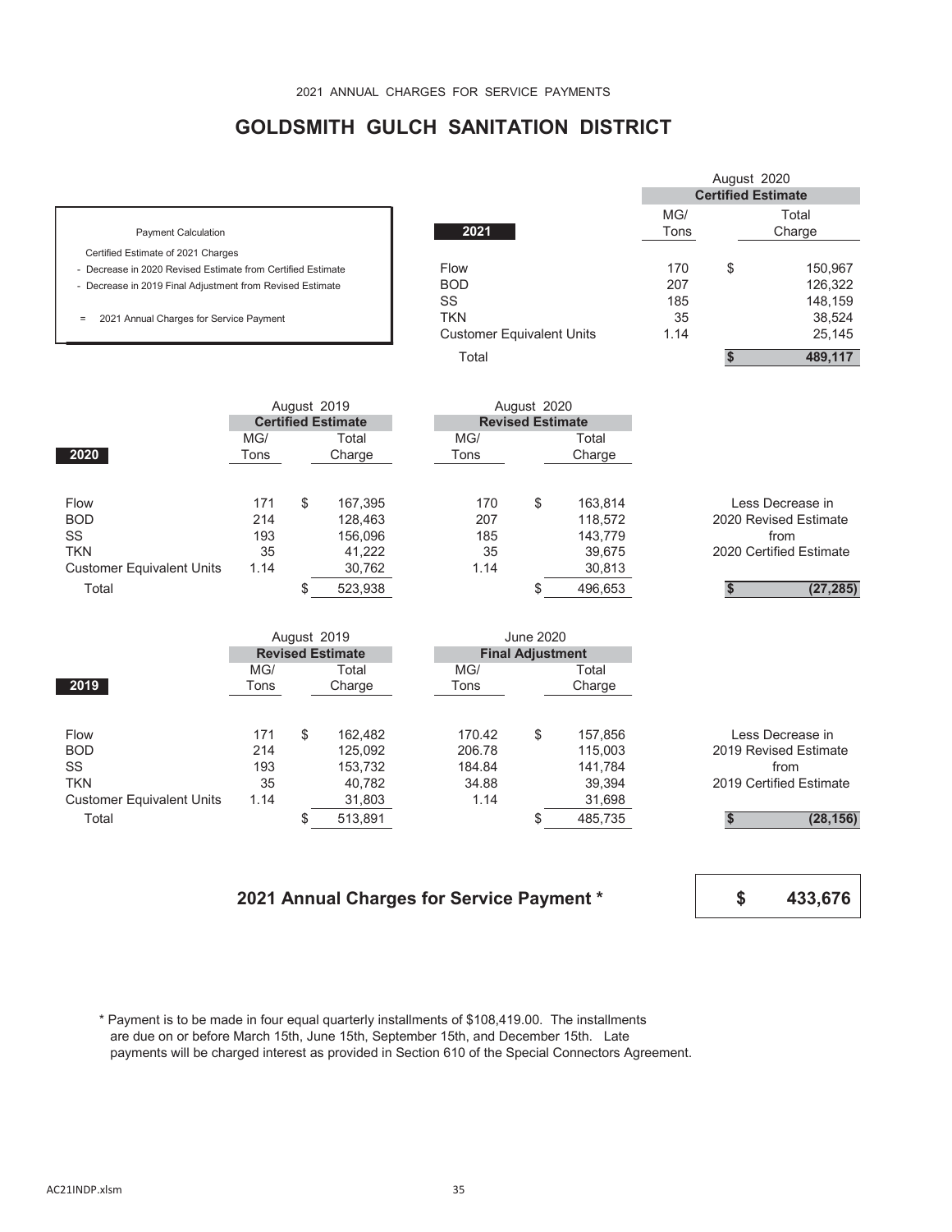2021 ANNUAL CHARGES FOR SERVICE PAYMENTS

# GOLDSMITH GULCH SANITATION DISTRICT

**Payment Calculation**

Certified Estimate of 2021 Charges
- Decrease in 2020 Revised Estimate from Certified Estimate
- Decrease in 2019 Final Adjustment from Revised Estimate

= 2021 Annual Charges for Service Payment

| 2021 | August 2020 Certified Estimate | |
|---|---|---|
| | MG/ Tons | Total Charge |
| Flow | 170 | $ 150,967 |
| BOD | 207 | 126,322 |
| SS | 185 | 148,159 |
| TKN | 35 | 38,524 |
| Customer Equivalent Units | 1.14 | 25,145 |
| Total | | $ 489,117 |

| 2020 | August 2019 Certified Estimate | | August 2020 Revised Estimate | | Less Decrease in 2020 Revised Estimate from 2020 Certified Estimate |
|---|---|---|---|---|---|
| | MG/ Tons | Total Charge | MG/ Tons | Total Charge | |
| Flow | 171 | $ 167,395 | 170 | $ 163,814 | |
| BOD | 214 | 128,463 | 207 | 118,572 | |
| SS | 193 | 156,096 | 185 | 143,779 | |
| TKN | 35 | 41,222 | 35 | 39,675 | |
| Customer Equivalent Units | 1.14 | 30,762 | 1.14 | 30,813 | |
| Total | | $ 523,938 | | $ 496,653 | $ (27,285) |

| 2019 | August 2019 Revised Estimate | | June 2020 Final Adjustment | | Less Decrease in 2019 Revised Estimate from 2019 Certified Estimate |
|---|---|---|---|---|---|
| | MG/ Tons | Total Charge | MG/ Tons | Total Charge | |
| Flow | 171 | $ 162,482 | 170.42 | $ 157,856 | |
| BOD | 214 | 125,092 | 206.78 | 115,003 | |
| SS | 193 | 153,732 | 184.84 | 141,784 | |
| TKN | 35 | 40,782 | 34.88 | 39,394 | |
| Customer Equivalent Units | 1.14 | 31,803 | 1.14 | 31,698 | |
| Total | | $ 513,891 | | $ 485,735 | $ (28,156) |

## 2021 Annual Charges for Service Payment * $ 433,676

* Payment is to be made in four equal quarterly installments of $108,419.00. The installments are due on or before March 15th, June 15th, September 15th, and December 15th. Late payments will be charged interest as provided in Section 610 of the Special Connectors Agreement.

AC21INDP.xlsm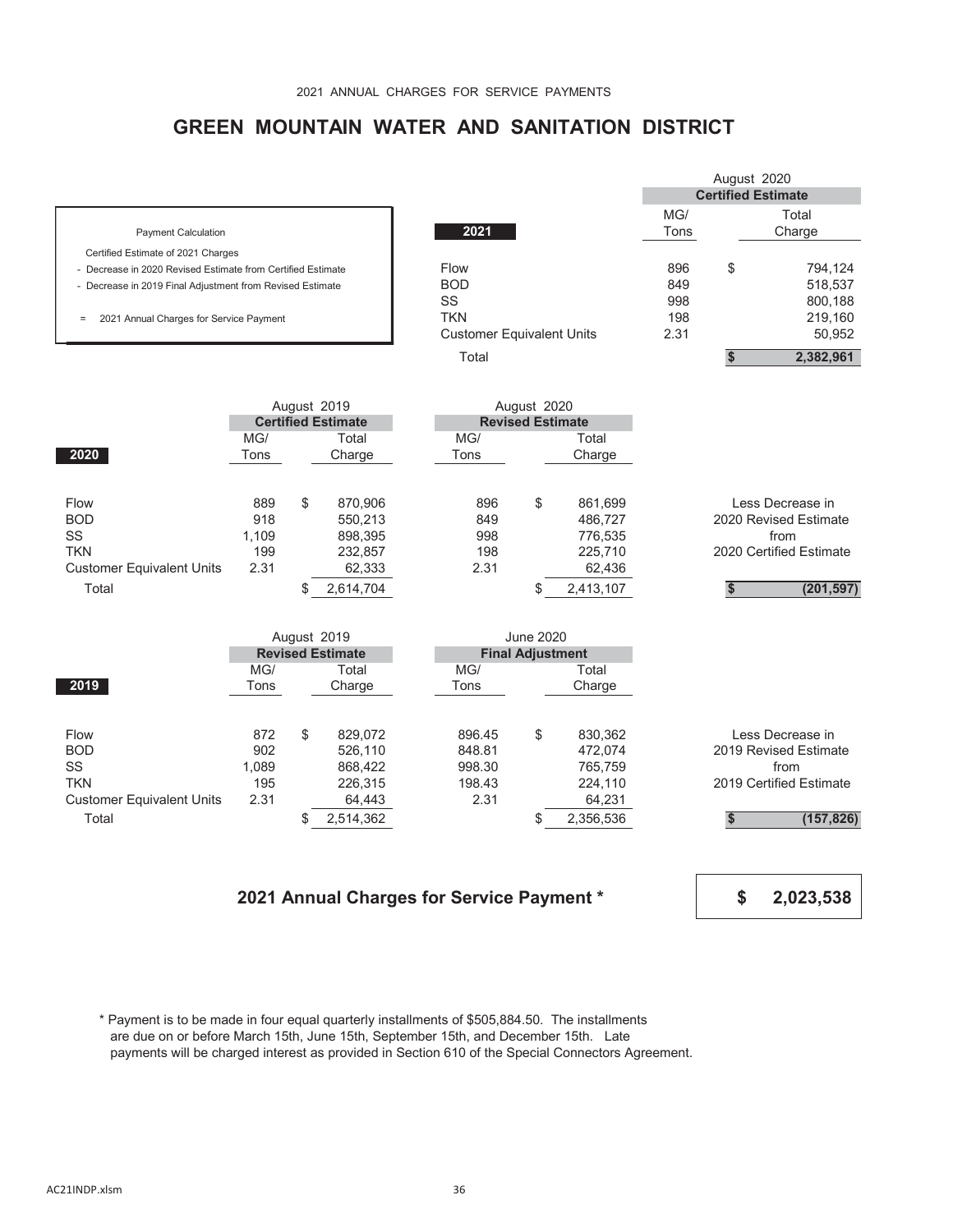2021 ANNUAL CHARGES FOR SERVICE PAYMENTS

# GREEN MOUNTAIN WATER AND SANITATION DISTRICT

Payment Calculation

Certified Estimate of 2021 Charges
- Decrease in 2020 Revised Estimate from Certified Estimate
- Decrease in 2019 Final Adjustment from Revised Estimate

= 2021 Annual Charges for Service Payment

| 2021 | August 2020 Certified Estimate MG/ Tons | Total Charge |
|---|---|---|
| Flow | 896 | $ 794,124 |
| BOD | 849 | 518,537 |
| SS | 998 | 800,188 |
| TKN | 198 | 219,160 |
| Customer Equivalent Units | 2.31 | 50,952 |
| Total | | $ 2,382,961 |

| 2020 | August 2019 Certified Estimate MG/ Tons | Total Charge | August 2020 Revised Estimate MG/ Tons | Total Charge | Less Decrease in 2020 Revised Estimate from 2020 Certified Estimate |
|---|---|---|---|---|---|
| Flow | 889 | $ 870,906 | 896 | $ 861,699 | |
| BOD | 918 | 550,213 | 849 | 486,727 | |
| SS | 1,109 | 898,395 | 998 | 776,535 | |
| TKN | 199 | 232,857 | 198 | 225,710 | |
| Customer Equivalent Units | 2.31 | 62,333 | 2.31 | 62,436 | |
| Total | | $ 2,614,704 | | $ 2,413,107 | $ (201,597) |

| 2019 | August 2019 Revised Estimate MG/ Tons | Total Charge | June 2020 Final Adjustment MG/ Tons | Total Charge | Less Decrease in 2019 Revised Estimate from 2019 Certified Estimate |
|---|---|---|---|---|---|
| Flow | 872 | $ 829,072 | 896.45 | $ 830,362 | |
| BOD | 902 | 526,110 | 848.81 | 472,074 | |
| SS | 1,089 | 868,422 | 998.30 | 765,759 | |
| TKN | 195 | 226,315 | 198.43 | 224,110 | |
| Customer Equivalent Units | 2.31 | 64,443 | 2.31 | 64,231 | |
| Total | | $ 2,514,362 | | $ 2,356,536 | $ (157,826) |

**2021 Annual Charges for Service Payment *** **$ 2,023,538**

* Payment is to be made in four equal quarterly installments of $505,884.50. The installments are due on or before March 15th, June 15th, September 15th, and December 15th. Late payments will be charged interest as provided in Section 610 of the Special Connectors Agreement.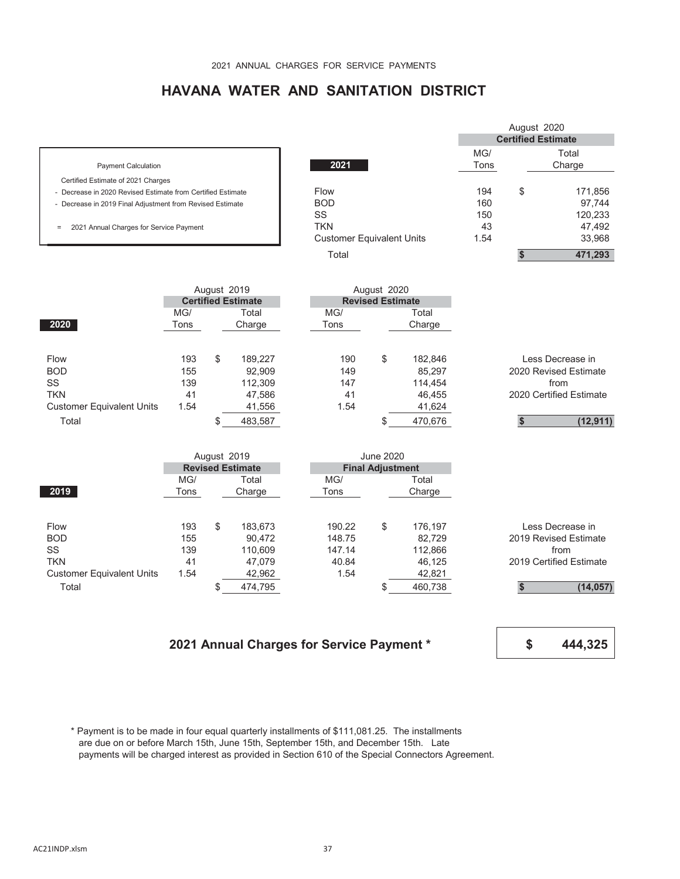2021 ANNUAL CHARGES FOR SERVICE PAYMENTS

# HAVANA WATER AND SANITATION DISTRICT

Payment Calculation

Certified Estimate of 2021 Charges
- Decrease in 2020 Revised Estimate from Certified Estimate
- Decrease in 2019 Final Adjustment from Revised Estimate

= 2021 Annual Charges for Service Payment

| 2021 | August 2020 Certified Estimate MG/ Tons | Total Charge |
|---|---|---|
| Flow | 194 | $ 171,856 |
| BOD | 160 | 97,744 |
| SS | 150 | 120,233 |
| TKN | 43 | 47,492 |
| Customer Equivalent Units | 1.54 | 33,968 |
| Total | | $ 471,293 |

| 2020 | August 2019 Certified Estimate MG/ Tons | Total Charge | August 2020 Revised Estimate MG/ Tons | Total Charge | Less Decrease in 2020 Revised Estimate from 2020 Certified Estimate |
|---|---|---|---|---|---|
| Flow | 193 | $ 189,227 | 190 | $ 182,846 | |
| BOD | 155 | 92,909 | 149 | 85,297 | |
| SS | 139 | 112,309 | 147 | 114,454 | |
| TKN | 41 | 47,586 | 41 | 46,455 | |
| Customer Equivalent Units | 1.54 | 41,556 | 1.54 | 41,624 | |
| Total | | $ 483,587 | | $ 470,676 | $ (12,911) |

| 2019 | August 2019 Revised Estimate MG/ Tons | Total Charge | June 2020 Final Adjustment MG/ Tons | Total Charge | Less Decrease in 2019 Revised Estimate from 2019 Certified Estimate |
|---|---|---|---|---|---|
| Flow | 193 | $ 183,673 | 190.22 | $ 176,197 | |
| BOD | 155 | 90,472 | 148.75 | 82,729 | |
| SS | 139 | 110,609 | 147.14 | 112,866 | |
| TKN | 41 | 47,079 | 40.84 | 46,125 | |
| Customer Equivalent Units | 1.54 | 42,962 | 1.54 | 42,821 | |
| Total | | $ 474,795 | | $ 460,738 | $ (14,057) |

**2021 Annual Charges for Service Payment *** **$ 444,325**

* Payment is to be made in four equal quarterly installments of $111,081.25. The installments are due on or before March 15th, June 15th, September 15th, and December 15th. Late payments will be charged interest as provided in Section 610 of the Special Connectors Agreement.

AC21INDP.xlsm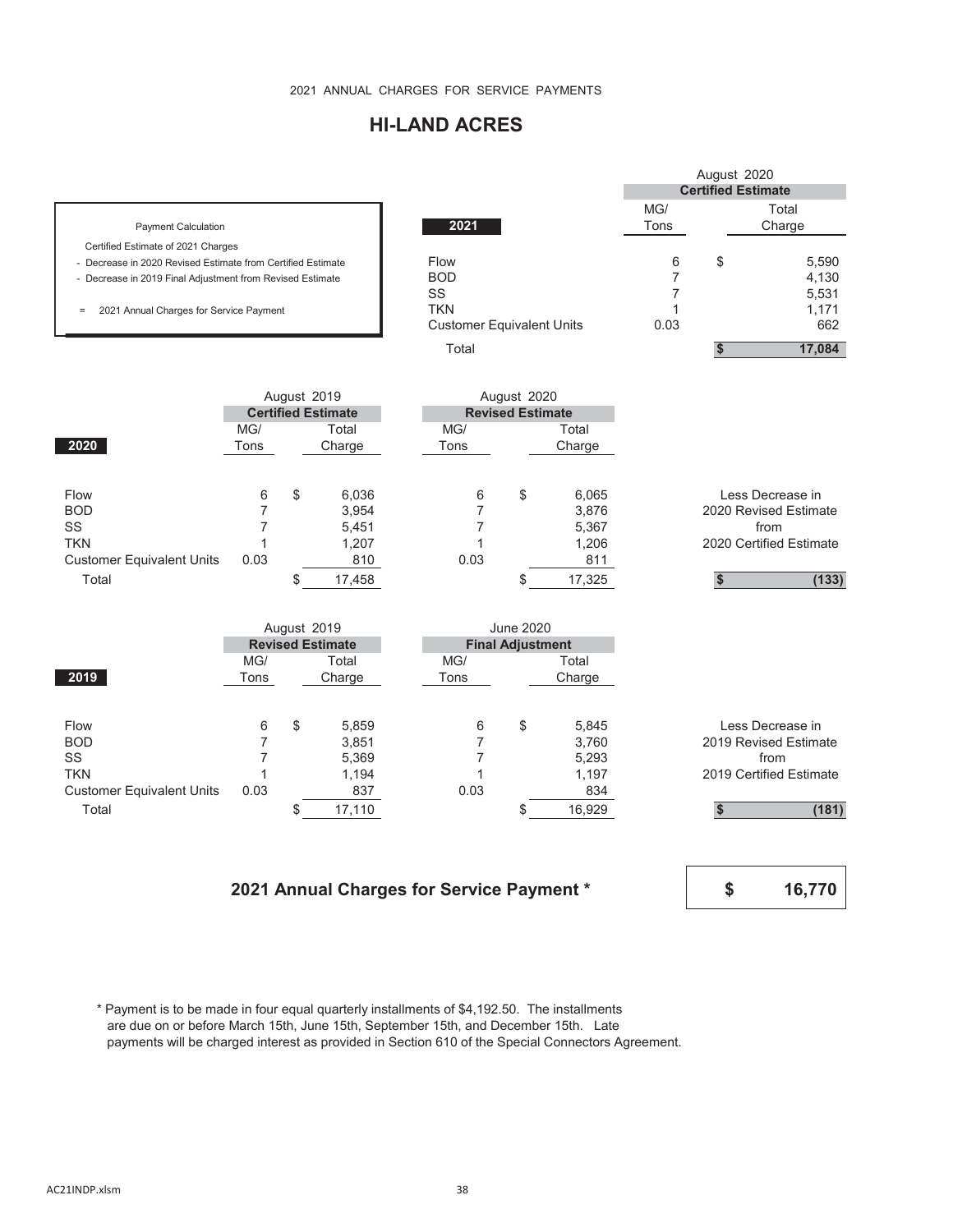2021 ANNUAL CHARGES FOR SERVICE PAYMENTS

# HI-LAND ACRES

Payment Calculation

Certified Estimate of 2021 Charges
- Decrease in 2020 Revised Estimate from Certified Estimate
- Decrease in 2019 Final Adjustment from Revised Estimate

= 2021 Annual Charges for Service Payment

| 2021 | August 2020 Certified Estimate MG/ Tons | Total Charge |
|---|---|---|
| Flow | 6 | $ 5,590 |
| BOD | 7 | 4,130 |
| SS | 7 | 5,531 |
| TKN | 1 | 1,171 |
| Customer Equivalent Units | 0.03 | 662 |
| Total | | $ 17,084 |

| 2020 | August 2019 Certified Estimate MG/ Tons | Total Charge | August 2020 Revised Estimate MG/ Tons | Total Charge | Less Decrease in 2020 Revised Estimate from 2020 Certified Estimate |
|---|---|---|---|---|---|
| Flow | 6 | $ 6,036 | 6 | $ 6,065 | |
| BOD | 7 | 3,954 | 7 | 3,876 | |
| SS | 7 | 5,451 | 7 | 5,367 | |
| TKN | 1 | 1,207 | 1 | 1,206 | |
| Customer Equivalent Units | 0.03 | 810 | 0.03 | 811 | |
| Total | | $ 17,458 | | $ 17,325 | $ (133) |

| 2019 | August 2019 Revised Estimate MG/ Tons | Total Charge | June 2020 Final Adjustment MG/ Tons | Total Charge | Less Decrease in 2019 Revised Estimate from 2019 Certified Estimate |
|---|---|---|---|---|---|
| Flow | 6 | $ 5,859 | 6 | $ 5,845 | |
| BOD | 7 | 3,851 | 7 | 3,760 | |
| SS | 7 | 5,369 | 7 | 5,293 | |
| TKN | 1 | 1,194 | 1 | 1,197 | |
| Customer Equivalent Units | 0.03 | 837 | 0.03 | 834 | |
| Total | | $ 17,110 | | $ 16,929 | $ (181) |

## 2021 Annual Charges for Service Payment * $ 16,770

\* Payment is to be made in four equal quarterly installments of $4,192.50. The installments are due on or before March 15th, June 15th, September 15th, and December 15th. Late payments will be charged interest as provided in Section 610 of the Special Connectors Agreement.

AC21INDP.xlsm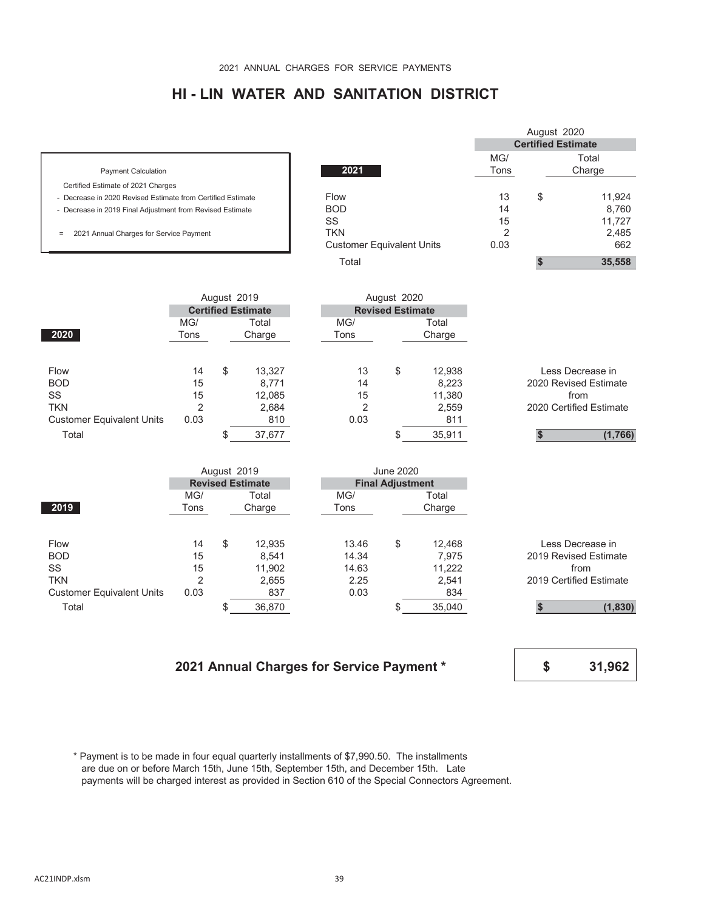2021 ANNUAL CHARGES FOR SERVICE PAYMENTS

# HI - LIN WATER AND SANITATION DISTRICT

**Payment Calculation**

Certified Estimate of 2021 Charges
- Decrease in 2020 Revised Estimate from Certified Estimate
- Decrease in 2019 Final Adjustment from Revised Estimate

= 2021 Annual Charges for Service Payment

| 2021 | August 2020 Certified Estimate | |
|---|---|---|
| | MG/ Tons | Total Charge |
| Flow | 13 | $ 11,924 |
| BOD | 14 | 8,760 |
| SS | 15 | 11,727 |
| TKN | 2 | 2,485 |
| Customer Equivalent Units | 0.03 | 662 |
| Total | | $ 35,558 |

| 2020 | August 2019 Certified Estimate | | August 2020 Revised Estimate | | Less Decrease in 2020 Revised Estimate from 2020 Certified Estimate |
|---|---|---|---|---|---|
| | MG/ Tons | Total Charge | MG/ Tons | Total Charge | |
| Flow | 14 | $ 13,327 | 13 | $ 12,938 | |
| BOD | 15 | 8,771 | 14 | 8,223 | |
| SS | 15 | 12,085 | 15 | 11,380 | |
| TKN | 2 | 2,684 | 2 | 2,559 | |
| Customer Equivalent Units | 0.03 | 810 | 0.03 | 811 | |
| Total | | $ 37,677 | | $ 35,911 | $ (1,766) |

| 2019 | August 2019 Revised Estimate | | June 2020 Final Adjustment | | Less Decrease in 2019 Revised Estimate from 2019 Certified Estimate |
|---|---|---|---|---|---|
| | MG/ Tons | Total Charge | MG/ Tons | Total Charge | |
| Flow | 14 | $ 12,935 | 13.46 | $ 12,468 | |
| BOD | 15 | 8,541 | 14.34 | 7,975 | |
| SS | 15 | 11,902 | 14.63 | 11,222 | |
| TKN | 2 | 2,655 | 2.25 | 2,541 | |
| Customer Equivalent Units | 0.03 | 837 | 0.03 | 834 | |
| Total | | $ 36,870 | | $ 35,040 | $ (1,830) |

## 2021 Annual Charges for Service Payment * $ 31,962

\* Payment is to be made in four equal quarterly installments of $7,990.50. The installments are due on or before March 15th, June 15th, September 15th, and December 15th. Late payments will be charged interest as provided in Section 610 of the Special Connectors Agreement.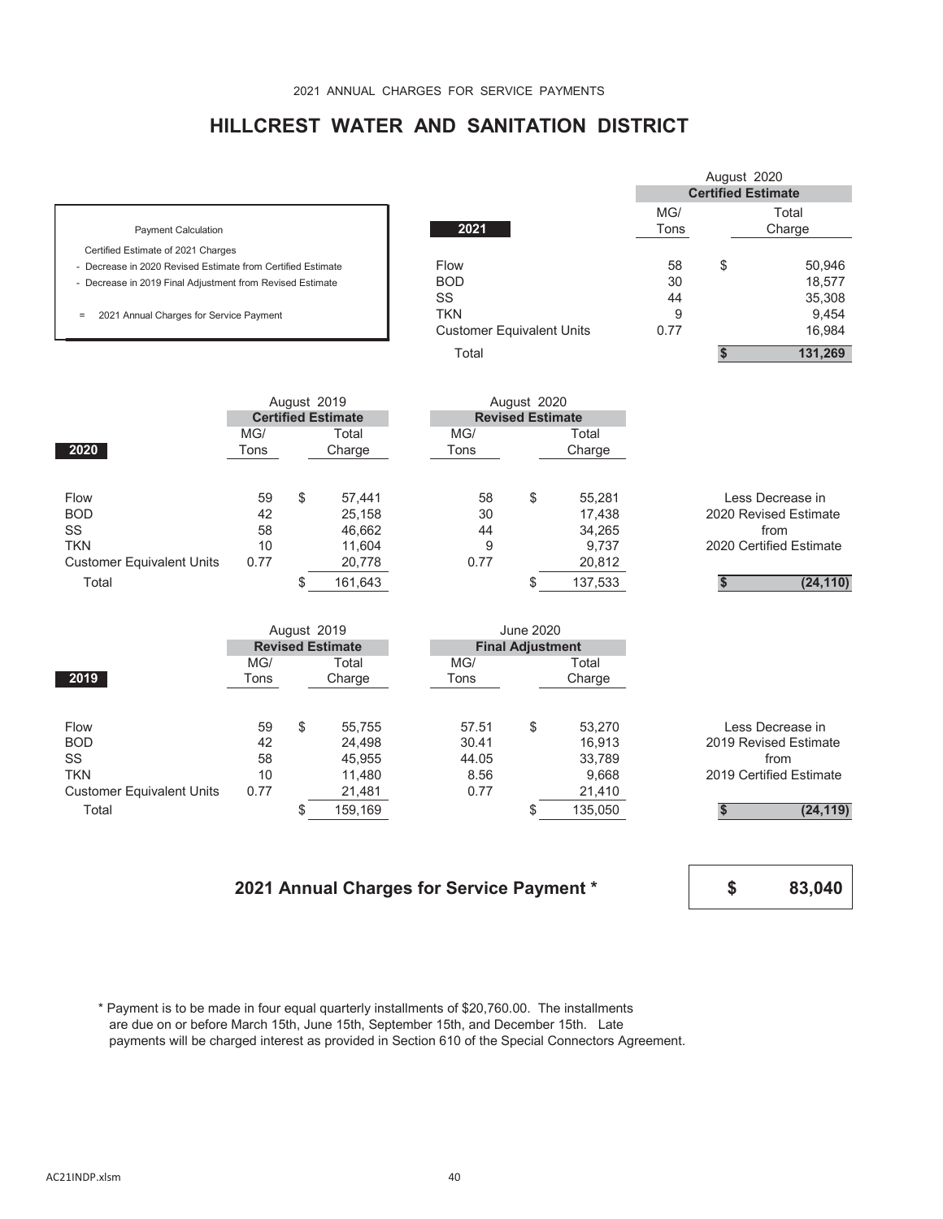2021 ANNUAL CHARGES FOR SERVICE PAYMENTS

# HILLCREST WATER AND SANITATION DISTRICT

Payment Calculation

Certified Estimate of 2021 Charges
- Decrease in 2020 Revised Estimate from Certified Estimate
- Decrease in 2019 Final Adjustment from Revised Estimate

= 2021 Annual Charges for Service Payment

| 2021 | August 2020 Certified Estimate MG/ Tons | Total Charge |
|---|---|---|
| Flow | 58 | $ 50,946 |
| BOD | 30 | 18,577 |
| SS | 44 | 35,308 |
| TKN | 9 | 9,454 |
| Customer Equivalent Units | 0.77 | 16,984 |
| Total | | $ 131,269 |

| 2020 | August 2019 Certified Estimate MG/ Tons | Total Charge | August 2020 Revised Estimate MG/ Tons | Total Charge | Less Decrease in 2020 Revised Estimate from 2020 Certified Estimate |
|---|---|---|---|---|---|
| Flow | 59 | $ 57,441 | 58 | $ 55,281 | |
| BOD | 42 | 25,158 | 30 | 17,438 | |
| SS | 58 | 46,662 | 44 | 34,265 | |
| TKN | 10 | 11,604 | 9 | 9,737 | |
| Customer Equivalent Units | 0.77 | 20,778 | 0.77 | 20,812 | |
| Total | | $ 161,643 | | $ 137,533 | $ (24,110) |

| 2019 | August 2019 Revised Estimate MG/ Tons | Total Charge | June 2020 Final Adjustment MG/ Tons | Total Charge | Less Decrease in 2019 Revised Estimate from 2019 Certified Estimate |
|---|---|---|---|---|---|
| Flow | 59 | $ 55,755 | 57.51 | $ 53,270 | |
| BOD | 42 | 24,498 | 30.41 | 16,913 | |
| SS | 58 | 45,955 | 44.05 | 33,789 | |
| TKN | 10 | 11,480 | 8.56 | 9,668 | |
| Customer Equivalent Units | 0.77 | 21,481 | 0.77 | 21,410 | |
| Total | | $ 159,169 | | $ 135,050 | $ (24,119) |

## 2021 Annual Charges for Service Payment * — $ 83,040

\* Payment is to be made in four equal quarterly installments of $20,760.00. The installments are due on or before March 15th, June 15th, September 15th, and December 15th. Late payments will be charged interest as provided in Section 610 of the Special Connectors Agreement.

AC21INDP.xlsm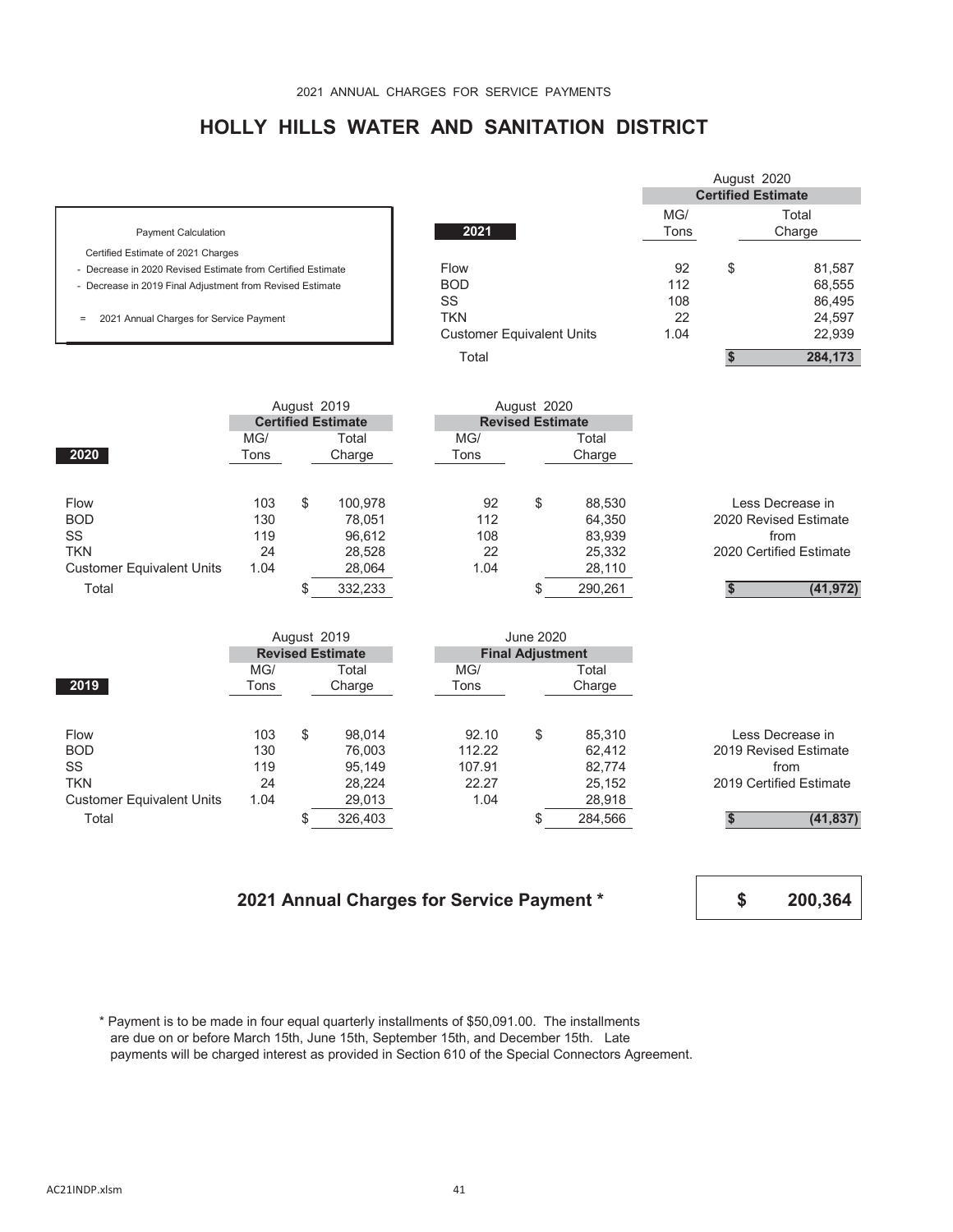2021 ANNUAL CHARGES FOR SERVICE PAYMENTS

# HOLLY HILLS WATER AND SANITATION DISTRICT

Payment Calculation

Certified Estimate of 2021 Charges
- Decrease in 2020 Revised Estimate from Certified Estimate
- Decrease in 2019 Final Adjustment from Revised Estimate

= 2021 Annual Charges for Service Payment

| 2021 | August 2020 Certified Estimate MG/ Tons | Total Charge |
|---|---|---|
| Flow | 92 | $ 81,587 |
| BOD | 112 | 68,555 |
| SS | 108 | 86,495 |
| TKN | 22 | 24,597 |
| Customer Equivalent Units | 1.04 | 22,939 |
| Total | | $ 284,173 |

| 2020 | August 2019 Certified Estimate MG/ Tons | Total Charge | August 2020 Revised Estimate MG/ Tons | Total Charge | Less Decrease in 2020 Revised Estimate from 2020 Certified Estimate |
|---|---|---|---|---|---|
| Flow | 103 | $ 100,978 | 92 | $ 88,530 | |
| BOD | 130 | 78,051 | 112 | 64,350 | |
| SS | 119 | 96,612 | 108 | 83,939 | |
| TKN | 24 | 28,528 | 22 | 25,332 | |
| Customer Equivalent Units | 1.04 | 28,064 | 1.04 | 28,110 | |
| Total | | $ 332,233 | | $ 290,261 | $ (41,972) |

| 2019 | August 2019 Revised Estimate MG/ Tons | Total Charge | June 2020 Final Adjustment MG/ Tons | Total Charge | Less Decrease in 2019 Revised Estimate from 2019 Certified Estimate |
|---|---|---|---|---|---|
| Flow | 103 | $ 98,014 | 92.10 | $ 85,310 | |
| BOD | 130 | 76,003 | 112.22 | 62,412 | |
| SS | 119 | 95,149 | 107.91 | 82,774 | |
| TKN | 24 | 28,224 | 22.27 | 25,152 | |
| Customer Equivalent Units | 1.04 | 29,013 | 1.04 | 28,918 | |
| Total | | $ 326,403 | | $ 284,566 | $ (41,837) |

**2021 Annual Charges for Service Payment \*** **$ 200,364**

\* Payment is to be made in four equal quarterly installments of $50,091.00. The installments are due on or before March 15th, June 15th, September 15th, and December 15th. Late payments will be charged interest as provided in Section 610 of the Special Connectors Agreement.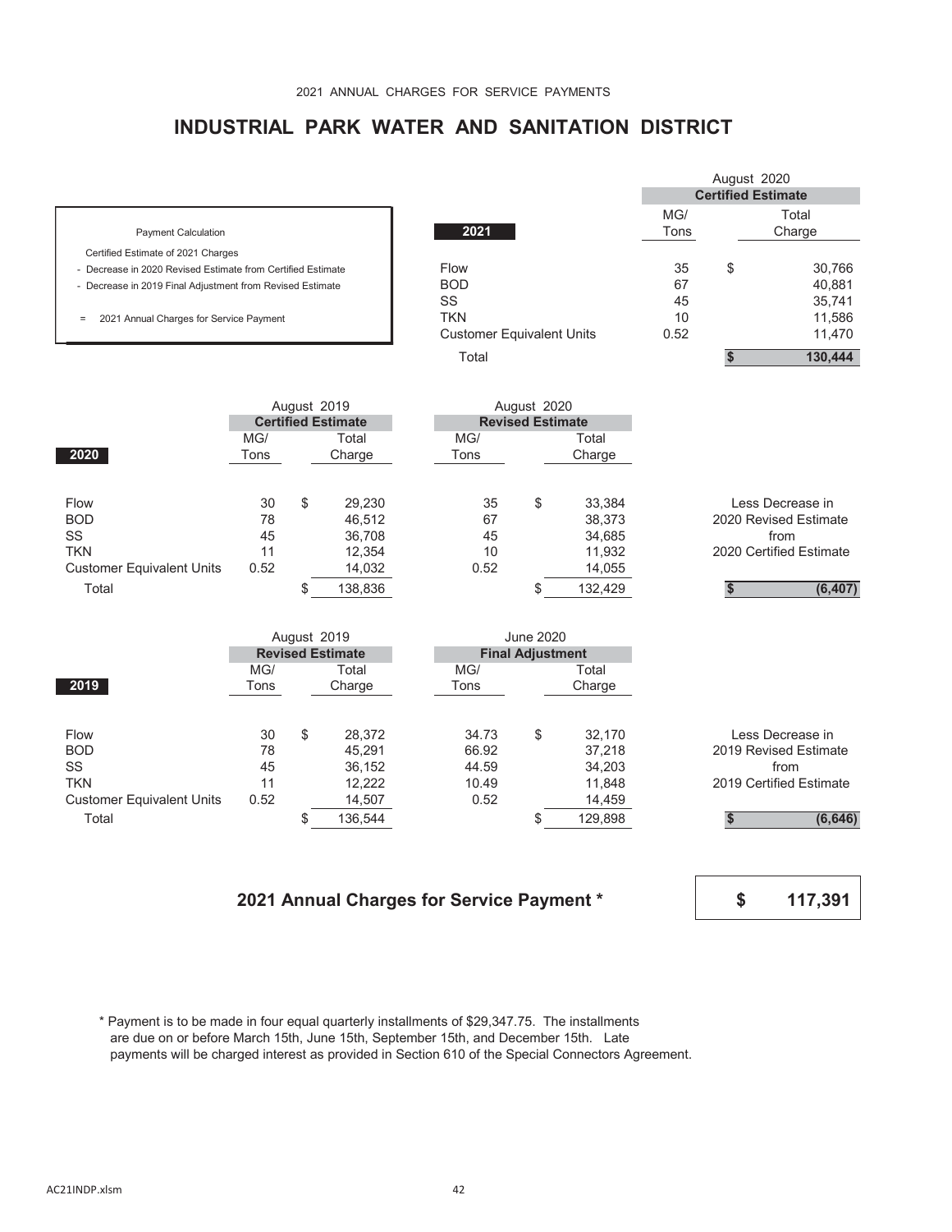2021 ANNUAL CHARGES FOR SERVICE PAYMENTS

# INDUSTRIAL PARK WATER AND SANITATION DISTRICT

| Payment Calculation |
|---|
| Certified Estimate of 2021 Charges |
| - Decrease in 2020 Revised Estimate from Certified Estimate |
| - Decrease in 2019 Final Adjustment from Revised Estimate |
| = 2021 Annual Charges for Service Payment |

| | August 2020 Certified Estimate | |
|---|---|---|
| **2021** | MG/ Tons | Total Charge |
| Flow | 35 | $ 30,766 |
| BOD | 67 | 40,881 |
| SS | 45 | 35,741 |
| TKN | 10 | 11,586 |
| Customer Equivalent Units | 0.52 | 11,470 |
| Total | | **$ 130,444** |

| | August 2019 Certified Estimate | | August 2020 Revised Estimate | | |
|---|---|---|---|---|---|
| **2020** | MG/ Tons | Total Charge | MG/ Tons | Total Charge | Less Decrease in 2020 Revised Estimate from 2020 Certified Estimate |
| Flow | 30 | $ 29,230 | 35 | $ 33,384 | |
| BOD | 78 | 46,512 | 67 | 38,373 | |
| SS | 45 | 36,708 | 45 | 34,685 | |
| TKN | 11 | 12,354 | 10 | 11,932 | |
| Customer Equivalent Units | 0.52 | 14,032 | 0.52 | 14,055 | |
| Total | | $ 138,836 | | $ 132,429 | **$ (6,407)** |

| | August 2019 Revised Estimate | | June 2020 Final Adjustment | | |
|---|---|---|---|---|---|
| **2019** | MG/ Tons | Total Charge | MG/ Tons | Total Charge | Less Decrease in 2019 Revised Estimate from 2019 Certified Estimate |
| Flow | 30 | $ 28,372 | 34.73 | $ 32,170 | |
| BOD | 78 | 45,291 | 66.92 | 37,218 | |
| SS | 45 | 36,152 | 44.59 | 34,203 | |
| TKN | 11 | 12,222 | 10.49 | 11,848 | |
| Customer Equivalent Units | 0.52 | 14,507 | 0.52 | 14,459 | |
| Total | | $ 136,544 | | $ 129,898 | **$ (6,646)** |

## 2021 Annual Charges for Service Payment * **$ 117,391**

\* Payment is to be made in four equal quarterly installments of $29,347.75. The installments are due on or before March 15th, June 15th, September 15th, and December 15th. Late payments will be charged interest as provided in Section 610 of the Special Connectors Agreement.

AC21INDP.xlsm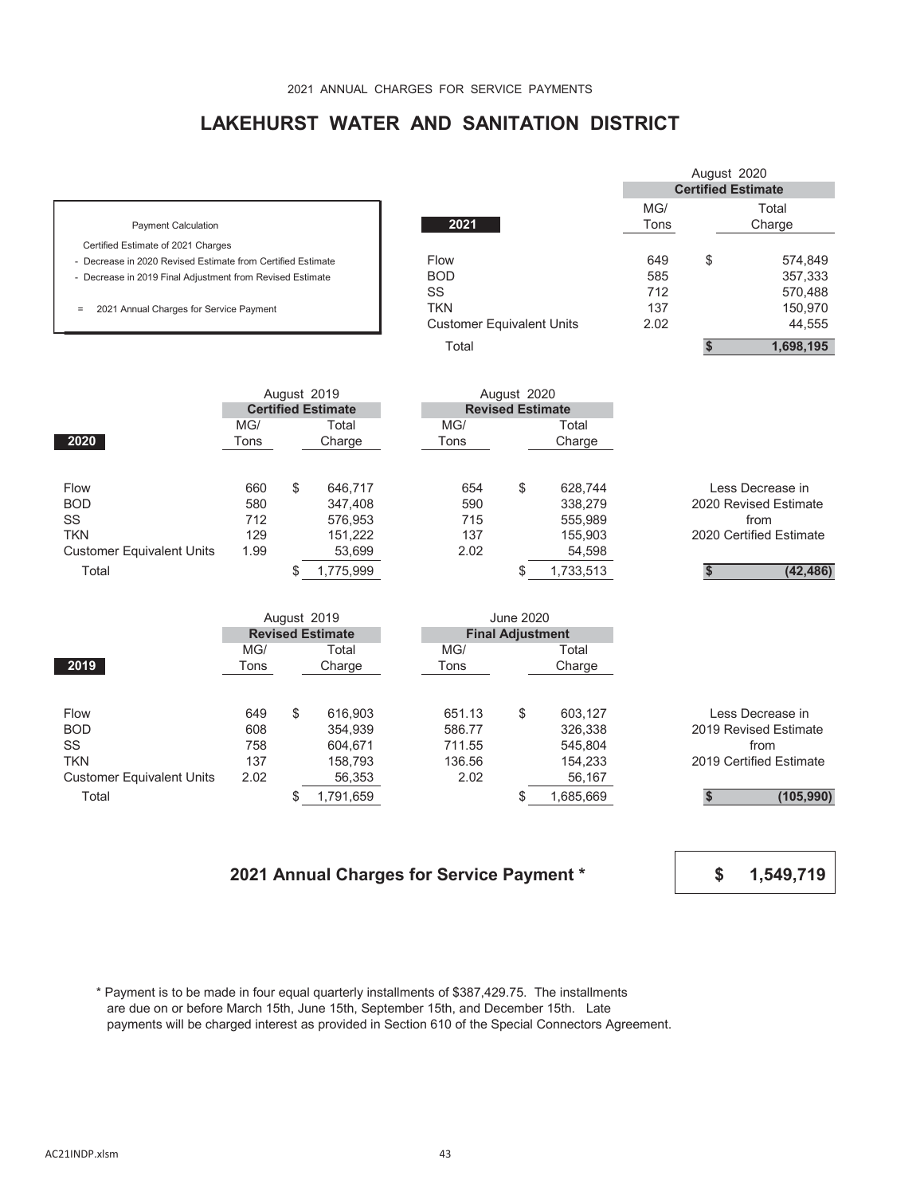2021 ANNUAL CHARGES FOR SERVICE PAYMENTS

# LAKEHURST WATER AND SANITATION DISTRICT

Payment Calculation

Certified Estimate of 2021 Charges
- Decrease in 2020 Revised Estimate from Certified Estimate
- Decrease in 2019 Final Adjustment from Revised Estimate

= 2021 Annual Charges for Service Payment

| 2021 | August 2020 Certified Estimate MG/ Tons | Total Charge |
|---|---|---|
| Flow | 649 | $ 574,849 |
| BOD | 585 | 357,333 |
| SS | 712 | 570,488 |
| TKN | 137 | 150,970 |
| Customer Equivalent Units | 2.02 | 44,555 |
| Total | | $ 1,698,195 |

| 2020 | August 2019 Certified Estimate MG/ Tons | Total Charge | August 2020 Revised Estimate MG/ Tons | Total Charge | Less Decrease in 2020 Revised Estimate from 2020 Certified Estimate |
|---|---|---|---|---|---|
| Flow | 660 | $ 646,717 | 654 | $ 628,744 | |
| BOD | 580 | 347,408 | 590 | 338,279 | |
| SS | 712 | 576,953 | 715 | 555,989 | |
| TKN | 129 | 151,222 | 137 | 155,903 | |
| Customer Equivalent Units | 1.99 | 53,699 | 2.02 | 54,598 | |
| Total | | $ 1,775,999 | | $ 1,733,513 | $ (42,486) |

| 2019 | August 2019 Revised Estimate MG/ Tons | Total Charge | June 2020 Final Adjustment MG/ Tons | Total Charge | Less Decrease in 2019 Revised Estimate from 2019 Certified Estimate |
|---|---|---|---|---|---|
| Flow | 649 | $ 616,903 | 651.13 | $ 603,127 | |
| BOD | 608 | 354,939 | 586.77 | 326,338 | |
| SS | 758 | 604,671 | 711.55 | 545,804 | |
| TKN | 137 | 158,793 | 136.56 | 154,233 | |
| Customer Equivalent Units | 2.02 | 56,353 | 2.02 | 56,167 | |
| Total | | $ 1,791,659 | | $ 1,685,669 | $ (105,990) |

## 2021 Annual Charges for Service Payment * $ 1,549,719

\* Payment is to be made in four equal quarterly installments of $387,429.75. The installments are due on or before March 15th, June 15th, September 15th, and December 15th. Late payments will be charged interest as provided in Section 610 of the Special Connectors Agreement.

AC21INDP.xlsm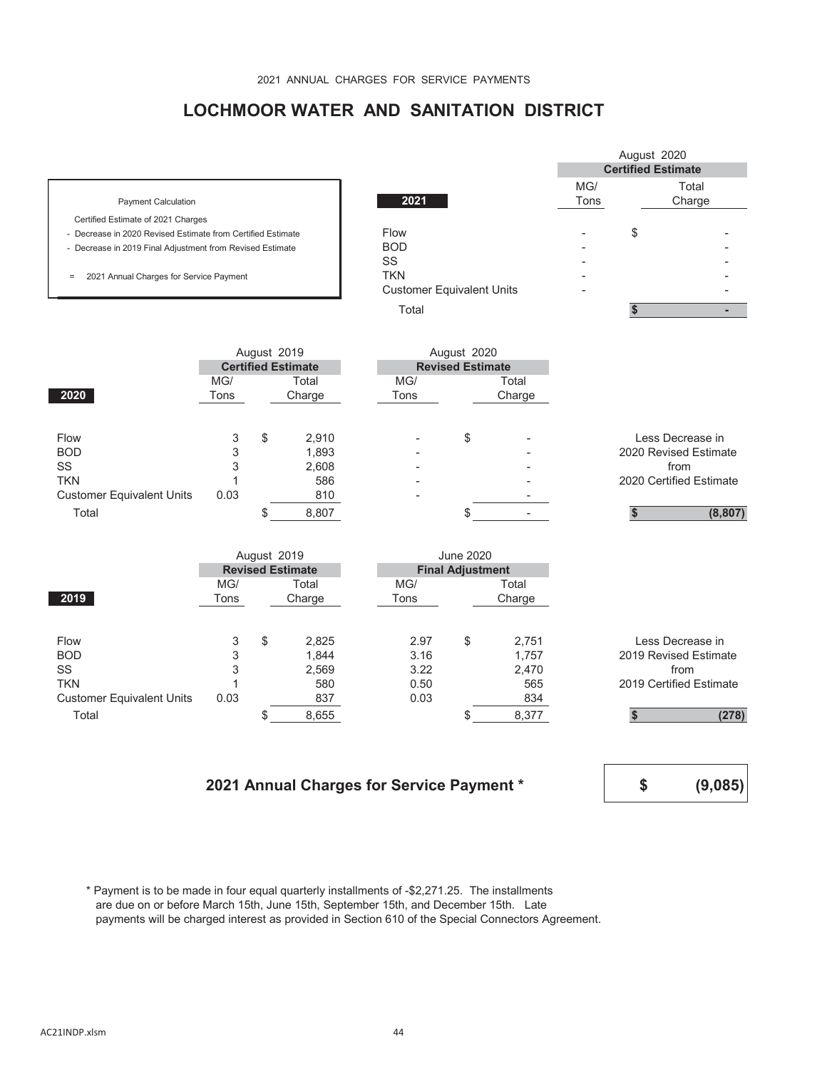2021 ANNUAL CHARGES FOR SERVICE PAYMENTS

# LOCHMOOR WATER AND SANITATION DISTRICT

**Payment Calculation**

Certified Estimate of 2021 Charges
- Decrease in 2020 Revised Estimate from Certified Estimate
- Decrease in 2019 Final Adjustment from Revised Estimate

= 2021 Annual Charges for Service Payment

| | August 2020 Certified Estimate | |
|---|---|---|
| **2021** | MG/ Tons | Total Charge |
| Flow | - | $ - |
| BOD | - | - |
| SS | - | - |
| TKN | - | - |
| Customer Equivalent Units | - | - |
| Total | | $ - |

| | August 2019 Certified Estimate | | August 2020 Revised Estimate | | |
|---|---|---|---|---|---|
| **2020** | MG/ Tons | Total Charge | MG/ Tons | Total Charge | Less Decrease in 2020 Revised Estimate from 2020 Certified Estimate |
| Flow | 3 | $ 2,910 | - | $ - | |
| BOD | 3 | 1,893 | - | - | |
| SS | 3 | 2,608 | - | - | |
| TKN | 1 | 586 | - | - | |
| Customer Equivalent Units | 0.03 | 810 | - | - | |
| Total | | $ 8,807 | | $ - | $ (8,807) |

| | August 2019 Revised Estimate | | June 2020 Final Adjustment | | |
|---|---|---|---|---|---|
| **2019** | MG/ Tons | Total Charge | MG/ Tons | Total Charge | Less Decrease in 2019 Revised Estimate from 2019 Certified Estimate |
| Flow | 3 | $ 2,825 | 2.97 | $ 2,751 | |
| BOD | 3 | 1,844 | 3.16 | 1,757 | |
| SS | 3 | 2,569 | 3.22 | 2,470 | |
| TKN | 1 | 580 | 0.50 | 565 | |
| Customer Equivalent Units | 0.03 | 837 | 0.03 | 834 | |
| Total | | $ 8,655 | | $ 8,377 | $ (278) |

**2021 Annual Charges for Service Payment \*** **$ (9,085)**

\* Payment is to be made in four equal quarterly installments of -$2,271.25. The installments are due on or before March 15th, June 15th, September 15th, and December 15th. Late payments will be charged interest as provided in Section 610 of the Special Connectors Agreement.

AC21INDP.xlsm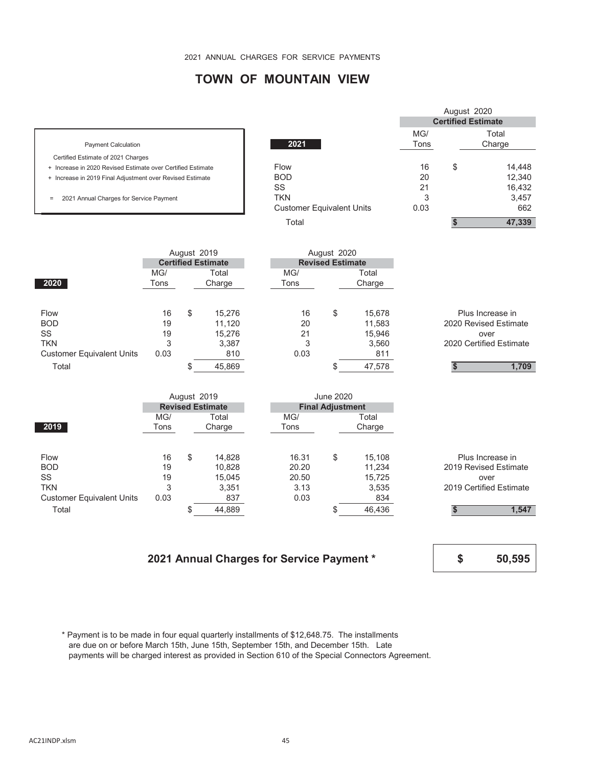2021 ANNUAL CHARGES FOR SERVICE PAYMENTS

# TOWN OF MOUNTAIN VIEW

**Payment Calculation**

Certified Estimate of 2021 Charges
+ Increase in 2020 Revised Estimate over Certified Estimate
+ Increase in 2019 Final Adjustment over Revised Estimate

= 2021 Annual Charges for Service Payment

| **2021** | August 2020 Certified Estimate | |
|---|---|---|
| | MG/ Tons | Total Charge |
| Flow | 16 | $ 14,448 |
| BOD | 20 | 12,340 |
| SS | 21 | 16,432 |
| TKN | 3 | 3,457 |
| Customer Equivalent Units | 0.03 | 662 |
| Total | | **$ 47,339** |

| **2020** | August 2019 Certified Estimate | | August 2020 Revised Estimate | | |
|---|---|---|---|---|---|
| | MG/ Tons | Total Charge | MG/ Tons | Total Charge | |
| Flow | 16 | $ 15,276 | 16 | $ 15,678 | Plus Increase in |
| BOD | 19 | 11,120 | 20 | 11,583 | 2020 Revised Estimate |
| SS | 19 | 15,276 | 21 | 15,946 | over |
| TKN | 3 | 3,387 | 3 | 3,560 | 2020 Certified Estimate |
| Customer Equivalent Units | 0.03 | 810 | 0.03 | 811 | |
| Total | | $ 45,869 | | $ 47,578 | **$ 1,709** |

| **2019** | August 2019 Revised Estimate | | June 2020 Final Adjustment | | |
|---|---|---|---|---|---|
| | MG/ Tons | Total Charge | MG/ Tons | Total Charge | |
| Flow | 16 | $ 14,828 | 16.31 | $ 15,108 | Plus Increase in |
| BOD | 19 | 10,828 | 20.20 | 11,234 | 2019 Revised Estimate |
| SS | 19 | 15,045 | 20.50 | 15,725 | over |
| TKN | 3 | 3,351 | 3.13 | 3,535 | 2019 Certified Estimate |
| Customer Equivalent Units | 0.03 | 837 | 0.03 | 834 | |
| Total | | $ 44,889 | | $ 46,436 | **$ 1,547** |

**2021 Annual Charges for Service Payment *** **$ 50,595**

* Payment is to be made in four equal quarterly installments of $12,648.75. The installments are due on or before March 15th, June 15th, September 15th, and December 15th. Late payments will be charged interest as provided in Section 610 of the Special Connectors Agreement.

AC21INDP.xlsm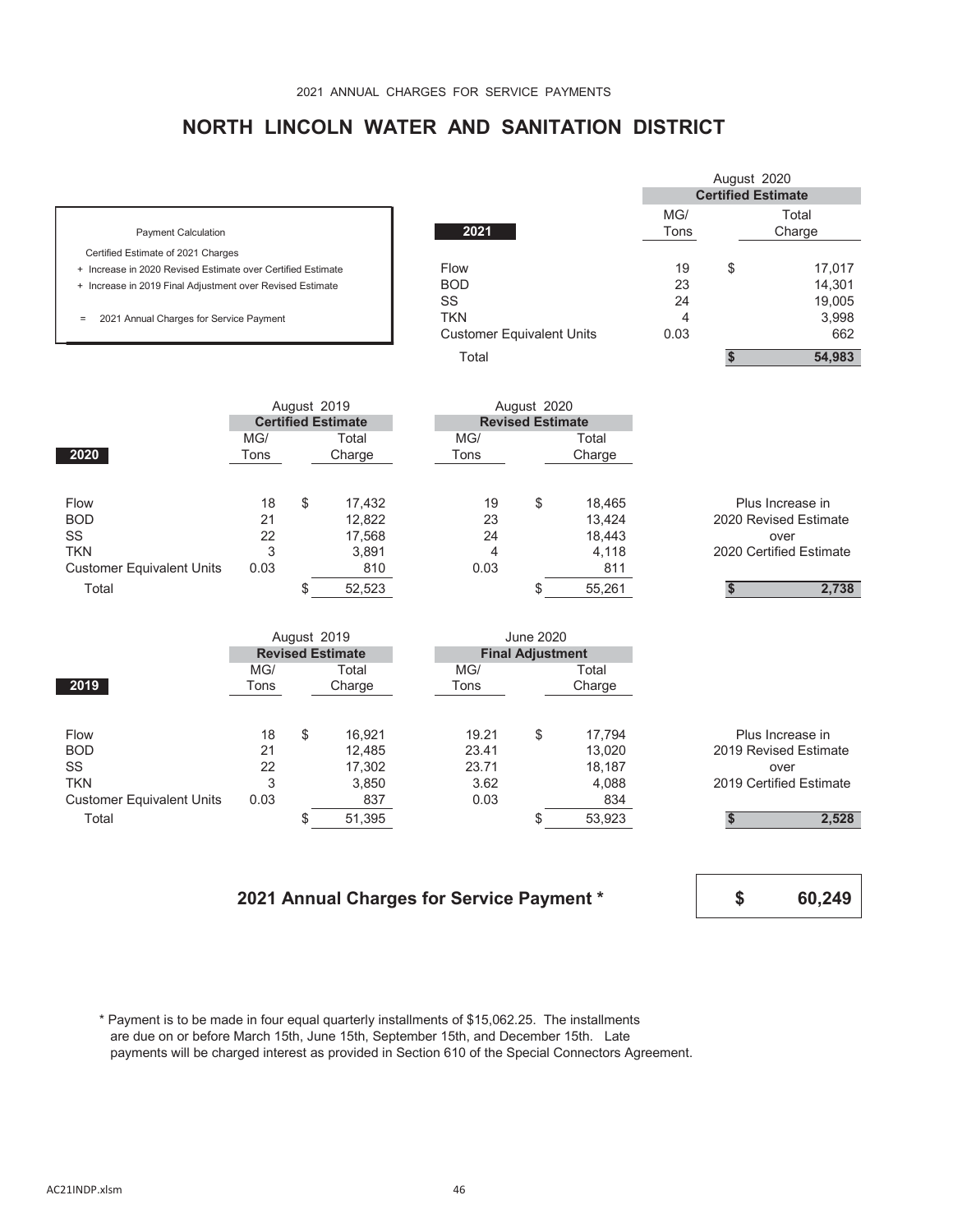2021 ANNUAL CHARGES FOR SERVICE PAYMENTS

# NORTH LINCOLN WATER AND SANITATION DISTRICT

Payment Calculation

Certified Estimate of 2021 Charges
\+ Increase in 2020 Revised Estimate over Certified Estimate
\+ Increase in 2019 Final Adjustment over Revised Estimate

= 2021 Annual Charges for Service Payment

| 2021 | August 2020 Certified Estimate | |
|---|---|---|
| | MG/ Tons | Total Charge |
| Flow | 19 | $ 17,017 |
| BOD | 23 | 14,301 |
| SS | 24 | 19,005 |
| TKN | 4 | 3,998 |
| Customer Equivalent Units | 0.03 | 662 |
| Total | | $ 54,983 |

| 2020 | August 2019 Certified Estimate | | August 2020 Revised Estimate | | Plus Increase in 2020 Revised Estimate over 2020 Certified Estimate |
|---|---|---|---|---|---|
| | MG/ Tons | Total Charge | MG/ Tons | Total Charge | |
| Flow | 18 | $ 17,432 | 19 | $ 18,465 | |
| BOD | 21 | 12,822 | 23 | 13,424 | |
| SS | 22 | 17,568 | 24 | 18,443 | |
| TKN | 3 | 3,891 | 4 | 4,118 | |
| Customer Equivalent Units | 0.03 | 810 | 0.03 | 811 | |
| Total | | $ 52,523 | | $ 55,261 | $ 2,738 |

| 2019 | August 2019 Revised Estimate | | June 2020 Final Adjustment | | Plus Increase in 2019 Revised Estimate over 2019 Certified Estimate |
|---|---|---|---|---|---|
| | MG/ Tons | Total Charge | MG/ Tons | Total Charge | |
| Flow | 18 | $ 16,921 | 19.21 | $ 17,794 | |
| BOD | 21 | 12,485 | 23.41 | 13,020 | |
| SS | 22 | 17,302 | 23.71 | 18,187 | |
| TKN | 3 | 3,850 | 3.62 | 4,088 | |
| Customer Equivalent Units | 0.03 | 837 | 0.03 | 834 | |
| Total | | $ 51,395 | | $ 53,923 | $ 2,528 |

**2021 Annual Charges for Service Payment *** **$ 60,249**

* Payment is to be made in four equal quarterly installments of $15,062.25. The installments are due on or before March 15th, June 15th, September 15th, and December 15th. Late payments will be charged interest as provided in Section 610 of the Special Connectors Agreement.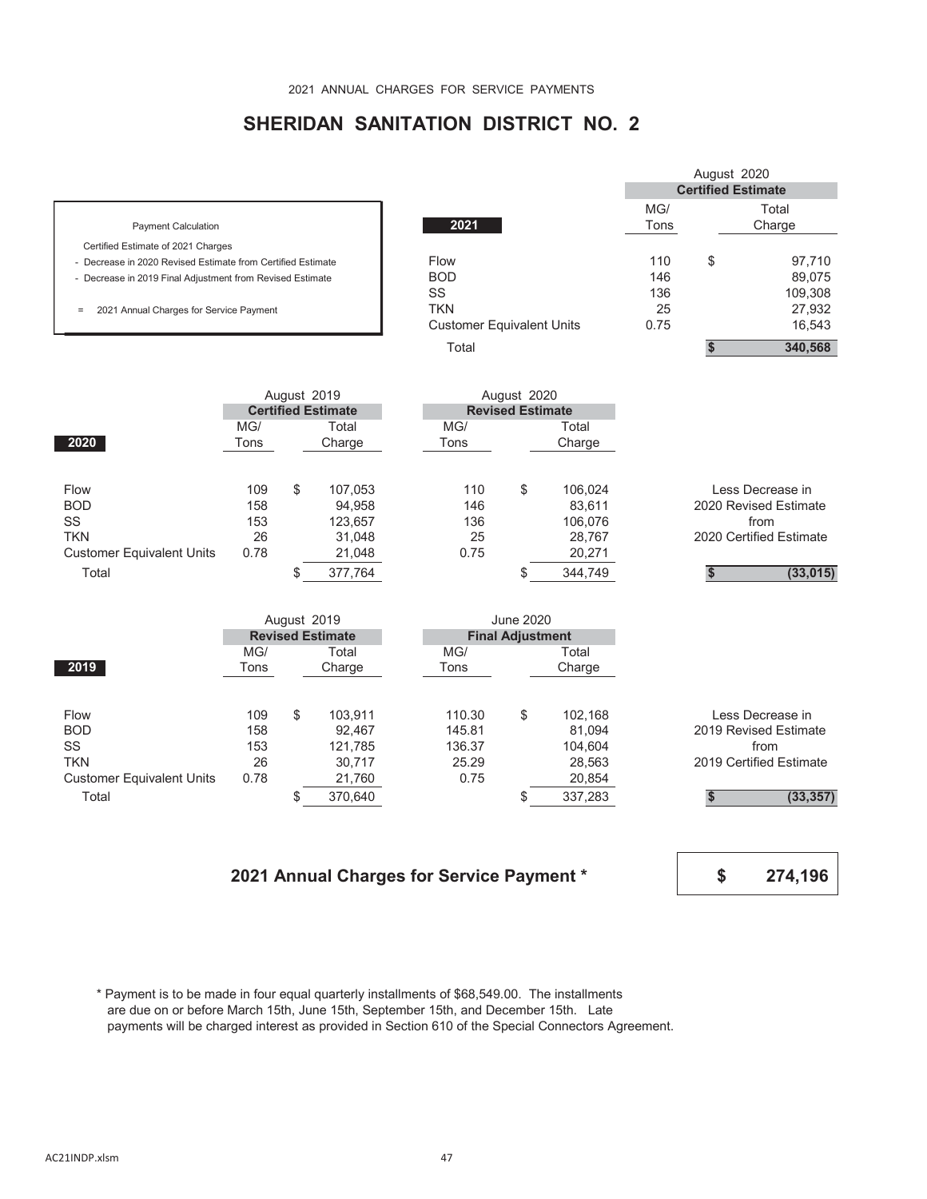2021 ANNUAL CHARGES FOR SERVICE PAYMENTS

# SHERIDAN SANITATION DISTRICT NO. 2

**Payment Calculation**

Certified Estimate of 2021 Charges
- Decrease in 2020 Revised Estimate from Certified Estimate
- Decrease in 2019 Final Adjustment from Revised Estimate

= 2021 Annual Charges for Service Payment

| **2021** | August 2020 Certified Estimate | |
|---|---|---|
| | MG/ Tons | Total Charge |
| Flow | 110 | $ 97,710 |
| BOD | 146 | 89,075 |
| SS | 136 | 109,308 |
| TKN | 25 | 27,932 |
| Customer Equivalent Units | 0.75 | 16,543 |
| Total | | **$ 340,568** |

| **2020** | August 2019 Certified Estimate | | August 2020 Revised Estimate | | |
|---|---|---|---|---|---|
| | MG/ Tons | Total Charge | MG/ Tons | Total Charge | Less Decrease in 2020 Revised Estimate from 2020 Certified Estimate |
| Flow | 109 | $ 107,053 | 110 | $ 106,024 | |
| BOD | 158 | 94,958 | 146 | 83,611 | |
| SS | 153 | 123,657 | 136 | 106,076 | |
| TKN | 26 | 31,048 | 25 | 28,767 | |
| Customer Equivalent Units | 0.78 | 21,048 | 0.75 | 20,271 | |
| Total | | $ 377,764 | | $ 344,749 | **$ (33,015)** |

| **2019** | August 2019 Revised Estimate | | June 2020 Final Adjustment | | |
|---|---|---|---|---|---|
| | MG/ Tons | Total Charge | MG/ Tons | Total Charge | Less Decrease in 2019 Revised Estimate from 2019 Certified Estimate |
| Flow | 109 | $ 103,911 | 110.30 | $ 102,168 | |
| BOD | 158 | 92,467 | 145.81 | 81,094 | |
| SS | 153 | 121,785 | 136.37 | 104,604 | |
| TKN | 26 | 30,717 | 25.29 | 28,563 | |
| Customer Equivalent Units | 0.78 | 21,760 | 0.75 | 20,854 | |
| Total | | $ 370,640 | | $ 337,283 | **$ (33,357)** |

## 2021 Annual Charges for Service Payment * **$ 274,196**

\* Payment is to be made in four equal quarterly installments of $68,549.00. The installments are due on or before March 15th, June 15th, September 15th, and December 15th. Late payments will be charged interest as provided in Section 610 of the Special Connectors Agreement.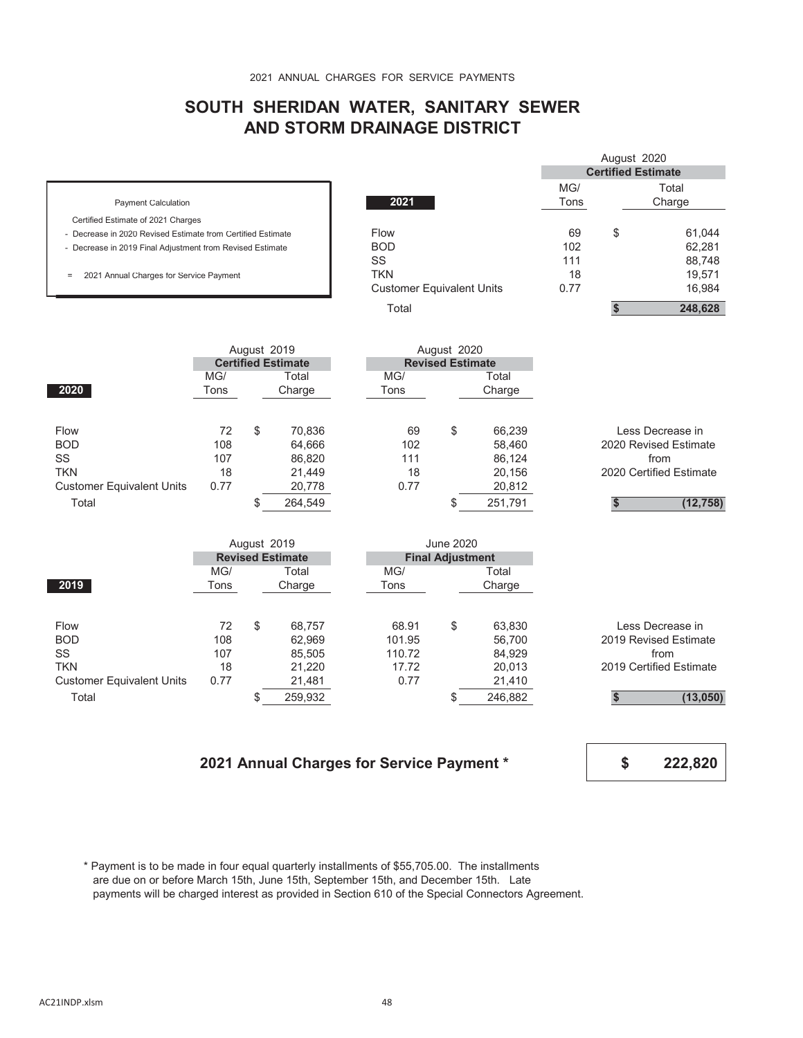2021 ANNUAL CHARGES FOR SERVICE PAYMENTS

# SOUTH SHERIDAN WATER, SANITARY SEWER AND STORM DRAINAGE DISTRICT

Payment Calculation

Certified Estimate of 2021 Charges
- Decrease in 2020 Revised Estimate from Certified Estimate
- Decrease in 2019 Final Adjustment from Revised Estimate

= 2021 Annual Charges for Service Payment

| 2021 | August 2020 Certified Estimate | |
|---|---|---|
| | MG/ Tons | Total Charge |
| Flow | 69 | $ 61,044 |
| BOD | 102 | 62,281 |
| SS | 111 | 88,748 |
| TKN | 18 | 19,571 |
| Customer Equivalent Units | 0.77 | 16,984 |
| Total | | $ 248,628 |

| 2020 | August 2019 Certified Estimate | | August 2020 Revised Estimate | | Less Decrease in 2020 Revised Estimate from 2020 Certified Estimate |
|---|---|---|---|---|---|
| | MG/ Tons | Total Charge | MG/ Tons | Total Charge | |
| Flow | 72 | $ 70,836 | 69 | $ 66,239 | |
| BOD | 108 | 64,666 | 102 | 58,460 | |
| SS | 107 | 86,820 | 111 | 86,124 | |
| TKN | 18 | 21,449 | 18 | 20,156 | |
| Customer Equivalent Units | 0.77 | 20,778 | 0.77 | 20,812 | |
| Total | | $ 264,549 | | $ 251,791 | $ (12,758) |

| 2019 | August 2019 Revised Estimate | | June 2020 Final Adjustment | | Less Decrease in 2019 Revised Estimate from 2019 Certified Estimate |
|---|---|---|---|---|---|
| | MG/ Tons | Total Charge | MG/ Tons | Total Charge | |
| Flow | 72 | $ 68,757 | 68.91 | $ 63,830 | |
| BOD | 108 | 62,969 | 101.95 | 56,700 | |
| SS | 107 | 85,505 | 110.72 | 84,929 | |
| TKN | 18 | 21,220 | 17.72 | 20,013 | |
| Customer Equivalent Units | 0.77 | 21,481 | 0.77 | 21,410 | |
| Total | | $ 259,932 | | $ 246,882 | $ (13,050) |

**2021 Annual Charges for Service Payment \*** **$ 222,820**

\* Payment is to be made in four equal quarterly installments of $55,705.00. The installments are due on or before March 15th, June 15th, September 15th, and December 15th. Late payments will be charged interest as provided in Section 610 of the Special Connectors Agreement.

AC21INDP.xlsm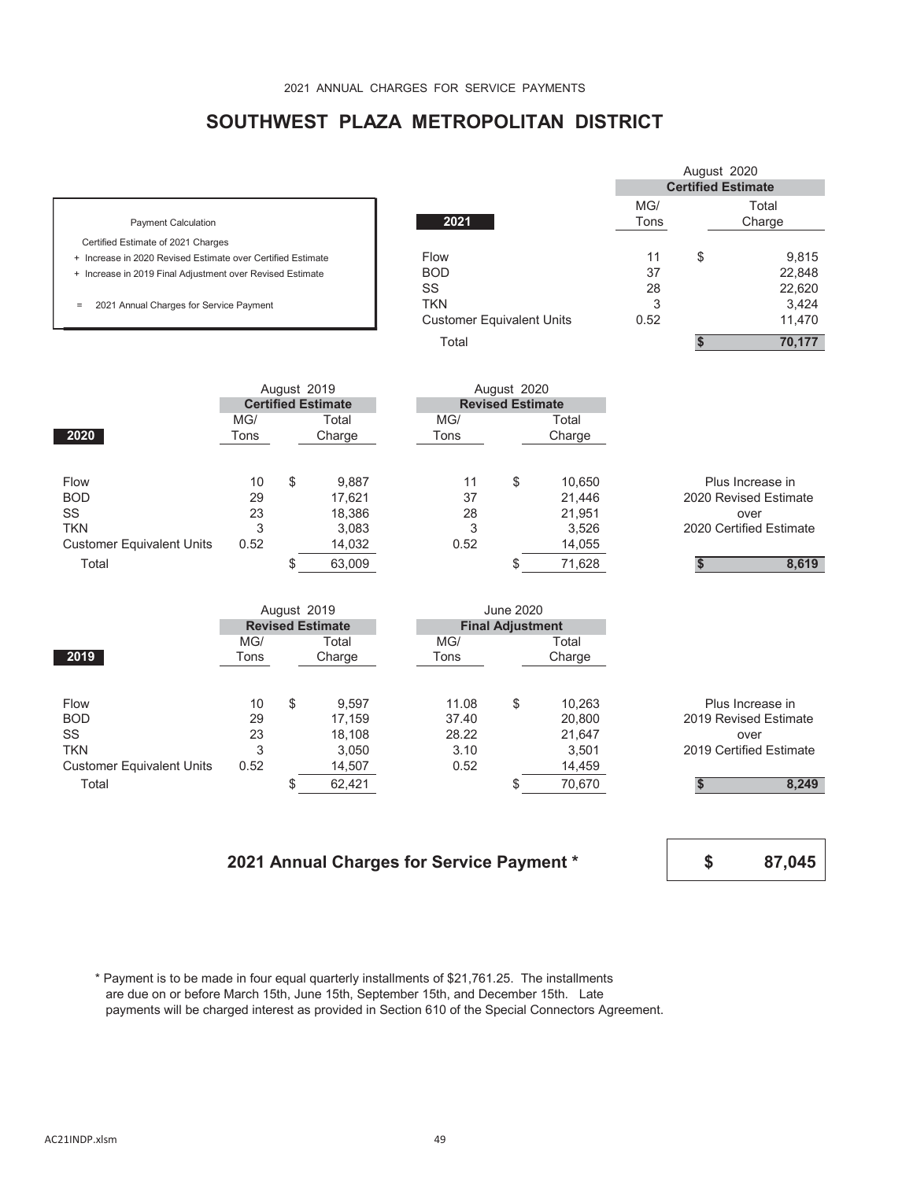2021 ANNUAL CHARGES FOR SERVICE PAYMENTS

# SOUTHWEST PLAZA METROPOLITAN DISTRICT

**Payment Calculation**

Certified Estimate of 2021 Charges
\+ Increase in 2020 Revised Estimate over Certified Estimate
\+ Increase in 2019 Final Adjustment over Revised Estimate

= 2021 Annual Charges for Service Payment

| | August 2020 Certified Estimate | |
|---|---|---|
| **2021** | MG/ Tons | Total Charge |
| Flow | 11 | $ 9,815 |
| BOD | 37 | 22,848 |
| SS | 28 | 22,620 |
| TKN | 3 | 3,424 |
| Customer Equivalent Units | 0.52 | 11,470 |
| Total | | $ 70,177 |

| | August 2019 Certified Estimate | | August 2020 Revised Estimate | | |
|---|---|---|---|---|---|
| **2020** | MG/ Tons | Total Charge | MG/ Tons | Total Charge | Plus Increase in 2020 Revised Estimate over 2020 Certified Estimate |
| Flow | 10 | $ 9,887 | 11 | $ 10,650 | |
| BOD | 29 | 17,621 | 37 | 21,446 | |
| SS | 23 | 18,386 | 28 | 21,951 | |
| TKN | 3 | 3,083 | 3 | 3,526 | |
| Customer Equivalent Units | 0.52 | 14,032 | 0.52 | 14,055 | |
| Total | | $ 63,009 | | $ 71,628 | $ 8,619 |

| | August 2019 Revised Estimate | | June 2020 Final Adjustment | | |
|---|---|---|---|---|---|
| **2019** | MG/ Tons | Total Charge | MG/ Tons | Total Charge | Plus Increase in 2019 Revised Estimate over 2019 Certified Estimate |
| Flow | 10 | $ 9,597 | 11.08 | $ 10,263 | |
| BOD | 29 | 17,159 | 37.40 | 20,800 | |
| SS | 23 | 18,108 | 28.22 | 21,647 | |
| TKN | 3 | 3,050 | 3.10 | 3,501 | |
| Customer Equivalent Units | 0.52 | 14,507 | 0.52 | 14,459 | |
| Total | | $ 62,421 | | $ 70,670 | $ 8,249 |

**2021 Annual Charges for Service Payment \*** **$ 87,045**

\* Payment is to be made in four equal quarterly installments of $21,761.25. The installments are due on or before March 15th, June 15th, September 15th, and December 15th. Late payments will be charged interest as provided in Section 610 of the Special Connectors Agreement.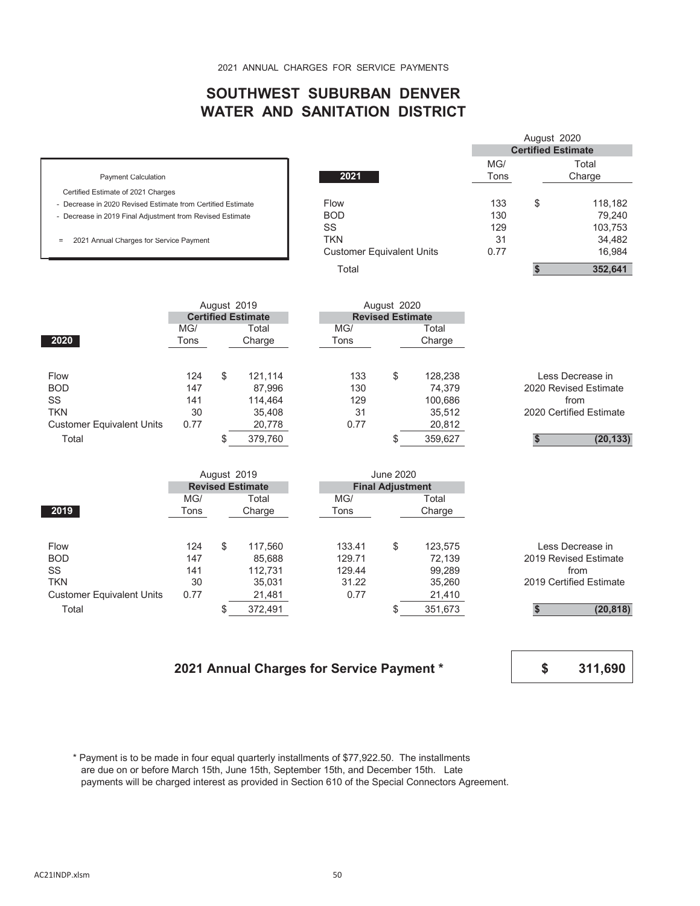2021 ANNUAL CHARGES FOR SERVICE PAYMENTS

# SOUTHWEST SUBURBAN DENVER WATER AND SANITATION DISTRICT

Payment Calculation

Certified Estimate of 2021 Charges
- Decrease in 2020 Revised Estimate from Certified Estimate
- Decrease in 2019 Final Adjustment from Revised Estimate

= 2021 Annual Charges for Service Payment

| 2021 | August 2020 Certified Estimate | |
|---|---|---|
| | MG/ Tons | Total Charge |
| Flow | 133 | $ 118,182 |
| BOD | 130 | 79,240 |
| SS | 129 | 103,753 |
| TKN | 31 | 34,482 |
| Customer Equivalent Units | 0.77 | 16,984 |
| Total | | $ 352,641 |

| 2020 | August 2019 Certified Estimate | | August 2020 Revised Estimate | | Less Decrease in 2020 Revised Estimate from 2020 Certified Estimate |
|---|---|---|---|---|---|
| | MG/ Tons | Total Charge | MG/ Tons | Total Charge | |
| Flow | 124 | $ 121,114 | 133 | $ 128,238 | |
| BOD | 147 | 87,996 | 130 | 74,379 | |
| SS | 141 | 114,464 | 129 | 100,686 | |
| TKN | 30 | 35,408 | 31 | 35,512 | |
| Customer Equivalent Units | 0.77 | 20,778 | 0.77 | 20,812 | |
| Total | | $ 379,760 | | $ 359,627 | $ (20,133) |

| 2019 | August 2019 Revised Estimate | | June 2020 Final Adjustment | | Less Decrease in 2019 Revised Estimate from 2019 Certified Estimate |
|---|---|---|---|---|---|
| | MG/ Tons | Total Charge | MG/ Tons | Total Charge | |
| Flow | 124 | $ 117,560 | 133.41 | $ 123,575 | |
| BOD | 147 | 85,688 | 129.71 | 72,139 | |
| SS | 141 | 112,731 | 129.44 | 99,289 | |
| TKN | 30 | 35,031 | 31.22 | 35,260 | |
| Customer Equivalent Units | 0.77 | 21,481 | 0.77 | 21,410 | |
| Total | | $ 372,491 | | $ 351,673 | $ (20,818) |

**2021 Annual Charges for Service Payment * $ 311,690**

* Payment is to be made in four equal quarterly installments of $77,922.50. The installments are due on or before March 15th, June 15th, September 15th, and December 15th. Late payments will be charged interest as provided in Section 610 of the Special Connectors Agreement.

AC21INDP.xlsm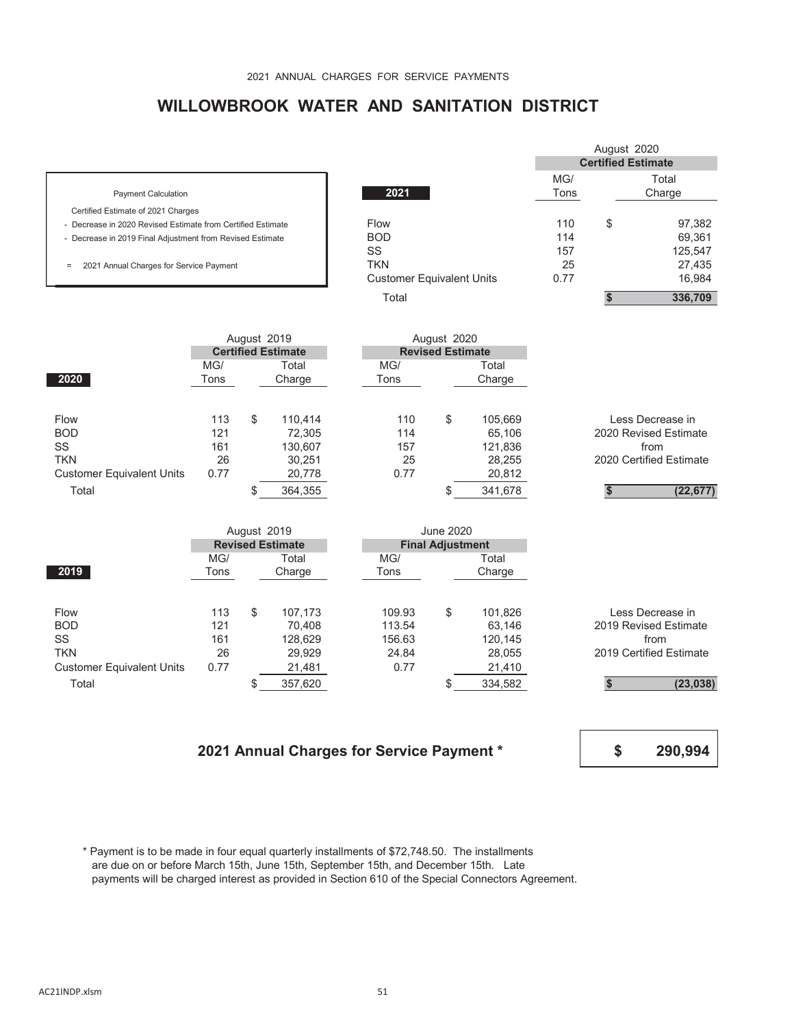2021 ANNUAL CHARGES FOR SERVICE PAYMENTS

# WILLOWBROOK WATER AND SANITATION DISTRICT

**Payment Calculation**

Certified Estimate of 2021 Charges
- Decrease in 2020 Revised Estimate from Certified Estimate
- Decrease in 2019 Final Adjustment from Revised Estimate

= 2021 Annual Charges for Service Payment

| 2021 | August 2020 Certified Estimate | |
|---|---|---|
| | MG/ Tons | Total Charge |
| Flow | 110 | $ 97,382 |
| BOD | 114 | 69,361 |
| SS | 157 | 125,547 |
| TKN | 25 | 27,435 |
| Customer Equivalent Units | 0.77 | 16,984 |
| Total | | $ 336,709 |

| 2020 | August 2019 Certified Estimate | | August 2020 Revised Estimate | | Less Decrease in 2020 Revised Estimate from 2020 Certified Estimate |
|---|---|---|---|---|---|
| | MG/ Tons | Total Charge | MG/ Tons | Total Charge | |
| Flow | 113 | $ 110,414 | 110 | $ 105,669 | |
| BOD | 121 | 72,305 | 114 | 65,106 | |
| SS | 161 | 130,607 | 157 | 121,836 | |
| TKN | 26 | 30,251 | 25 | 28,255 | |
| Customer Equivalent Units | 0.77 | 20,778 | 0.77 | 20,812 | |
| Total | | $ 364,355 | | $ 341,678 | $ (22,677) |

| 2019 | August 2019 Revised Estimate | | June 2020 Final Adjustment | | Less Decrease in 2019 Revised Estimate from 2019 Certified Estimate |
|---|---|---|---|---|---|
| | MG/ Tons | Total Charge | MG/ Tons | Total Charge | |
| Flow | 113 | $ 107,173 | 109.93 | $ 101,826 | |
| BOD | 121 | 70,408 | 113.54 | 63,146 | |
| SS | 161 | 128,629 | 156.63 | 120,145 | |
| TKN | 26 | 29,929 | 24.84 | 28,055 | |
| Customer Equivalent Units | 0.77 | 21,481 | 0.77 | 21,410 | |
| Total | | $ 357,620 | | $ 334,582 | $ (23,038) |

## 2021 Annual Charges for Service Payment * — $ 290,994

* Payment is to be made in four equal quarterly installments of $72,748.50. The installments are due on or before March 15th, June 15th, September 15th, and December 15th. Late payments will be charged interest as provided in Section 610 of the Special Connectors Agreement.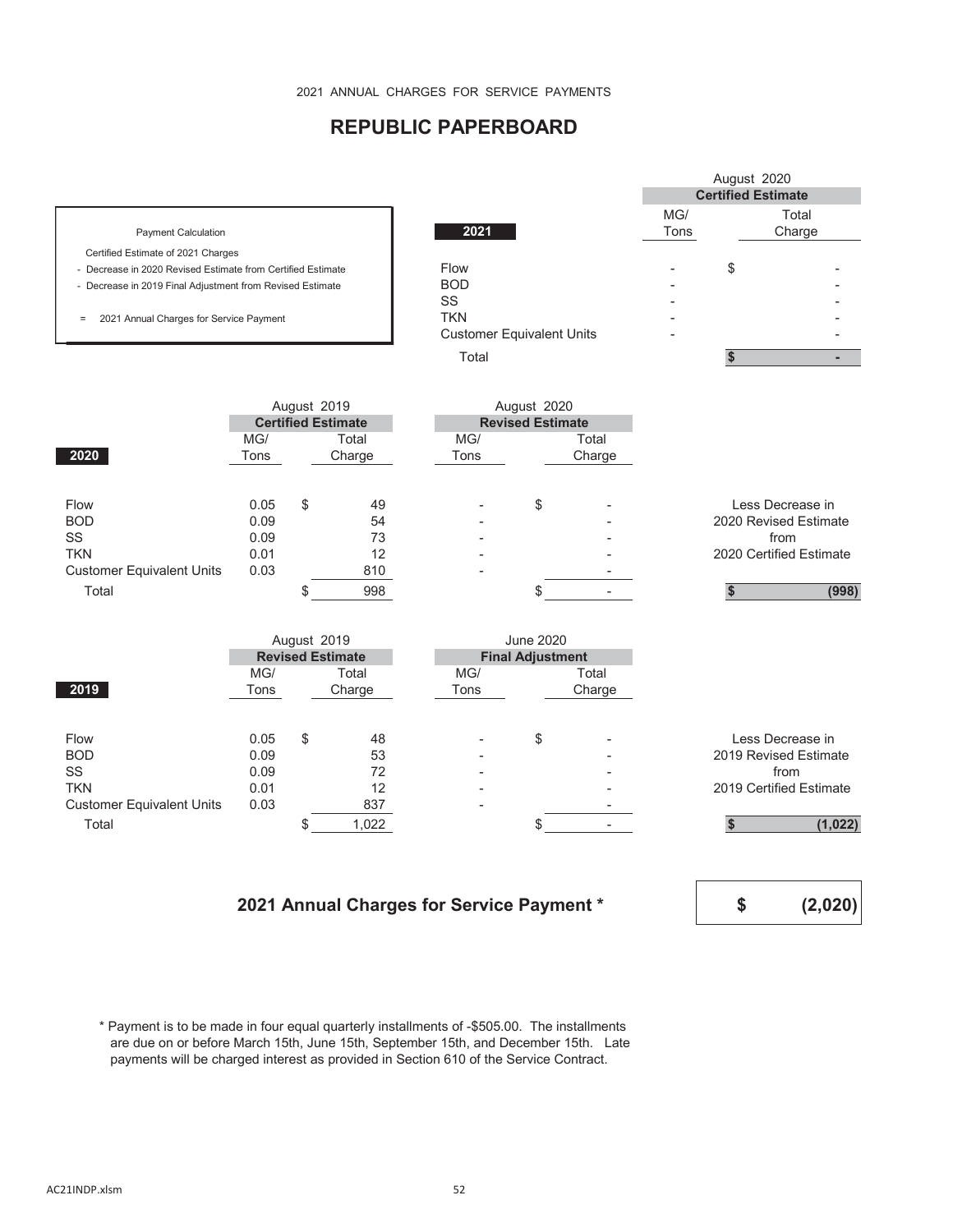2021 ANNUAL CHARGES FOR SERVICE PAYMENTS

# REPUBLIC PAPERBOARD

Payment Calculation

Certified Estimate of 2021 Charges
- Decrease in 2020 Revised Estimate from Certified Estimate
- Decrease in 2019 Final Adjustment from Revised Estimate

= 2021 Annual Charges for Service Payment

| 2021 | August 2020 Certified Estimate | |
|---|---|---|
| | MG/ Tons | Total Charge |
| Flow | - | $ - |
| BOD | - | - |
| SS | - | - |
| TKN | - | - |
| Customer Equivalent Units | - | - |
| Total | | $ - |

| 2020 | August 2019 Certified Estimate | | August 2020 Revised Estimate | | Less Decrease in 2020 Revised Estimate from 2020 Certified Estimate |
|---|---|---|---|---|---|
| | MG/ Tons | Total Charge | MG/ Tons | Total Charge | |
| Flow | 0.05 | $ 49 | - | $ - | |
| BOD | 0.09 | 54 | - | - | |
| SS | 0.09 | 73 | - | - | |
| TKN | 0.01 | 12 | - | - | |
| Customer Equivalent Units | 0.03 | 810 | - | - | |
| Total | | $ 998 | | $ - | $ (998) |

| 2019 | August 2019 Revised Estimate | | June 2020 Final Adjustment | | Less Decrease in 2019 Revised Estimate from 2019 Certified Estimate |
|---|---|---|---|---|---|
| | MG/ Tons | Total Charge | MG/ Tons | Total Charge | |
| Flow | 0.05 | $ 48 | - | $ - | |
| BOD | 0.09 | 53 | - | - | |
| SS | 0.09 | 72 | - | - | |
| TKN | 0.01 | 12 | - | - | |
| Customer Equivalent Units | 0.03 | 837 | - | - | |
| Total | | $ 1,022 | | $ - | $ (1,022) |

**2021 Annual Charges for Service Payment *** **$ (2,020)**

* Payment is to be made in four equal quarterly installments of -$505.00. The installments are due on or before March 15th, June 15th, September 15th, and December 15th. Late payments will be charged interest as provided in Section 610 of the Service Contract.

AC21INDP.xlsm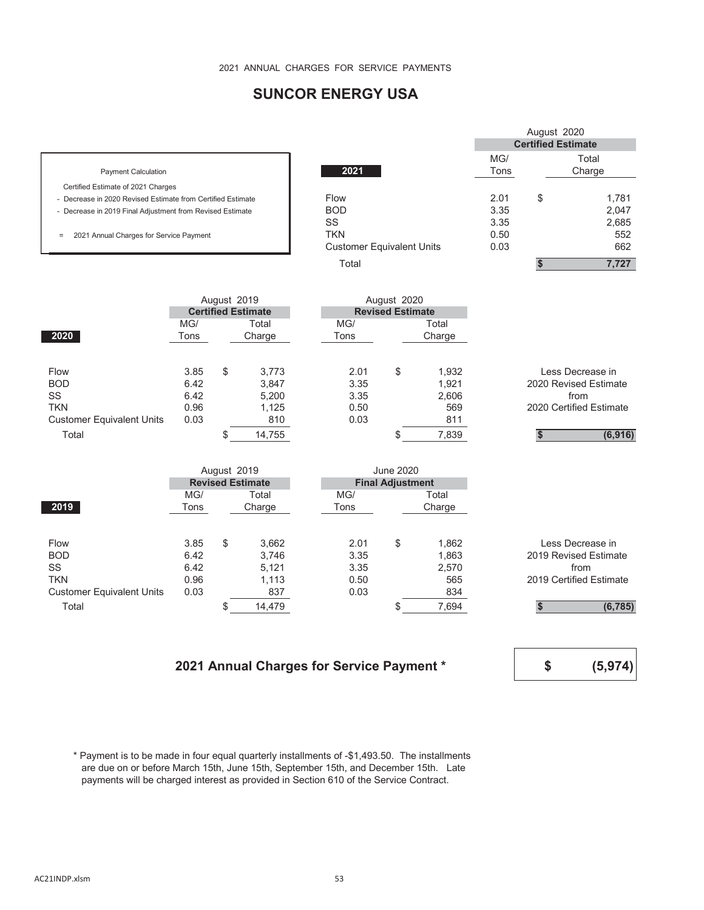2021 ANNUAL CHARGES FOR SERVICE PAYMENTS

# SUNCOR ENERGY USA

**Payment Calculation**

Certified Estimate of 2021 Charges
- Decrease in 2020 Revised Estimate from Certified Estimate
- Decrease in 2019 Final Adjustment from Revised Estimate

= 2021 Annual Charges for Service Payment

| 2021 | August 2020 Certified Estimate MG/ Tons | Total Charge |
|---|---|---|
| Flow | 2.01 | $ 1,781 |
| BOD | 3.35 | 2,047 |
| SS | 3.35 | 2,685 |
| TKN | 0.50 | 552 |
| Customer Equivalent Units | 0.03 | 662 |
| Total | | $ 7,727 |

| 2020 | August 2019 Certified Estimate MG/ Tons | Total Charge | August 2020 Revised Estimate MG/ Tons | Total Charge | Less Decrease in 2020 Revised Estimate from 2020 Certified Estimate |
|---|---|---|---|---|---|
| Flow | 3.85 | $ 3,773 | 2.01 | $ 1,932 | |
| BOD | 6.42 | 3,847 | 3.35 | 1,921 | |
| SS | 6.42 | 5,200 | 3.35 | 2,606 | |
| TKN | 0.96 | 1,125 | 0.50 | 569 | |
| Customer Equivalent Units | 0.03 | 810 | 0.03 | 811 | |
| Total | | $ 14,755 | | $ 7,839 | $ (6,916) |

| 2019 | August 2019 Revised Estimate MG/ Tons | Total Charge | June 2020 Final Adjustment MG/ Tons | Total Charge | Less Decrease in 2019 Revised Estimate from 2019 Certified Estimate |
|---|---|---|---|---|---|
| Flow | 3.85 | $ 3,662 | 2.01 | $ 1,862 | |
| BOD | 6.42 | 3,746 | 3.35 | 1,863 | |
| SS | 6.42 | 5,121 | 3.35 | 2,570 | |
| TKN | 0.96 | 1,113 | 0.50 | 565 | |
| Customer Equivalent Units | 0.03 | 837 | 0.03 | 834 | |
| Total | | $ 14,479 | | $ 7,694 | $ (6,785) |

**2021 Annual Charges for Service Payment \*** **$ (5,974)**

\* Payment is to be made in four equal quarterly installments of -$1,493.50. The installments are due on or before March 15th, June 15th, September 15th, and December 15th. Late payments will be charged interest as provided in Section 610 of the Service Contract.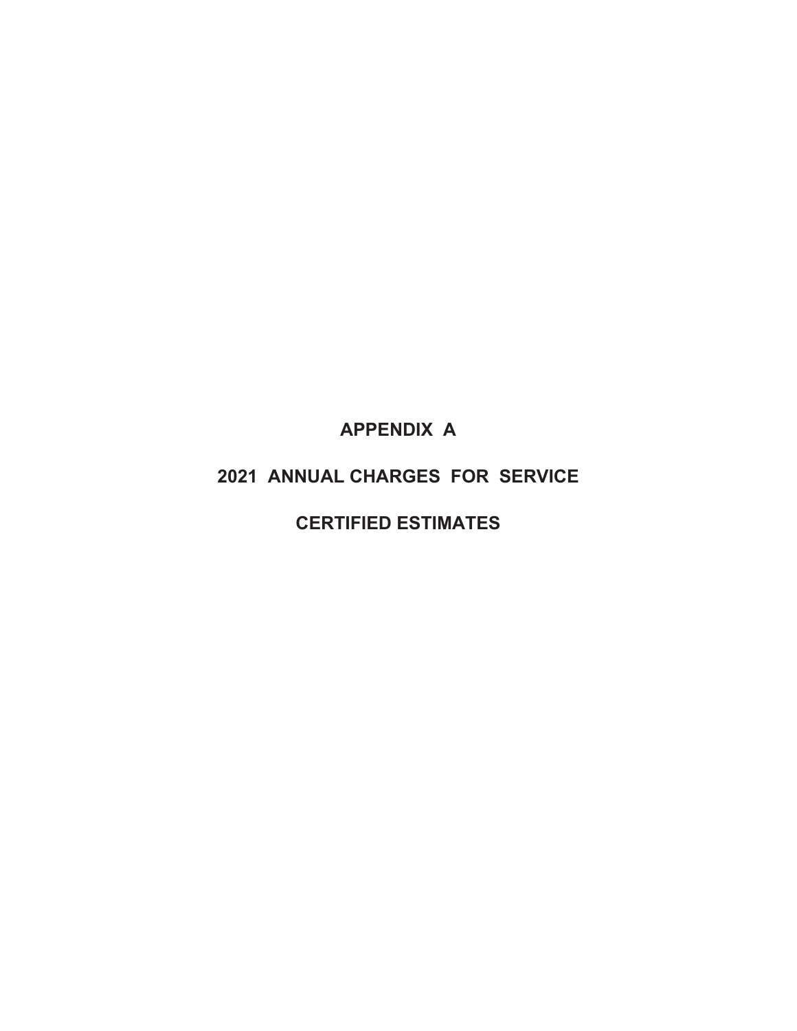# APPENDIX A

## 2021 ANNUAL CHARGES FOR SERVICE

## CERTIFIED ESTIMATES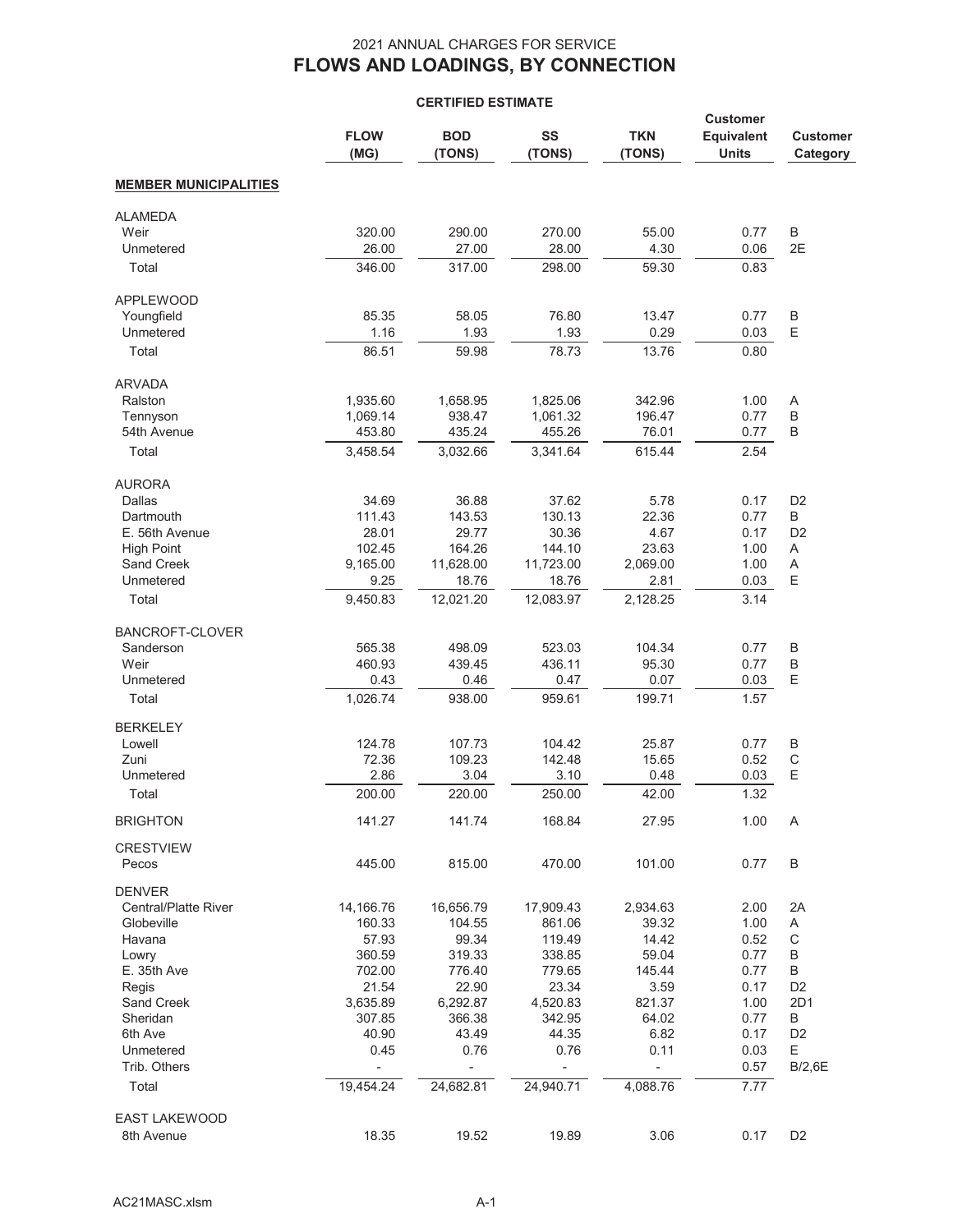2021 ANNUAL CHARGES FOR SERVICE

# FLOWS AND LOADINGS, BY CONNECTION

**CERTIFIED ESTIMATE**

| | FLOW (MG) | BOD (TONS) | SS (TONS) | TKN (TONS) | Customer Equivalent Units | Customer Category |
|---|---|---|---|---|---|---|
| **MEMBER MUNICIPALITIES** | | | | | | |
| ALAMEDA | | | | | | |
| Weir | 320.00 | 290.00 | 270.00 | 55.00 | 0.77 | B |
| Unmetered | 26.00 | 27.00 | 28.00 | 4.30 | 0.06 | 2E |
| Total | 346.00 | 317.00 | 298.00 | 59.30 | 0.83 | |
| APPLEWOOD | | | | | | |
| Youngfield | 85.35 | 58.05 | 76.80 | 13.47 | 0.77 | B |
| Unmetered | 1.16 | 1.93 | 1.93 | 0.29 | 0.03 | E |
| Total | 86.51 | 59.98 | 78.73 | 13.76 | 0.80 | |
| ARVADA | | | | | | |
| Ralston | 1,935.60 | 1,658.95 | 1,825.06 | 342.96 | 1.00 | A |
| Tennyson | 1,069.14 | 938.47 | 1,061.32 | 196.47 | 0.77 | B |
| 54th Avenue | 453.80 | 435.24 | 455.26 | 76.01 | 0.77 | B |
| Total | 3,458.54 | 3,032.66 | 3,341.64 | 615.44 | 2.54 | |
| AURORA | | | | | | |
| Dallas | 34.69 | 36.88 | 37.62 | 5.78 | 0.17 | D2 |
| Dartmouth | 111.43 | 143.53 | 130.13 | 22.36 | 0.77 | B |
| E. 56th Avenue | 28.01 | 29.77 | 30.36 | 4.67 | 0.17 | D2 |
| High Point | 102.45 | 164.26 | 144.10 | 23.63 | 1.00 | A |
| Sand Creek | 9,165.00 | 11,628.00 | 11,723.00 | 2,069.00 | 1.00 | A |
| Unmetered | 9.25 | 18.76 | 18.76 | 2.81 | 0.03 | E |
| Total | 9,450.83 | 12,021.20 | 12,083.97 | 2,128.25 | 3.14 | |
| BANCROFT-CLOVER | | | | | | |
| Sanderson | 565.38 | 498.09 | 523.03 | 104.34 | 0.77 | B |
| Weir | 460.93 | 439.45 | 436.11 | 95.30 | 0.77 | B |
| Unmetered | 0.43 | 0.46 | 0.47 | 0.07 | 0.03 | E |
| Total | 1,026.74 | 938.00 | 959.61 | 199.71 | 1.57 | |
| BERKELEY | | | | | | |
| Lowell | 124.78 | 107.73 | 104.42 | 25.87 | 0.77 | B |
| Zuni | 72.36 | 109.23 | 142.48 | 15.65 | 0.52 | C |
| Unmetered | 2.86 | 3.04 | 3.10 | 0.48 | 0.03 | E |
| Total | 200.00 | 220.00 | 250.00 | 42.00 | 1.32 | |
| BRIGHTON | 141.27 | 141.74 | 168.84 | 27.95 | 1.00 | A |
| CRESTVIEW | | | | | | |
| Pecos | 445.00 | 815.00 | 470.00 | 101.00 | 0.77 | B |
| DENVER | | | | | | |
| Central/Platte River | 14,166.76 | 16,656.79 | 17,909.43 | 2,934.63 | 2.00 | 2A |
| Globeville | 160.33 | 104.55 | 861.06 | 39.32 | 1.00 | A |
| Havana | 57.93 | 99.34 | 119.49 | 14.42 | 0.52 | C |
| Lowry | 360.59 | 319.33 | 338.85 | 59.04 | 0.77 | B |
| E. 35th Ave | 702.00 | 776.40 | 779.65 | 145.44 | 0.77 | B |
| Regis | 21.54 | 22.90 | 23.34 | 3.59 | 0.17 | D2 |
| Sand Creek | 3,635.89 | 6,292.87 | 4,520.83 | 821.37 | 1.00 | 2D1 |
| Sheridan | 307.85 | 366.38 | 342.95 | 64.02 | 0.77 | B |
| 6th Ave | 40.90 | 43.49 | 44.35 | 6.82 | 0.17 | D2 |
| Unmetered | 0.45 | 0.76 | 0.76 | 0.11 | 0.03 | E |
| Trib. Others | - | - | - | - | 0.57 | B/2,6E |
| Total | 19,454.24 | 24,682.81 | 24,940.71 | 4,088.76 | 7.77 | |
| EAST LAKEWOOD | | | | | | |
| 8th Avenue | 18.35 | 19.52 | 19.89 | 3.06 | 0.17 | D2 |

AC21MASC.xlsm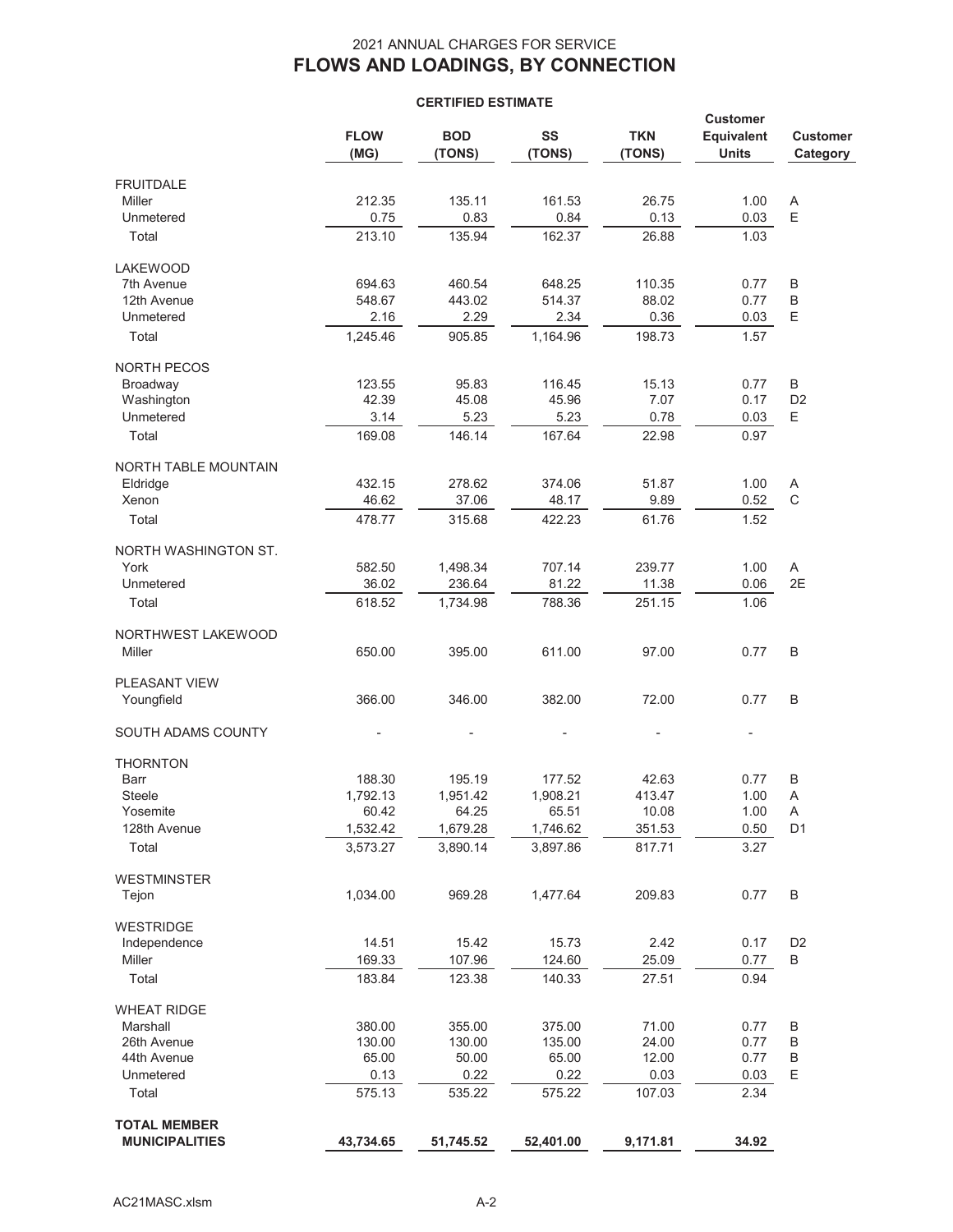2021 ANNUAL CHARGES FOR SERVICE

# FLOWS AND LOADINGS, BY CONNECTION

**CERTIFIED ESTIMATE**

| | FLOW (MG) | BOD (TONS) | SS (TONS) | TKN (TONS) | Customer Equivalent Units | Customer Category |
|---|---|---|---|---|---|---|
| FRUITDALE | | | | | | |
| Miller | 212.35 | 135.11 | 161.53 | 26.75 | 1.00 | A |
| Unmetered | 0.75 | 0.83 | 0.84 | 0.13 | 0.03 | E |
| Total | 213.10 | 135.94 | 162.37 | 26.88 | 1.03 | |
| LAKEWOOD | | | | | | |
| 7th Avenue | 694.63 | 460.54 | 648.25 | 110.35 | 0.77 | B |
| 12th Avenue | 548.67 | 443.02 | 514.37 | 88.02 | 0.77 | B |
| Unmetered | 2.16 | 2.29 | 2.34 | 0.36 | 0.03 | E |
| Total | 1,245.46 | 905.85 | 1,164.96 | 198.73 | 1.57 | |
| NORTH PECOS | | | | | | |
| Broadway | 123.55 | 95.83 | 116.45 | 15.13 | 0.77 | B |
| Washington | 42.39 | 45.08 | 45.96 | 7.07 | 0.17 | D2 |
| Unmetered | 3.14 | 5.23 | 5.23 | 0.78 | 0.03 | E |
| Total | 169.08 | 146.14 | 167.64 | 22.98 | 0.97 | |
| NORTH TABLE MOUNTAIN | | | | | | |
| Eldridge | 432.15 | 278.62 | 374.06 | 51.87 | 1.00 | A |
| Xenon | 46.62 | 37.06 | 48.17 | 9.89 | 0.52 | C |
| Total | 478.77 | 315.68 | 422.23 | 61.76 | 1.52 | |
| NORTH WASHINGTON ST. | | | | | | |
| York | 582.50 | 1,498.34 | 707.14 | 239.77 | 1.00 | A |
| Unmetered | 36.02 | 236.64 | 81.22 | 11.38 | 0.06 | 2E |
| Total | 618.52 | 1,734.98 | 788.36 | 251.15 | 1.06 | |
| NORTHWEST LAKEWOOD | | | | | | |
| Miller | 650.00 | 395.00 | 611.00 | 97.00 | 0.77 | B |
| PLEASANT VIEW | | | | | | |
| Youngfield | 366.00 | 346.00 | 382.00 | 72.00 | 0.77 | B |
| SOUTH ADAMS COUNTY | - | - | - | - | - | |
| THORNTON | | | | | | |
| Barr | 188.30 | 195.19 | 177.52 | 42.63 | 0.77 | B |
| Steele | 1,792.13 | 1,951.42 | 1,908.21 | 413.47 | 1.00 | A |
| Yosemite | 60.42 | 64.25 | 65.51 | 10.08 | 1.00 | A |
| 128th Avenue | 1,532.42 | 1,679.28 | 1,746.62 | 351.53 | 0.50 | D1 |
| Total | 3,573.27 | 3,890.14 | 3,897.86 | 817.71 | 3.27 | |
| WESTMINSTER | | | | | | |
| Tejon | 1,034.00 | 969.28 | 1,477.64 | 209.83 | 0.77 | B |
| WESTRIDGE | | | | | | |
| Independence | 14.51 | 15.42 | 15.73 | 2.42 | 0.17 | D2 |
| Miller | 169.33 | 107.96 | 124.60 | 25.09 | 0.77 | B |
| Total | 183.84 | 123.38 | 140.33 | 27.51 | 0.94 | |
| WHEAT RIDGE | | | | | | |
| Marshall | 380.00 | 355.00 | 375.00 | 71.00 | 0.77 | B |
| 26th Avenue | 130.00 | 130.00 | 135.00 | 24.00 | 0.77 | B |
| 44th Avenue | 65.00 | 50.00 | 65.00 | 12.00 | 0.77 | B |
| Unmetered | 0.13 | 0.22 | 0.22 | 0.03 | 0.03 | E |
| Total | 575.13 | 535.22 | 575.22 | 107.03 | 2.34 | |
| **TOTAL MEMBER MUNICIPALITIES** | **43,734.65** | **51,745.52** | **52,401.00** | **9,171.81** | **34.92** | |

AC21MASC.xlsm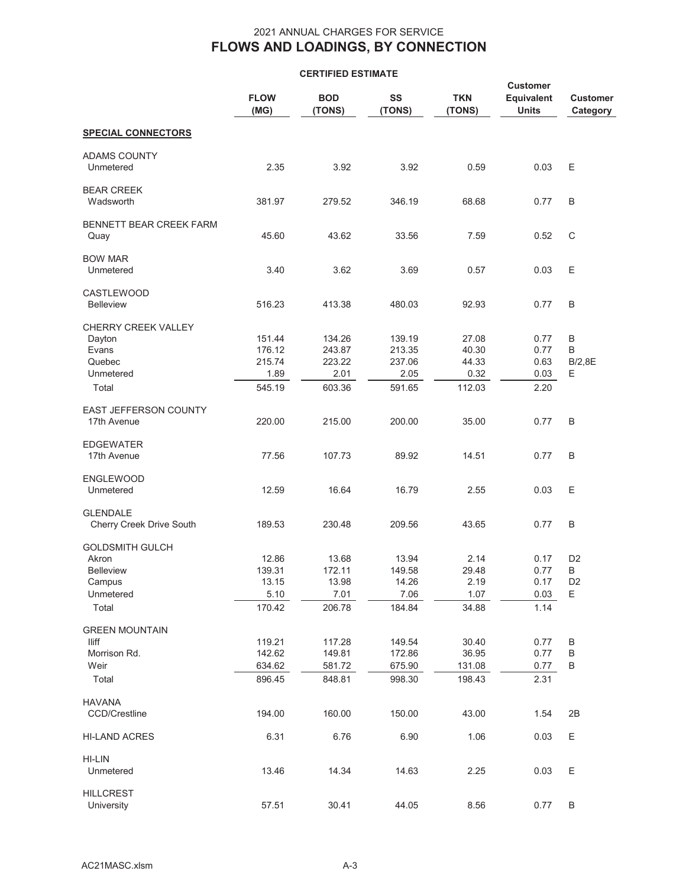2021 ANNUAL CHARGES FOR SERVICE

# FLOWS AND LOADINGS, BY CONNECTION

**CERTIFIED ESTIMATE**

| | FLOW (MG) | BOD (TONS) | SS (TONS) | TKN (TONS) | Customer Equivalent Units | Customer Category |
|---|---|---|---|---|---|---|
| **SPECIAL CONNECTORS** | | | | | | |
| ADAMS COUNTY | | | | | | |
| Unmetered | 2.35 | 3.92 | 3.92 | 0.59 | 0.03 | E |
| BEAR CREEK | | | | | | |
| Wadsworth | 381.97 | 279.52 | 346.19 | 68.68 | 0.77 | B |
| BENNETT BEAR CREEK FARM | | | | | | |
| Quay | 45.60 | 43.62 | 33.56 | 7.59 | 0.52 | C |
| BOW MAR | | | | | | |
| Unmetered | 3.40 | 3.62 | 3.69 | 0.57 | 0.03 | E |
| CASTLEWOOD | | | | | | |
| Belleview | 516.23 | 413.38 | 480.03 | 92.93 | 0.77 | B |
| CHERRY CREEK VALLEY | | | | | | |
| Dayton | 151.44 | 134.26 | 139.19 | 27.08 | 0.77 | B |
| Evans | 176.12 | 243.87 | 213.35 | 40.30 | 0.77 | B |
| Quebec | 215.74 | 223.22 | 237.06 | 44.33 | 0.63 | B/2,8E |
| Unmetered | 1.89 | 2.01 | 2.05 | 0.32 | 0.03 | E |
| Total | 545.19 | 603.36 | 591.65 | 112.03 | 2.20 | |
| EAST JEFFERSON COUNTY | | | | | | |
| 17th Avenue | 220.00 | 215.00 | 200.00 | 35.00 | 0.77 | B |
| EDGEWATER | | | | | | |
| 17th Avenue | 77.56 | 107.73 | 89.92 | 14.51 | 0.77 | B |
| ENGLEWOOD | | | | | | |
| Unmetered | 12.59 | 16.64 | 16.79 | 2.55 | 0.03 | E |
| GLENDALE | | | | | | |
| Cherry Creek Drive South | 189.53 | 230.48 | 209.56 | 43.65 | 0.77 | B |
| GOLDSMITH GULCH | | | | | | |
| Akron | 12.86 | 13.68 | 13.94 | 2.14 | 0.17 | D2 |
| Belleview | 139.31 | 172.11 | 149.58 | 29.48 | 0.77 | B |
| Campus | 13.15 | 13.98 | 14.26 | 2.19 | 0.17 | D2 |
| Unmetered | 5.10 | 7.01 | 7.06 | 1.07 | 0.03 | E |
| Total | 170.42 | 206.78 | 184.84 | 34.88 | 1.14 | |
| GREEN MOUNTAIN | | | | | | |
| Iliff | 119.21 | 117.28 | 149.54 | 30.40 | 0.77 | B |
| Morrison Rd. | 142.62 | 149.81 | 172.86 | 36.95 | 0.77 | B |
| Weir | 634.62 | 581.72 | 675.90 | 131.08 | 0.77 | B |
| Total | 896.45 | 848.81 | 998.30 | 198.43 | 2.31 | |
| HAVANA | | | | | | |
| CCD/Crestline | 194.00 | 160.00 | 150.00 | 43.00 | 1.54 | 2B |
| HI-LAND ACRES | 6.31 | 6.76 | 6.90 | 1.06 | 0.03 | E |
| HI-LIN | | | | | | |
| Unmetered | 13.46 | 14.34 | 14.63 | 2.25 | 0.03 | E |
| HILLCREST | | | | | | |
| University | 57.51 | 30.41 | 44.05 | 8.56 | 0.77 | B |

AC21MASC.xlsm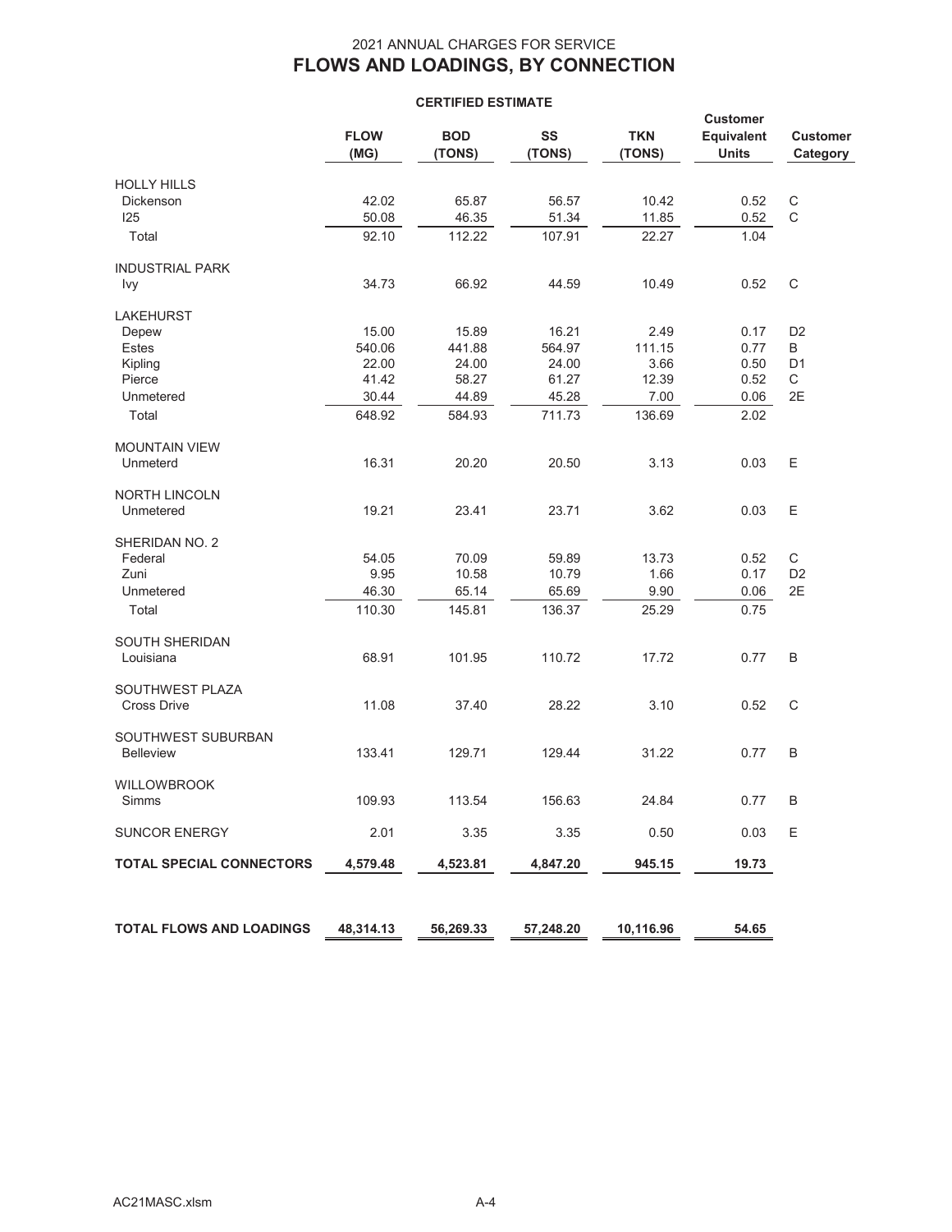2021 ANNUAL CHARGES FOR SERVICE

# FLOWS AND LOADINGS, BY CONNECTION

**CERTIFIED ESTIMATE**

| | FLOW (MG) | BOD (TONS) | SS (TONS) | TKN (TONS) | Customer Equivalent Units | Customer Category |
|---|---|---|---|---|---|---|
| HOLLY HILLS | | | | | | |
| Dickenson | 42.02 | 65.87 | 56.57 | 10.42 | 0.52 | C |
| I25 | 50.08 | 46.35 | 51.34 | 11.85 | 0.52 | C |
| Total | 92.10 | 112.22 | 107.91 | 22.27 | 1.04 | |
| INDUSTRIAL PARK | | | | | | |
| Ivy | 34.73 | 66.92 | 44.59 | 10.49 | 0.52 | C |
| LAKEHURST | | | | | | |
| Depew | 15.00 | 15.89 | 16.21 | 2.49 | 0.17 | D2 |
| Estes | 540.06 | 441.88 | 564.97 | 111.15 | 0.77 | B |
| Kipling | 22.00 | 24.00 | 24.00 | 3.66 | 0.50 | D1 |
| Pierce | 41.42 | 58.27 | 61.27 | 12.39 | 0.52 | C |
| Unmetered | 30.44 | 44.89 | 45.28 | 7.00 | 0.06 | 2E |
| Total | 648.92 | 584.93 | 711.73 | 136.69 | 2.02 | |
| MOUNTAIN VIEW | | | | | | |
| Unmeterd | 16.31 | 20.20 | 20.50 | 3.13 | 0.03 | E |
| NORTH LINCOLN | | | | | | |
| Unmetered | 19.21 | 23.41 | 23.71 | 3.62 | 0.03 | E |
| SHERIDAN NO. 2 | | | | | | |
| Federal | 54.05 | 70.09 | 59.89 | 13.73 | 0.52 | C |
| Zuni | 9.95 | 10.58 | 10.79 | 1.66 | 0.17 | D2 |
| Unmetered | 46.30 | 65.14 | 65.69 | 9.90 | 0.06 | 2E |
| Total | 110.30 | 145.81 | 136.37 | 25.29 | 0.75 | |
| SOUTH SHERIDAN | | | | | | |
| Louisiana | 68.91 | 101.95 | 110.72 | 17.72 | 0.77 | B |
| SOUTHWEST PLAZA | | | | | | |
| Cross Drive | 11.08 | 37.40 | 28.22 | 3.10 | 0.52 | C |
| SOUTHWEST SUBURBAN | | | | | | |
| Belleview | 133.41 | 129.71 | 129.44 | 31.22 | 0.77 | B |
| WILLOWBROOK | | | | | | |
| Simms | 109.93 | 113.54 | 156.63 | 24.84 | 0.77 | B |
| SUNCOR ENERGY | 2.01 | 3.35 | 3.35 | 0.50 | 0.03 | E |
| **TOTAL SPECIAL CONNECTORS** | **4,579.48** | **4,523.81** | **4,847.20** | **945.15** | **19.73** | |
| **TOTAL FLOWS AND LOADINGS** | **48,314.13** | **56,269.33** | **57,248.20** | **10,116.96** | **54.65** | |

AC21MASC.xlsm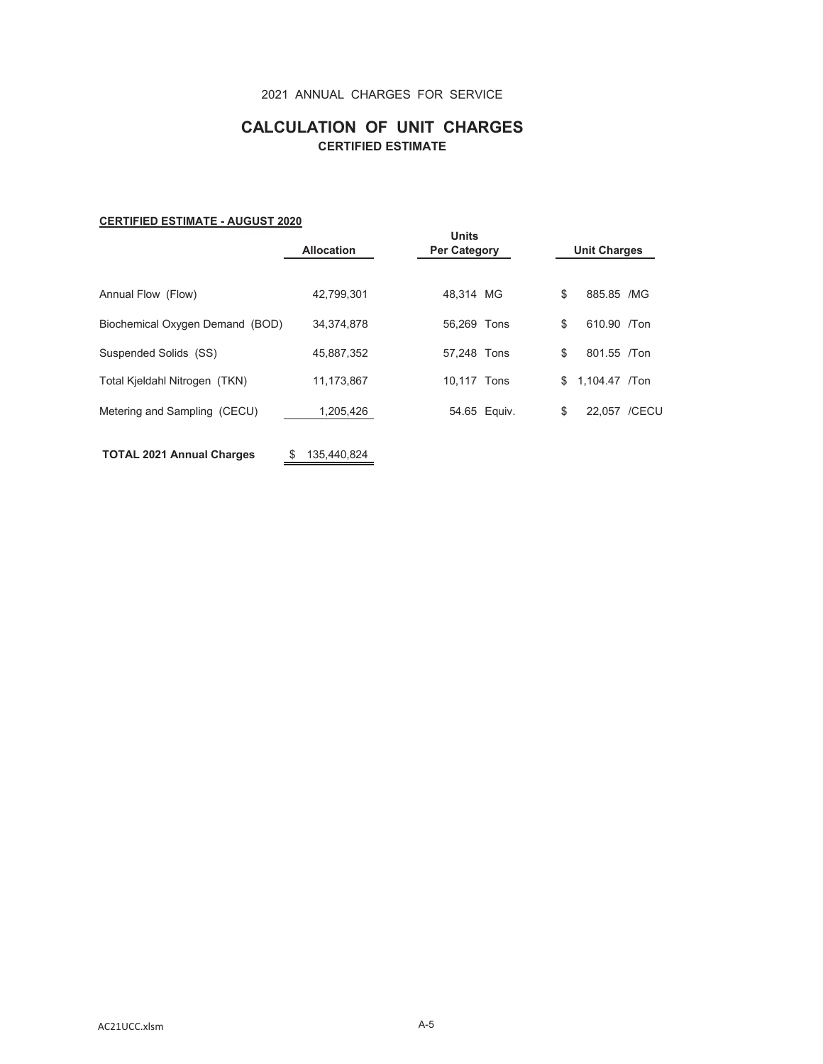2021 ANNUAL CHARGES FOR SERVICE

# CALCULATION OF UNIT CHARGES

**CERTIFIED ESTIMATE**

**CERTIFIED ESTIMATE - AUGUST 2020**

| | Allocation | Units Per Category | Unit Charges |
|---|---|---|---|
| Annual Flow (Flow) | 42,799,301 | 48,314 MG | $ 885.85 /MG |
| Biochemical Oxygen Demand (BOD) | 34,374,878 | 56,269 Tons | $ 610.90 /Ton |
| Suspended Solids (SS) | 45,887,352 | 57,248 Tons | $ 801.55 /Ton |
| Total Kjeldahl Nitrogen (TKN) | 11,173,867 | 10,117 Tons | $ 1,104.47 /Ton |
| Metering and Sampling (CECU) | 1,205,426 | 54.65 Equiv. | $ 22,057 /CECU |
| **TOTAL 2021 Annual Charges** | $ 135,440,824 | | |

AC21UCC.xlsm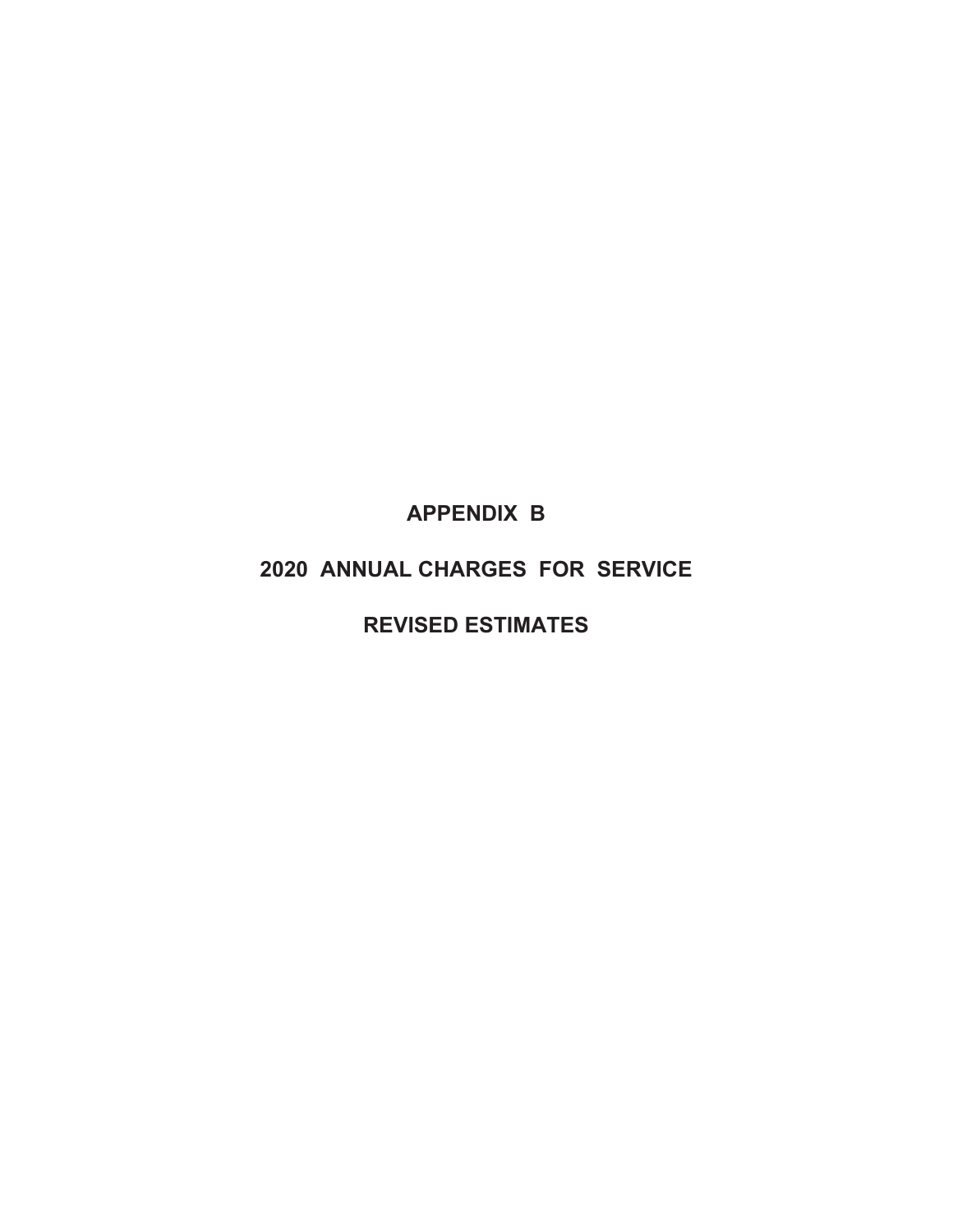# APPENDIX B

# 2020 ANNUAL CHARGES FOR SERVICE

# REVISED ESTIMATES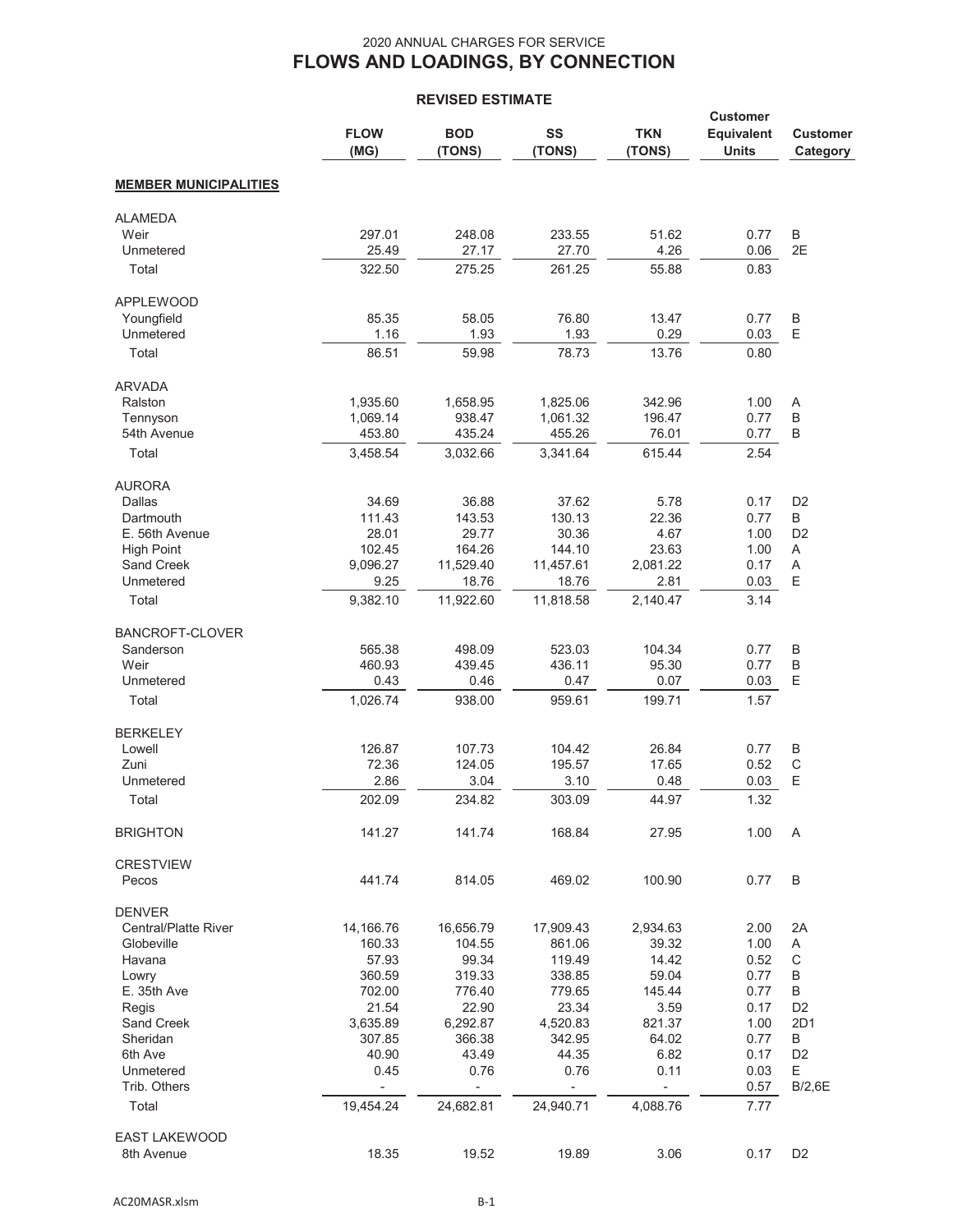2020 ANNUAL CHARGES FOR SERVICE

# FLOWS AND LOADINGS, BY CONNECTION

**REVISED ESTIMATE**

| | FLOW (MG) | BOD (TONS) | SS (TONS) | TKN (TONS) | Customer Equivalent Units | Customer Category |
|---|---|---|---|---|---|---|
| **MEMBER MUNICIPALITIES** | | | | | | |
| ALAMEDA | | | | | | |
| Weir | 297.01 | 248.08 | 233.55 | 51.62 | 0.77 | B |
| Unmetered | 25.49 | 27.17 | 27.70 | 4.26 | 0.06 | 2E |
| Total | 322.50 | 275.25 | 261.25 | 55.88 | 0.83 | |
| APPLEWOOD | | | | | | |
| Youngfield | 85.35 | 58.05 | 76.80 | 13.47 | 0.77 | B |
| Unmetered | 1.16 | 1.93 | 1.93 | 0.29 | 0.03 | E |
| Total | 86.51 | 59.98 | 78.73 | 13.76 | 0.80 | |
| ARVADA | | | | | | |
| Ralston | 1,935.60 | 1,658.95 | 1,825.06 | 342.96 | 1.00 | A |
| Tennyson | 1,069.14 | 938.47 | 1,061.32 | 196.47 | 0.77 | B |
| 54th Avenue | 453.80 | 435.24 | 455.26 | 76.01 | 0.77 | B |
| Total | 3,458.54 | 3,032.66 | 3,341.64 | 615.44 | 2.54 | |
| AURORA | | | | | | |
| Dallas | 34.69 | 36.88 | 37.62 | 5.78 | 0.17 | D2 |
| Dartmouth | 111.43 | 143.53 | 130.13 | 22.36 | 0.77 | B |
| E. 56th Avenue | 28.01 | 29.77 | 30.36 | 4.67 | 1.00 | D2 |
| High Point | 102.45 | 164.26 | 144.10 | 23.63 | 1.00 | A |
| Sand Creek | 9,096.27 | 11,529.40 | 11,457.61 | 2,081.22 | 0.17 | A |
| Unmetered | 9.25 | 18.76 | 18.76 | 2.81 | 0.03 | E |
| Total | 9,382.10 | 11,922.60 | 11,818.58 | 2,140.47 | 3.14 | |
| BANCROFT-CLOVER | | | | | | |
| Sanderson | 565.38 | 498.09 | 523.03 | 104.34 | 0.77 | B |
| Weir | 460.93 | 439.45 | 436.11 | 95.30 | 0.77 | B |
| Unmetered | 0.43 | 0.46 | 0.47 | 0.07 | 0.03 | E |
| Total | 1,026.74 | 938.00 | 959.61 | 199.71 | 1.57 | |
| BERKELEY | | | | | | |
| Lowell | 126.87 | 107.73 | 104.42 | 26.84 | 0.77 | B |
| Zuni | 72.36 | 124.05 | 195.57 | 17.65 | 0.52 | C |
| Unmetered | 2.86 | 3.04 | 3.10 | 0.48 | 0.03 | E |
| Total | 202.09 | 234.82 | 303.09 | 44.97 | 1.32 | |
| BRIGHTON | 141.27 | 141.74 | 168.84 | 27.95 | 1.00 | A |
| CRESTVIEW | | | | | | |
| Pecos | 441.74 | 814.05 | 469.02 | 100.90 | 0.77 | B |
| DENVER | | | | | | |
| Central/Platte River | 14,166.76 | 16,656.79 | 17,909.43 | 2,934.63 | 2.00 | 2A |
| Globeville | 160.33 | 104.55 | 861.06 | 39.32 | 1.00 | A |
| Havana | 57.93 | 99.34 | 119.49 | 14.42 | 0.52 | C |
| Lowry | 360.59 | 319.33 | 338.85 | 59.04 | 0.77 | B |
| E. 35th Ave | 702.00 | 776.40 | 779.65 | 145.44 | 0.77 | B |
| Regis | 21.54 | 22.90 | 23.34 | 3.59 | 0.17 | D2 |
| Sand Creek | 3,635.89 | 6,292.87 | 4,520.83 | 821.37 | 1.00 | 2D1 |
| Sheridan | 307.85 | 366.38 | 342.95 | 64.02 | 0.77 | B |
| 6th Ave | 40.90 | 43.49 | 44.35 | 6.82 | 0.17 | D2 |
| Unmetered | 0.45 | 0.76 | 0.76 | 0.11 | 0.03 | E |
| Trib. Others | - | - | - | - | 0.57 | B/2,6E |
| Total | 19,454.24 | 24,682.81 | 24,940.71 | 4,088.76 | 7.77 | |
| EAST LAKEWOOD | | | | | | |
| 8th Avenue | 18.35 | 19.52 | 19.89 | 3.06 | 0.17 | D2 |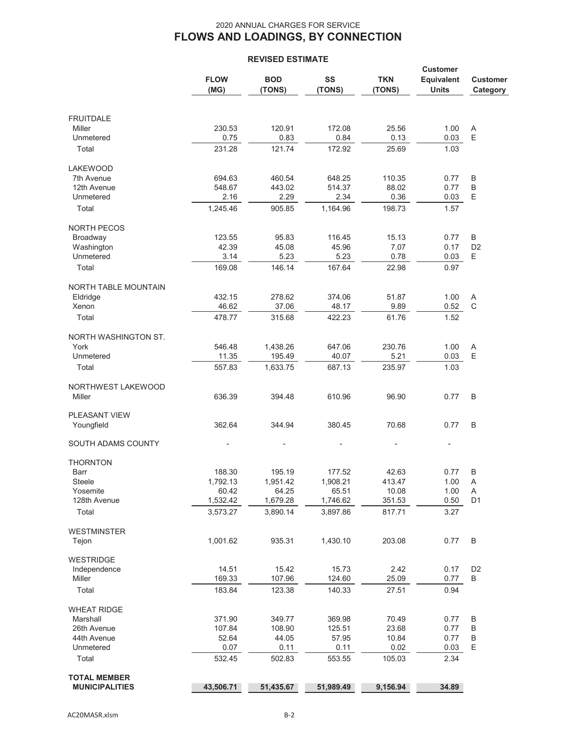2020 ANNUAL CHARGES FOR SERVICE

# FLOWS AND LOADINGS, BY CONNECTION

**REVISED ESTIMATE**

| | FLOW (MG) | BOD (TONS) | SS (TONS) | TKN (TONS) | Customer Equivalent Units | Customer Category |
|---|---|---|---|---|---|---|
| FRUITDALE | | | | | | |
| Miller | 230.53 | 120.91 | 172.08 | 25.56 | 1.00 | A |
| Unmetered | 0.75 | 0.83 | 0.84 | 0.13 | 0.03 | E |
| Total | 231.28 | 121.74 | 172.92 | 25.69 | 1.03 | |
| LAKEWOOD | | | | | | |
| 7th Avenue | 694.63 | 460.54 | 648.25 | 110.35 | 0.77 | B |
| 12th Avenue | 548.67 | 443.02 | 514.37 | 88.02 | 0.77 | B |
| Unmetered | 2.16 | 2.29 | 2.34 | 0.36 | 0.03 | E |
| Total | 1,245.46 | 905.85 | 1,164.96 | 198.73 | 1.57 | |
| NORTH PECOS | | | | | | |
| Broadway | 123.55 | 95.83 | 116.45 | 15.13 | 0.77 | B |
| Washington | 42.39 | 45.08 | 45.96 | 7.07 | 0.17 | D2 |
| Unmetered | 3.14 | 5.23 | 5.23 | 0.78 | 0.03 | E |
| Total | 169.08 | 146.14 | 167.64 | 22.98 | 0.97 | |
| NORTH TABLE MOUNTAIN | | | | | | |
| Eldridge | 432.15 | 278.62 | 374.06 | 51.87 | 1.00 | A |
| Xenon | 46.62 | 37.06 | 48.17 | 9.89 | 0.52 | C |
| Total | 478.77 | 315.68 | 422.23 | 61.76 | 1.52 | |
| NORTH WASHINGTON ST. | | | | | | |
| York | 546.48 | 1,438.26 | 647.06 | 230.76 | 1.00 | A |
| Unmetered | 11.35 | 195.49 | 40.07 | 5.21 | 0.03 | E |
| Total | 557.83 | 1,633.75 | 687.13 | 235.97 | 1.03 | |
| NORTHWEST LAKEWOOD | | | | | | |
| Miller | 636.39 | 394.48 | 610.96 | 96.90 | 0.77 | B |
| PLEASANT VIEW | | | | | | |
| Youngfield | 362.64 | 344.94 | 380.45 | 70.68 | 0.77 | B |
| SOUTH ADAMS COUNTY | - | - | - | - | - | |
| THORNTON | | | | | | |
| Barr | 188.30 | 195.19 | 177.52 | 42.63 | 0.77 | B |
| Steele | 1,792.13 | 1,951.42 | 1,908.21 | 413.47 | 1.00 | A |
| Yosemite | 60.42 | 64.25 | 65.51 | 10.08 | 1.00 | A |
| 128th Avenue | 1,532.42 | 1,679.28 | 1,746.62 | 351.53 | 0.50 | D1 |
| Total | 3,573.27 | 3,890.14 | 3,897.86 | 817.71 | 3.27 | |
| WESTMINSTER | | | | | | |
| Tejon | 1,001.62 | 935.31 | 1,430.10 | 203.08 | 0.77 | B |
| WESTRIDGE | | | | | | |
| Independence | 14.51 | 15.42 | 15.73 | 2.42 | 0.17 | D2 |
| Miller | 169.33 | 107.96 | 124.60 | 25.09 | 0.77 | B |
| Total | 183.84 | 123.38 | 140.33 | 27.51 | 0.94 | |
| WHEAT RIDGE | | | | | | |
| Marshall | 371.90 | 349.77 | 369.98 | 70.49 | 0.77 | B |
| 26th Avenue | 107.84 | 108.90 | 125.51 | 23.68 | 0.77 | B |
| 44th Avenue | 52.64 | 44.05 | 57.95 | 10.84 | 0.77 | B |
| Unmetered | 0.07 | 0.11 | 0.11 | 0.02 | 0.03 | E |
| Total | 532.45 | 502.83 | 553.55 | 105.03 | 2.34 | |
| **TOTAL MEMBER MUNICIPALITIES** | **43,506.71** | **51,435.67** | **51,989.49** | **9,156.94** | **34.89** | |

AC20MASR.xlsm B-2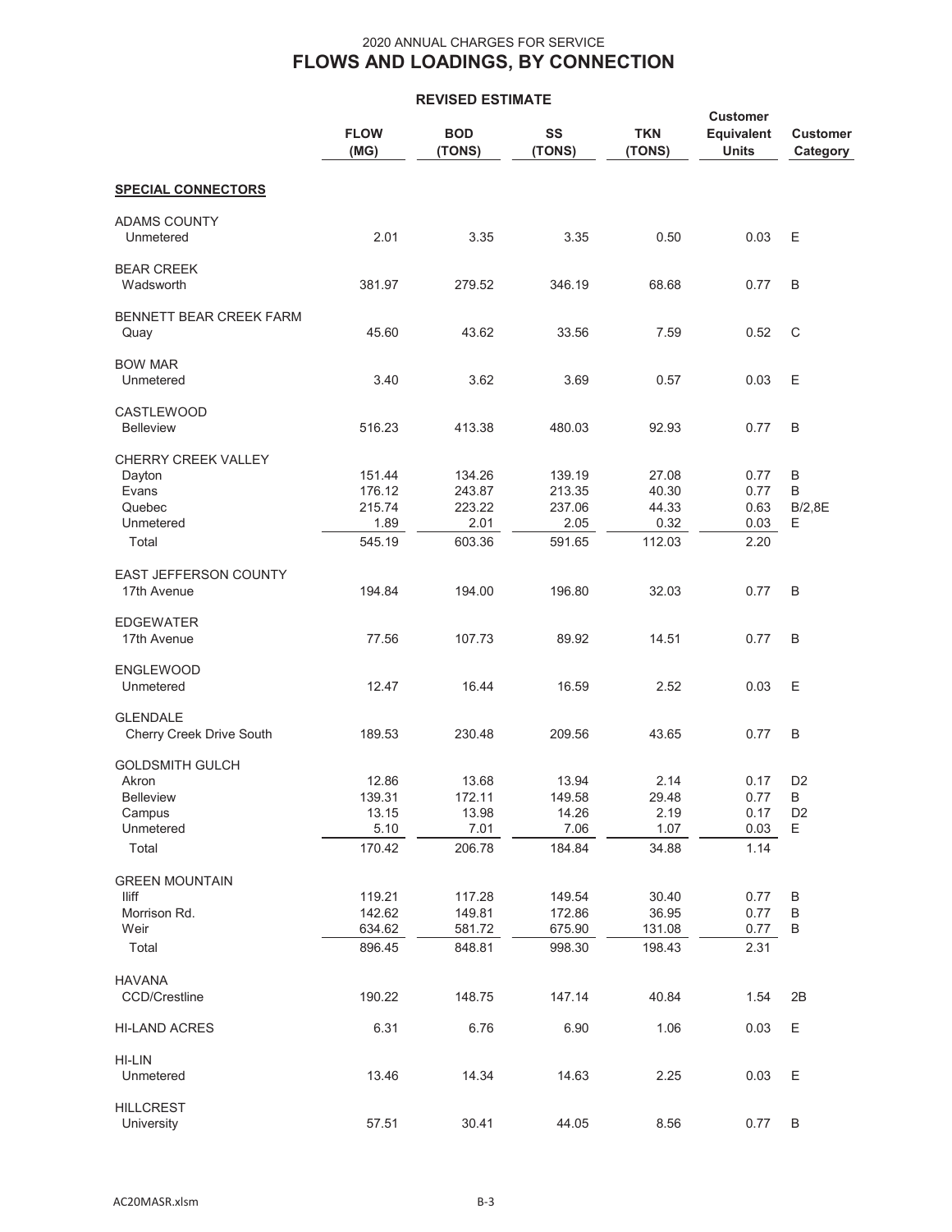2020 ANNUAL CHARGES FOR SERVICE

# FLOWS AND LOADINGS, BY CONNECTION

## REVISED ESTIMATE

| | FLOW (MG) | BOD (TONS) | SS (TONS) | TKN (TONS) | Customer Equivalent Units | Customer Category |
|---|---|---|---|---|---|---|
| **SPECIAL CONNECTORS** | | | | | | |
| ADAMS COUNTY | | | | | | |
| Unmetered | 2.01 | 3.35 | 3.35 | 0.50 | 0.03 | E |
| BEAR CREEK | | | | | | |
| Wadsworth | 381.97 | 279.52 | 346.19 | 68.68 | 0.77 | B |
| BENNETT BEAR CREEK FARM | | | | | | |
| Quay | 45.60 | 43.62 | 33.56 | 7.59 | 0.52 | C |
| BOW MAR | | | | | | |
| Unmetered | 3.40 | 3.62 | 3.69 | 0.57 | 0.03 | E |
| CASTLEWOOD | | | | | | |
| Belleview | 516.23 | 413.38 | 480.03 | 92.93 | 0.77 | B |
| CHERRY CREEK VALLEY | | | | | | |
| Dayton | 151.44 | 134.26 | 139.19 | 27.08 | 0.77 | B |
| Evans | 176.12 | 243.87 | 213.35 | 40.30 | 0.77 | B |
| Quebec | 215.74 | 223.22 | 237.06 | 44.33 | 0.63 | B/2,8E |
| Unmetered | 1.89 | 2.01 | 2.05 | 0.32 | 0.03 | E |
| Total | 545.19 | 603.36 | 591.65 | 112.03 | 2.20 | |
| EAST JEFFERSON COUNTY | | | | | | |
| 17th Avenue | 194.84 | 194.00 | 196.80 | 32.03 | 0.77 | B |
| EDGEWATER | | | | | | |
| 17th Avenue | 77.56 | 107.73 | 89.92 | 14.51 | 0.77 | B |
| ENGLEWOOD | | | | | | |
| Unmetered | 12.47 | 16.44 | 16.59 | 2.52 | 0.03 | E |
| GLENDALE | | | | | | |
| Cherry Creek Drive South | 189.53 | 230.48 | 209.56 | 43.65 | 0.77 | B |
| GOLDSMITH GULCH | | | | | | |
| Akron | 12.86 | 13.68 | 13.94 | 2.14 | 0.17 | D2 |
| Belleview | 139.31 | 172.11 | 149.58 | 29.48 | 0.77 | B |
| Campus | 13.15 | 13.98 | 14.26 | 2.19 | 0.17 | D2 |
| Unmetered | 5.10 | 7.01 | 7.06 | 1.07 | 0.03 | E |
| Total | 170.42 | 206.78 | 184.84 | 34.88 | 1.14 | |
| GREEN MOUNTAIN | | | | | | |
| Iliff | 119.21 | 117.28 | 149.54 | 30.40 | 0.77 | B |
| Morrison Rd. | 142.62 | 149.81 | 172.86 | 36.95 | 0.77 | B |
| Weir | 634.62 | 581.72 | 675.90 | 131.08 | 0.77 | B |
| Total | 896.45 | 848.81 | 998.30 | 198.43 | 2.31 | |
| HAVANA | | | | | | |
| CCD/Crestline | 190.22 | 148.75 | 147.14 | 40.84 | 1.54 | 2B |
| HI-LAND ACRES | 6.31 | 6.76 | 6.90 | 1.06 | 0.03 | E |
| HI-LIN | | | | | | |
| Unmetered | 13.46 | 14.34 | 14.63 | 2.25 | 0.03 | E |
| HILLCREST | | | | | | |
| University | 57.51 | 30.41 | 44.05 | 8.56 | 0.77 | B |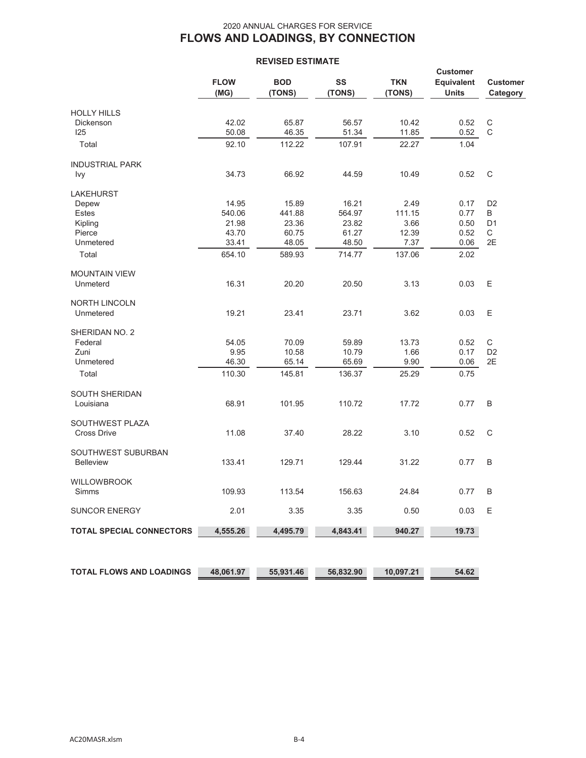2020 ANNUAL CHARGES FOR SERVICE

# FLOWS AND LOADINGS, BY CONNECTION

## REVISED ESTIMATE

| | FLOW (MG) | BOD (TONS) | SS (TONS) | TKN (TONS) | Customer Equivalent Units | Customer Category |
|---|---|---|---|---|---|---|
| HOLLY HILLS | | | | | | |
| Dickenson | 42.02 | 65.87 | 56.57 | 10.42 | 0.52 | C |
| I25 | 50.08 | 46.35 | 51.34 | 11.85 | 0.52 | C |
| Total | 92.10 | 112.22 | 107.91 | 22.27 | 1.04 | |
| INDUSTRIAL PARK | | | | | | |
| Ivy | 34.73 | 66.92 | 44.59 | 10.49 | 0.52 | C |
| LAKEHURST | | | | | | |
| Depew | 14.95 | 15.89 | 16.21 | 2.49 | 0.17 | D2 |
| Estes | 540.06 | 441.88 | 564.97 | 111.15 | 0.77 | B |
| Kipling | 21.98 | 23.36 | 23.82 | 3.66 | 0.50 | D1 |
| Pierce | 43.70 | 60.75 | 61.27 | 12.39 | 0.52 | C |
| Unmetered | 33.41 | 48.05 | 48.50 | 7.37 | 0.06 | 2E |
| Total | 654.10 | 589.93 | 714.77 | 137.06 | 2.02 | |
| MOUNTAIN VIEW | | | | | | |
| Unmeterd | 16.31 | 20.20 | 20.50 | 3.13 | 0.03 | E |
| NORTH LINCOLN | | | | | | |
| Unmetered | 19.21 | 23.41 | 23.71 | 3.62 | 0.03 | E |
| SHERIDAN NO. 2 | | | | | | |
| Federal | 54.05 | 70.09 | 59.89 | 13.73 | 0.52 | C |
| Zuni | 9.95 | 10.58 | 10.79 | 1.66 | 0.17 | D2 |
| Unmetered | 46.30 | 65.14 | 65.69 | 9.90 | 0.06 | 2E |
| Total | 110.30 | 145.81 | 136.37 | 25.29 | 0.75 | |
| SOUTH SHERIDAN | | | | | | |
| Louisiana | 68.91 | 101.95 | 110.72 | 17.72 | 0.77 | B |
| SOUTHWEST PLAZA | | | | | | |
| Cross Drive | 11.08 | 37.40 | 28.22 | 3.10 | 0.52 | C |
| SOUTHWEST SUBURBAN | | | | | | |
| Belleview | 133.41 | 129.71 | 129.44 | 31.22 | 0.77 | B |
| WILLOWBROOK | | | | | | |
| Simms | 109.93 | 113.54 | 156.63 | 24.84 | 0.77 | B |
| SUNCOR ENERGY | 2.01 | 3.35 | 3.35 | 0.50 | 0.03 | E |
| **TOTAL SPECIAL CONNECTORS** | **4,555.26** | **4,495.79** | **4,843.41** | **940.27** | **19.73** | |
| **TOTAL FLOWS AND LOADINGS** | **48,061.97** | **55,931.46** | **56,832.90** | **10,097.21** | **54.62** | |

AC20MASR.xlsm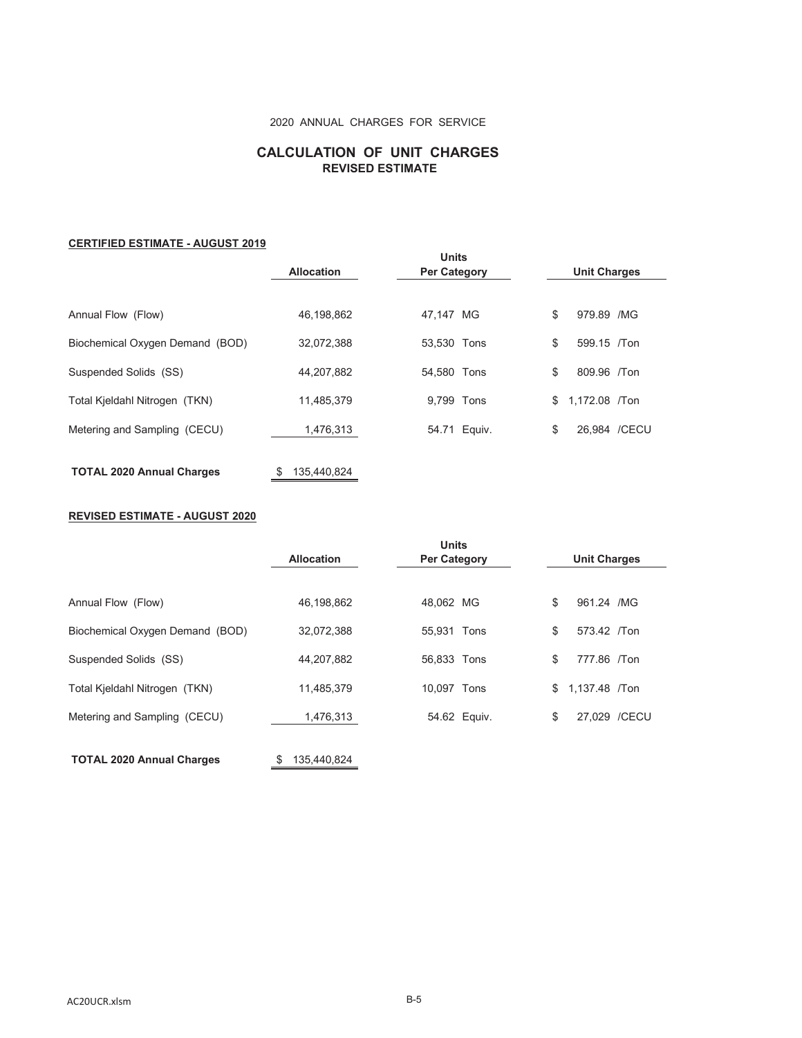2020 ANNUAL CHARGES FOR SERVICE

# CALCULATION OF UNIT CHARGES

## REVISED ESTIMATE

**CERTIFIED ESTIMATE - AUGUST 2019**

| | Allocation | Units Per Category | Unit Charges |
|---|---|---|---|
| Annual Flow (Flow) | 46,198,862 | 47,147 MG | $ 979.89 /MG |
| Biochemical Oxygen Demand (BOD) | 32,072,388 | 53,530 Tons | $ 599.15 /Ton |
| Suspended Solids (SS) | 44,207,882 | 54,580 Tons | $ 809.96 /Ton |
| Total Kjeldahl Nitrogen (TKN) | 11,485,379 | 9,799 Tons | $ 1,172.08 /Ton |
| Metering and Sampling (CECU) | 1,476,313 | 54.71 Equiv. | $ 26,984 /CECU |
| **TOTAL 2020 Annual Charges** | $ 135,440,824 | | |

**REVISED ESTIMATE - AUGUST 2020**

| | Allocation | Units Per Category | Unit Charges |
|---|---|---|---|
| Annual Flow (Flow) | 46,198,862 | 48,062 MG | $ 961.24 /MG |
| Biochemical Oxygen Demand (BOD) | 32,072,388 | 55,931 Tons | $ 573.42 /Ton |
| Suspended Solids (SS) | 44,207,882 | 56,833 Tons | $ 777.86 /Ton |
| Total Kjeldahl Nitrogen (TKN) | 11,485,379 | 10,097 Tons | $ 1,137.48 /Ton |
| Metering and Sampling (CECU) | 1,476,313 | 54.62 Equiv. | $ 27,029 /CECU |
| **TOTAL 2020 Annual Charges** | $ 135,440,824 | | |

AC20UCR.xlsm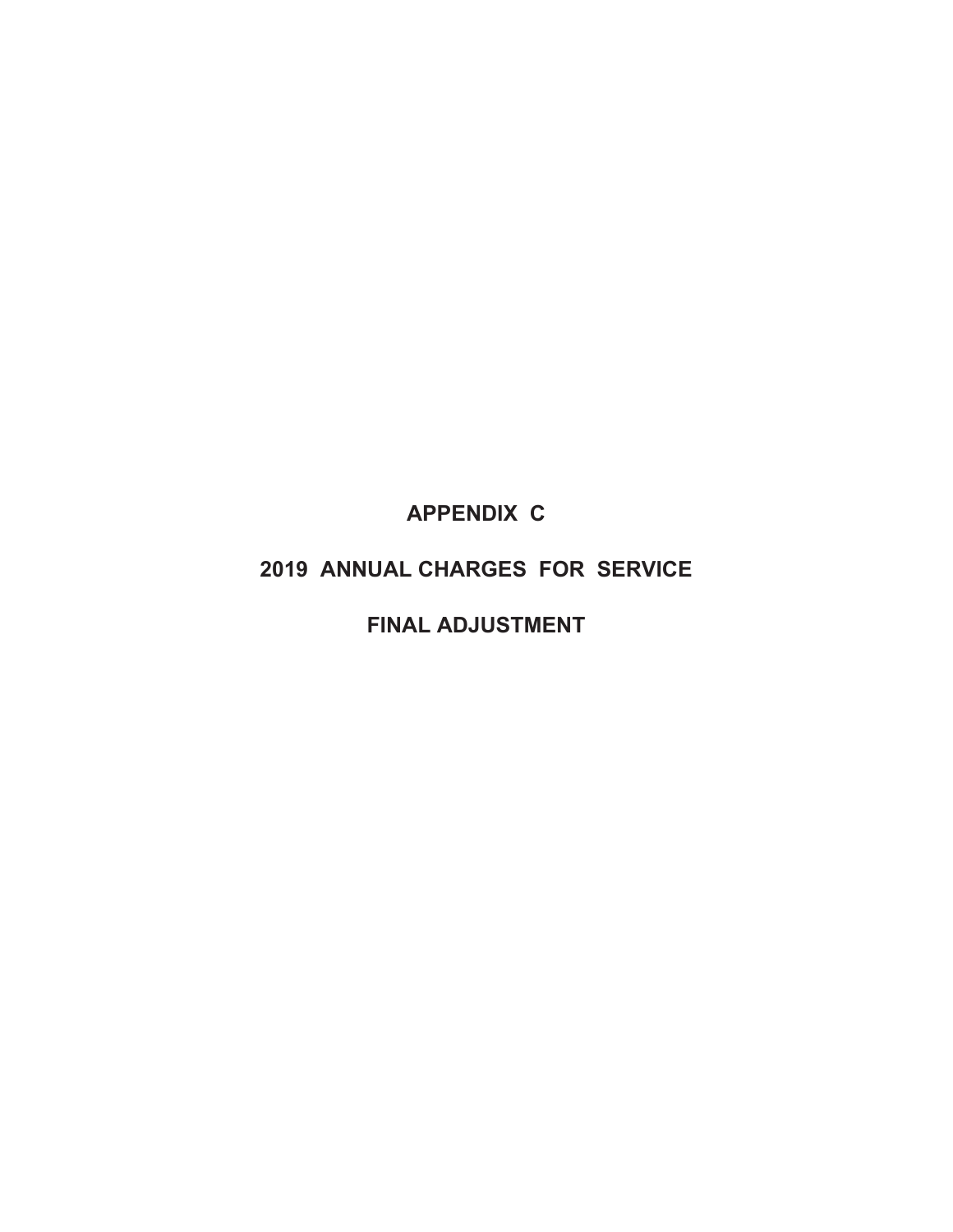# APPENDIX C

# 2019 ANNUAL CHARGES FOR SERVICE

# FINAL ADJUSTMENT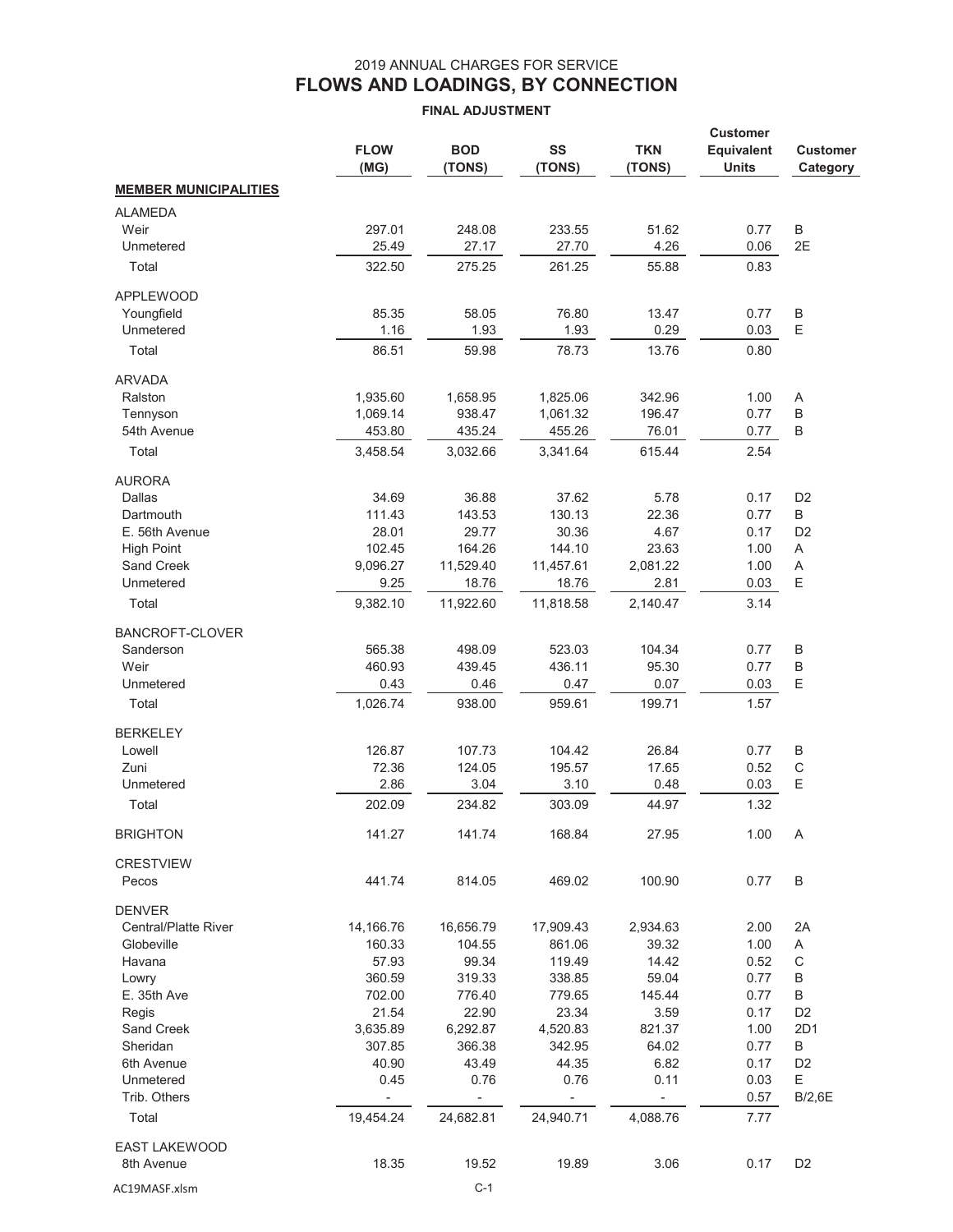2019 ANNUAL CHARGES FOR SERVICE

# FLOWS AND LOADINGS, BY CONNECTION

**FINAL ADJUSTMENT**

| | FLOW (MG) | BOD (TONS) | SS (TONS) | TKN (TONS) | Customer Equivalent Units | Customer Category |
|---|---|---|---|---|---|---|
| **MEMBER MUNICIPALITIES** | | | | | | |
| ALAMEDA | | | | | | |
| Weir | 297.01 | 248.08 | 233.55 | 51.62 | 0.77 | B |
| Unmetered | 25.49 | 27.17 | 27.70 | 4.26 | 0.06 | 2E |
| Total | 322.50 | 275.25 | 261.25 | 55.88 | 0.83 | |
| APPLEWOOD | | | | | | |
| Youngfield | 85.35 | 58.05 | 76.80 | 13.47 | 0.77 | B |
| Unmetered | 1.16 | 1.93 | 1.93 | 0.29 | 0.03 | E |
| Total | 86.51 | 59.98 | 78.73 | 13.76 | 0.80 | |
| ARVADA | | | | | | |
| Ralston | 1,935.60 | 1,658.95 | 1,825.06 | 342.96 | 1.00 | A |
| Tennyson | 1,069.14 | 938.47 | 1,061.32 | 196.47 | 0.77 | B |
| 54th Avenue | 453.80 | 435.24 | 455.26 | 76.01 | 0.77 | B |
| Total | 3,458.54 | 3,032.66 | 3,341.64 | 615.44 | 2.54 | |
| AURORA | | | | | | |
| Dallas | 34.69 | 36.88 | 37.62 | 5.78 | 0.17 | D2 |
| Dartmouth | 111.43 | 143.53 | 130.13 | 22.36 | 0.77 | B |
| E. 56th Avenue | 28.01 | 29.77 | 30.36 | 4.67 | 0.17 | D2 |
| High Point | 102.45 | 164.26 | 144.10 | 23.63 | 1.00 | A |
| Sand Creek | 9,096.27 | 11,529.40 | 11,457.61 | 2,081.22 | 1.00 | A |
| Unmetered | 9.25 | 18.76 | 18.76 | 2.81 | 0.03 | E |
| Total | 9,382.10 | 11,922.60 | 11,818.58 | 2,140.47 | 3.14 | |
| BANCROFT-CLOVER | | | | | | |
| Sanderson | 565.38 | 498.09 | 523.03 | 104.34 | 0.77 | B |
| Weir | 460.93 | 439.45 | 436.11 | 95.30 | 0.77 | B |
| Unmetered | 0.43 | 0.46 | 0.47 | 0.07 | 0.03 | E |
| Total | 1,026.74 | 938.00 | 959.61 | 199.71 | 1.57 | |
| BERKELEY | | | | | | |
| Lowell | 126.87 | 107.73 | 104.42 | 26.84 | 0.77 | B |
| Zuni | 72.36 | 124.05 | 195.57 | 17.65 | 0.52 | C |
| Unmetered | 2.86 | 3.04 | 3.10 | 0.48 | 0.03 | E |
| Total | 202.09 | 234.82 | 303.09 | 44.97 | 1.32 | |
| BRIGHTON | 141.27 | 141.74 | 168.84 | 27.95 | 1.00 | A |
| CRESTVIEW | | | | | | |
| Pecos | 441.74 | 814.05 | 469.02 | 100.90 | 0.77 | B |
| DENVER | | | | | | |
| Central/Platte River | 14,166.76 | 16,656.79 | 17,909.43 | 2,934.63 | 2.00 | 2A |
| Globeville | 160.33 | 104.55 | 861.06 | 39.32 | 1.00 | A |
| Havana | 57.93 | 99.34 | 119.49 | 14.42 | 0.52 | C |
| Lowry | 360.59 | 319.33 | 338.85 | 59.04 | 0.77 | B |
| E. 35th Ave | 702.00 | 776.40 | 779.65 | 145.44 | 0.77 | B |
| Regis | 21.54 | 22.90 | 23.34 | 3.59 | 0.17 | D2 |
| Sand Creek | 3,635.89 | 6,292.87 | 4,520.83 | 821.37 | 1.00 | 2D1 |
| Sheridan | 307.85 | 366.38 | 342.95 | 64.02 | 0.77 | B |
| 6th Avenue | 40.90 | 43.49 | 44.35 | 6.82 | 0.17 | D2 |
| Unmetered | 0.45 | 0.76 | 0.76 | 0.11 | 0.03 | E |
| Trib. Others | - | - | - | - | 0.57 | B/2,6E |
| Total | 19,454.24 | 24,682.81 | 24,940.71 | 4,088.76 | 7.77 | |
| EAST LAKEWOOD | | | | | | |
| 8th Avenue | 18.35 | 19.52 | 19.89 | 3.06 | 0.17 | D2 |

AC19MASF.xlsm C-1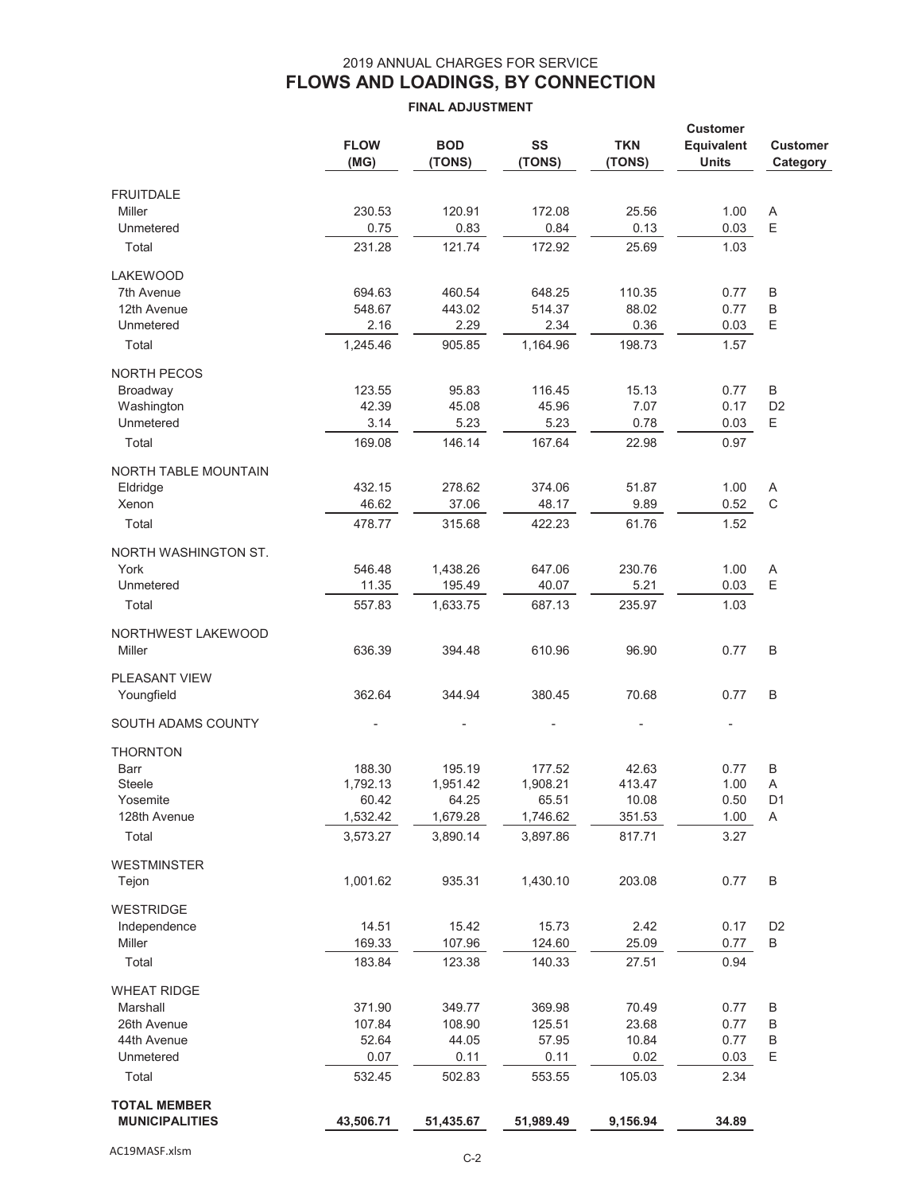# 2019 ANNUAL CHARGES FOR SERVICE
## FLOWS AND LOADINGS, BY CONNECTION

**FINAL ADJUSTMENT**

| | FLOW (MG) | BOD (TONS) | SS (TONS) | TKN (TONS) | Customer Equivalent Units | Customer Category |
|---|---|---|---|---|---|---|
| FRUITDALE | | | | | | |
| Miller | 230.53 | 120.91 | 172.08 | 25.56 | 1.00 | A |
| Unmetered | 0.75 | 0.83 | 0.84 | 0.13 | 0.03 | E |
| Total | 231.28 | 121.74 | 172.92 | 25.69 | 1.03 | |
| LAKEWOOD | | | | | | |
| 7th Avenue | 694.63 | 460.54 | 648.25 | 110.35 | 0.77 | B |
| 12th Avenue | 548.67 | 443.02 | 514.37 | 88.02 | 0.77 | B |
| Unmetered | 2.16 | 2.29 | 2.34 | 0.36 | 0.03 | E |
| Total | 1,245.46 | 905.85 | 1,164.96 | 198.73 | 1.57 | |
| NORTH PECOS | | | | | | |
| Broadway | 123.55 | 95.83 | 116.45 | 15.13 | 0.77 | B |
| Washington | 42.39 | 45.08 | 45.96 | 7.07 | 0.17 | D2 |
| Unmetered | 3.14 | 5.23 | 5.23 | 0.78 | 0.03 | E |
| Total | 169.08 | 146.14 | 167.64 | 22.98 | 0.97 | |
| NORTH TABLE MOUNTAIN | | | | | | |
| Eldridge | 432.15 | 278.62 | 374.06 | 51.87 | 1.00 | A |
| Xenon | 46.62 | 37.06 | 48.17 | 9.89 | 0.52 | C |
| Total | 478.77 | 315.68 | 422.23 | 61.76 | 1.52 | |
| NORTH WASHINGTON ST. | | | | | | |
| York | 546.48 | 1,438.26 | 647.06 | 230.76 | 1.00 | A |
| Unmetered | 11.35 | 195.49 | 40.07 | 5.21 | 0.03 | E |
| Total | 557.83 | 1,633.75 | 687.13 | 235.97 | 1.03 | |
| NORTHWEST LAKEWOOD | | | | | | |
| Miller | 636.39 | 394.48 | 610.96 | 96.90 | 0.77 | B |
| PLEASANT VIEW | | | | | | |
| Youngfield | 362.64 | 344.94 | 380.45 | 70.68 | 0.77 | B |
| SOUTH ADAMS COUNTY | - | - | - | - | - | |
| THORNTON | | | | | | |
| Barr | 188.30 | 195.19 | 177.52 | 42.63 | 0.77 | B |
| Steele | 1,792.13 | 1,951.42 | 1,908.21 | 413.47 | 1.00 | A |
| Yosemite | 60.42 | 64.25 | 65.51 | 10.08 | 0.50 | D1 |
| 128th Avenue | 1,532.42 | 1,679.28 | 1,746.62 | 351.53 | 1.00 | A |
| Total | 3,573.27 | 3,890.14 | 3,897.86 | 817.71 | 3.27 | |
| WESTMINSTER | | | | | | |
| Tejon | 1,001.62 | 935.31 | 1,430.10 | 203.08 | 0.77 | B |
| WESTRIDGE | | | | | | |
| Independence | 14.51 | 15.42 | 15.73 | 2.42 | 0.17 | D2 |
| Miller | 169.33 | 107.96 | 124.60 | 25.09 | 0.77 | B |
| Total | 183.84 | 123.38 | 140.33 | 27.51 | 0.94 | |
| WHEAT RIDGE | | | | | | |
| Marshall | 371.90 | 349.77 | 369.98 | 70.49 | 0.77 | B |
| 26th Avenue | 107.84 | 108.90 | 125.51 | 23.68 | 0.77 | B |
| 44th Avenue | 52.64 | 44.05 | 57.95 | 10.84 | 0.77 | B |
| Unmetered | 0.07 | 0.11 | 0.11 | 0.02 | 0.03 | E |
| Total | 532.45 | 502.83 | 553.55 | 105.03 | 2.34 | |
| **TOTAL MEMBER MUNICIPALITIES** | **43,506.71** | **51,435.67** | **51,989.49** | **9,156.94** | **34.89** | |

AC19MASF.xlsm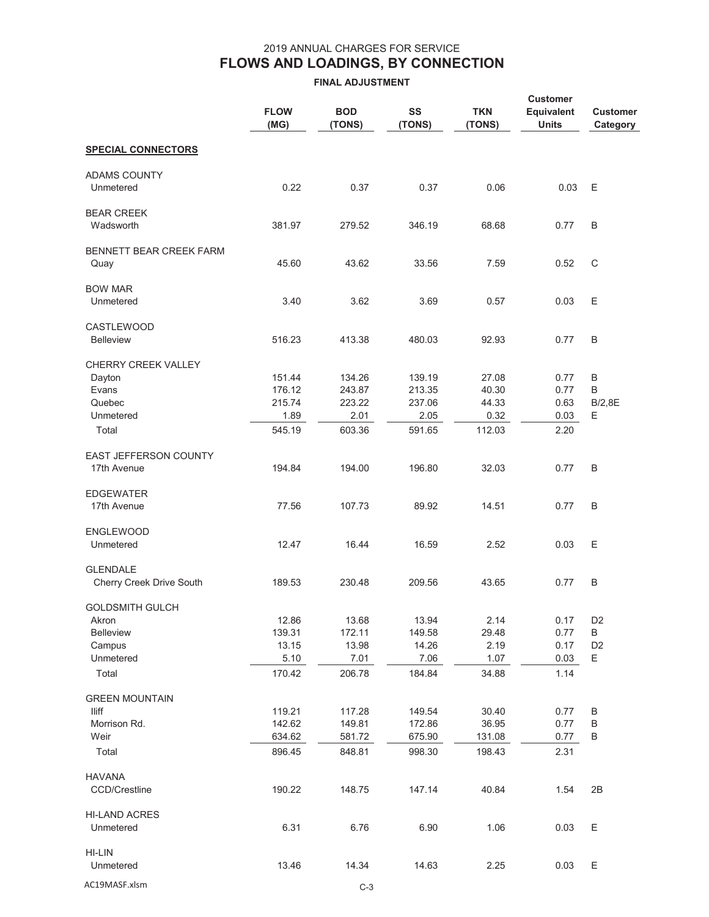# 2019 ANNUAL CHARGES FOR SERVICE
## FLOWS AND LOADINGS, BY CONNECTION

**FINAL ADJUSTMENT**

| | FLOW (MG) | BOD (TONS) | SS (TONS) | TKN (TONS) | Customer Equivalent Units | Customer Category |
|---|---|---|---|---|---|---|
| **SPECIAL CONNECTORS** | | | | | | |
| ADAMS COUNTY | | | | | | |
| Unmetered | 0.22 | 0.37 | 0.37 | 0.06 | 0.03 | E |
| BEAR CREEK | | | | | | |
| Wadsworth | 381.97 | 279.52 | 346.19 | 68.68 | 0.77 | B |
| BENNETT BEAR CREEK FARM | | | | | | |
| Quay | 45.60 | 43.62 | 33.56 | 7.59 | 0.52 | C |
| BOW MAR | | | | | | |
| Unmetered | 3.40 | 3.62 | 3.69 | 0.57 | 0.03 | E |
| CASTLEWOOD | | | | | | |
| Belleview | 516.23 | 413.38 | 480.03 | 92.93 | 0.77 | B |
| CHERRY CREEK VALLEY | | | | | | |
| Dayton | 151.44 | 134.26 | 139.19 | 27.08 | 0.77 | B |
| Evans | 176.12 | 243.87 | 213.35 | 40.30 | 0.77 | B |
| Quebec | 215.74 | 223.22 | 237.06 | 44.33 | 0.63 | B/2,8E |
| Unmetered | 1.89 | 2.01 | 2.05 | 0.32 | 0.03 | E |
| Total | 545.19 | 603.36 | 591.65 | 112.03 | 2.20 | |
| EAST JEFFERSON COUNTY | | | | | | |
| 17th Avenue | 194.84 | 194.00 | 196.80 | 32.03 | 0.77 | B |
| EDGEWATER | | | | | | |
| 17th Avenue | 77.56 | 107.73 | 89.92 | 14.51 | 0.77 | B |
| ENGLEWOOD | | | | | | |
| Unmetered | 12.47 | 16.44 | 16.59 | 2.52 | 0.03 | E |
| GLENDALE | | | | | | |
| Cherry Creek Drive South | 189.53 | 230.48 | 209.56 | 43.65 | 0.77 | B |
| GOLDSMITH GULCH | | | | | | |
| Akron | 12.86 | 13.68 | 13.94 | 2.14 | 0.17 | D2 |
| Belleview | 139.31 | 172.11 | 149.58 | 29.48 | 0.77 | B |
| Campus | 13.15 | 13.98 | 14.26 | 2.19 | 0.17 | D2 |
| Unmetered | 5.10 | 7.01 | 7.06 | 1.07 | 0.03 | E |
| Total | 170.42 | 206.78 | 184.84 | 34.88 | 1.14 | |
| GREEN MOUNTAIN | | | | | | |
| Iliff | 119.21 | 117.28 | 149.54 | 30.40 | 0.77 | B |
| Morrison Rd. | 142.62 | 149.81 | 172.86 | 36.95 | 0.77 | B |
| Weir | 634.62 | 581.72 | 675.90 | 131.08 | 0.77 | B |
| Total | 896.45 | 848.81 | 998.30 | 198.43 | 2.31 | |
| HAVANA | | | | | | |
| CCD/Crestline | 190.22 | 148.75 | 147.14 | 40.84 | 1.54 | 2B |
| HI-LAND ACRES | | | | | | |
| Unmetered | 6.31 | 6.76 | 6.90 | 1.06 | 0.03 | E |
| HI-LIN | | | | | | |
| Unmetered | 13.46 | 14.34 | 14.63 | 2.25 | 0.03 | E |

AC19MASF.xlsm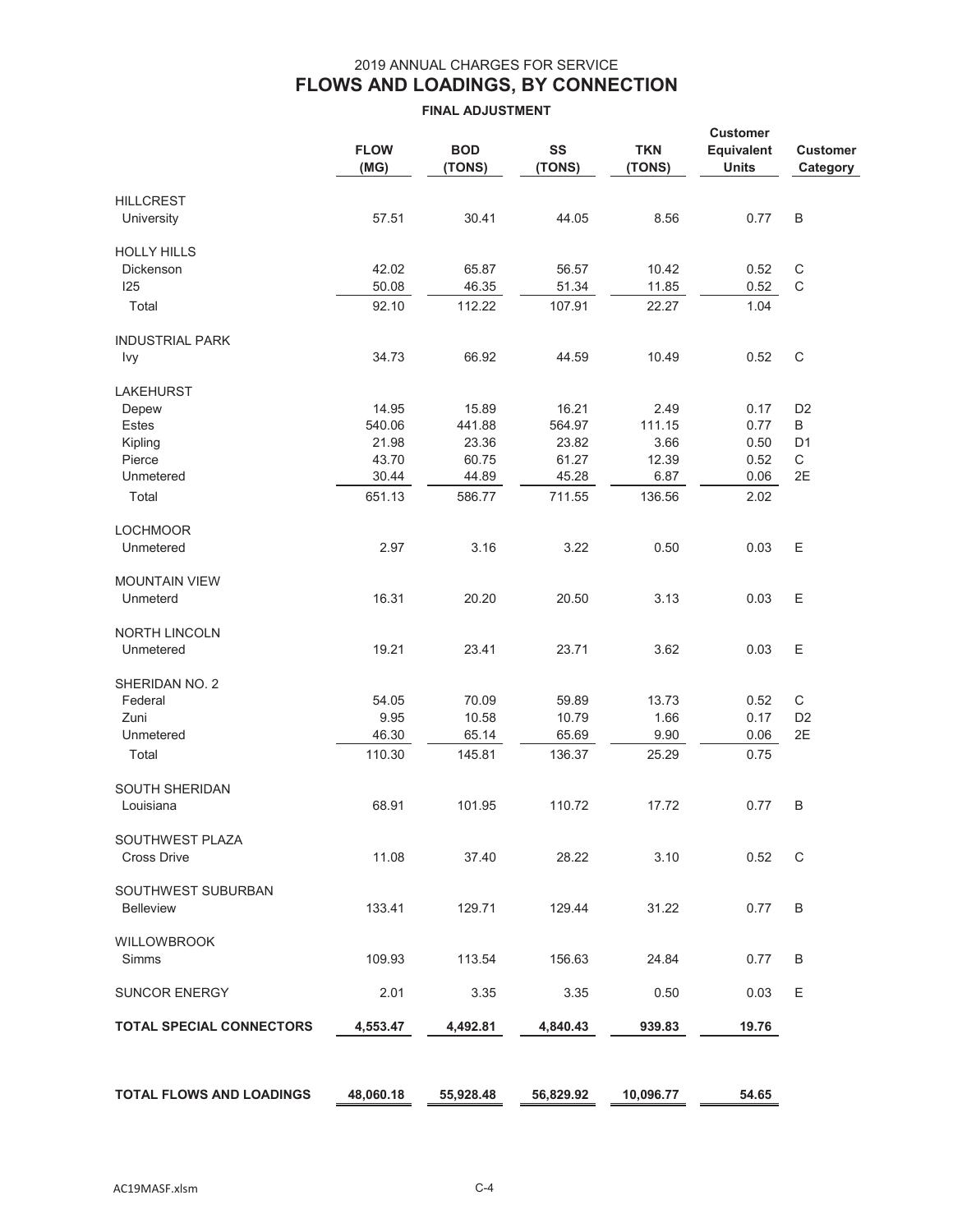2019 ANNUAL CHARGES FOR SERVICE

# FLOWS AND LOADINGS, BY CONNECTION

**FINAL ADJUSTMENT**

| | FLOW (MG) | BOD (TONS) | SS (TONS) | TKN (TONS) | Customer Equivalent Units | Customer Category |
|---|---|---|---|---|---|---|
| HILLCREST | | | | | | |
| University | 57.51 | 30.41 | 44.05 | 8.56 | 0.77 | B |
| HOLLY HILLS | | | | | | |
| Dickenson | 42.02 | 65.87 | 56.57 | 10.42 | 0.52 | C |
| I25 | 50.08 | 46.35 | 51.34 | 11.85 | 0.52 | C |
| Total | 92.10 | 112.22 | 107.91 | 22.27 | 1.04 | |
| INDUSTRIAL PARK | | | | | | |
| Ivy | 34.73 | 66.92 | 44.59 | 10.49 | 0.52 | C |
| LAKEHURST | | | | | | |
| Depew | 14.95 | 15.89 | 16.21 | 2.49 | 0.17 | D2 |
| Estes | 540.06 | 441.88 | 564.97 | 111.15 | 0.77 | B |
| Kipling | 21.98 | 23.36 | 23.82 | 3.66 | 0.50 | D1 |
| Pierce | 43.70 | 60.75 | 61.27 | 12.39 | 0.52 | C |
| Unmetered | 30.44 | 44.89 | 45.28 | 6.87 | 0.06 | 2E |
| Total | 651.13 | 586.77 | 711.55 | 136.56 | 2.02 | |
| LOCHMOOR | | | | | | |
| Unmetered | 2.97 | 3.16 | 3.22 | 0.50 | 0.03 | E |
| MOUNTAIN VIEW | | | | | | |
| Unmeterd | 16.31 | 20.20 | 20.50 | 3.13 | 0.03 | E |
| NORTH LINCOLN | | | | | | |
| Unmetered | 19.21 | 23.41 | 23.71 | 3.62 | 0.03 | E |
| SHERIDAN NO. 2 | | | | | | |
| Federal | 54.05 | 70.09 | 59.89 | 13.73 | 0.52 | C |
| Zuni | 9.95 | 10.58 | 10.79 | 1.66 | 0.17 | D2 |
| Unmetered | 46.30 | 65.14 | 65.69 | 9.90 | 0.06 | 2E |
| Total | 110.30 | 145.81 | 136.37 | 25.29 | 0.75 | |
| SOUTH SHERIDAN | | | | | | |
| Louisiana | 68.91 | 101.95 | 110.72 | 17.72 | 0.77 | B |
| SOUTHWEST PLAZA | | | | | | |
| Cross Drive | 11.08 | 37.40 | 28.22 | 3.10 | 0.52 | C |
| SOUTHWEST SUBURBAN | | | | | | |
| Belleview | 133.41 | 129.71 | 129.44 | 31.22 | 0.77 | B |
| WILLOWBROOK | | | | | | |
| Simms | 109.93 | 113.54 | 156.63 | 24.84 | 0.77 | B |
| SUNCOR ENERGY | 2.01 | 3.35 | 3.35 | 0.50 | 0.03 | E |
| **TOTAL SPECIAL CONNECTORS** | **4,553.47** | **4,492.81** | **4,840.43** | **939.83** | **19.76** | |
| **TOTAL FLOWS AND LOADINGS** | **48,060.18** | **55,928.48** | **56,829.92** | **10,096.77** | **54.65** | |

AC19MASF.xlsm

C-4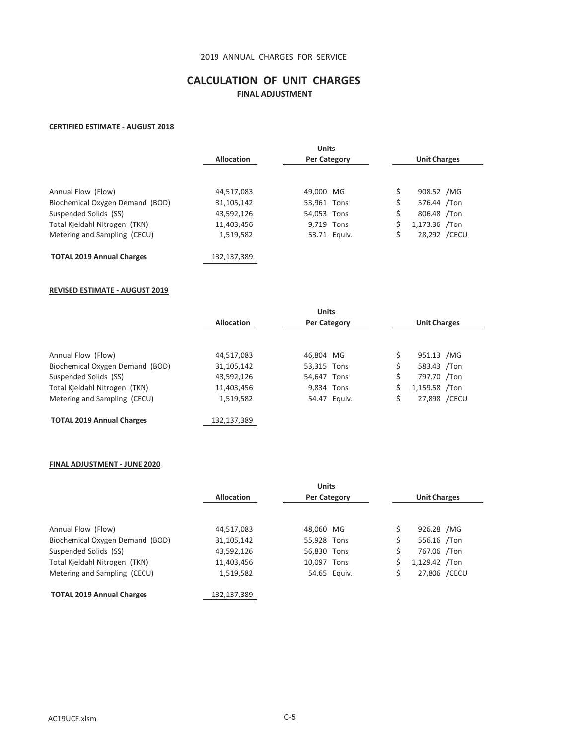2019 ANNUAL CHARGES FOR SERVICE

# CALCULATION OF UNIT CHARGES

**FINAL ADJUSTMENT**

**CERTIFIED ESTIMATE - AUGUST 2018**

| | Allocation | Units Per Category | | Unit Charges | |
|---|---|---|---|---|---|
| Annual Flow (Flow) | 44,517,083 | 49,000 | MG | $ 908.52 | /MG |
| Biochemical Oxygen Demand (BOD) | 31,105,142 | 53,961 | Tons | $ 576.44 | /Ton |
| Suspended Solids (SS) | 43,592,126 | 54,053 | Tons | $ 806.48 | /Ton |
| Total Kjeldahl Nitrogen (TKN) | 11,403,456 | 9,719 | Tons | $ 1,173.36 | /Ton |
| Metering and Sampling (CECU) | 1,519,582 | 53.71 | Equiv. | $ 28,292 | /CECU |
| **TOTAL 2019 Annual Charges** | 132,137,389 | | | | |

**REVISED ESTIMATE - AUGUST 2019**

| | Allocation | Units Per Category | | Unit Charges | |
|---|---|---|---|---|---|
| Annual Flow (Flow) | 44,517,083 | 46,804 | MG | $ 951.13 | /MG |
| Biochemical Oxygen Demand (BOD) | 31,105,142 | 53,315 | Tons | $ 583.43 | /Ton |
| Suspended Solids (SS) | 43,592,126 | 54,647 | Tons | $ 797.70 | /Ton |
| Total Kjeldahl Nitrogen (TKN) | 11,403,456 | 9,834 | Tons | $ 1,159.58 | /Ton |
| Metering and Sampling (CECU) | 1,519,582 | 54.47 | Equiv. | $ 27,898 | /CECU |
| **TOTAL 2019 Annual Charges** | 132,137,389 | | | | |

**FINAL ADJUSTMENT - JUNE 2020**

| | Allocation | Units Per Category | | Unit Charges | |
|---|---|---|---|---|---|
| Annual Flow (Flow) | 44,517,083 | 48,060 | MG | $ 926.28 | /MG |
| Biochemical Oxygen Demand (BOD) | 31,105,142 | 55,928 | Tons | $ 556.16 | /Ton |
| Suspended Solids (SS) | 43,592,126 | 56,830 | Tons | $ 767.06 | /Ton |
| Total Kjeldahl Nitrogen (TKN) | 11,403,456 | 10,097 | Tons | $ 1,129.42 | /Ton |
| Metering and Sampling (CECU) | 1,519,582 | 54.65 | Equiv. | $ 27,806 | /CECU |
| **TOTAL 2019 Annual Charges** | 132,137,389 | | | | |

AC19UCF.xlsm